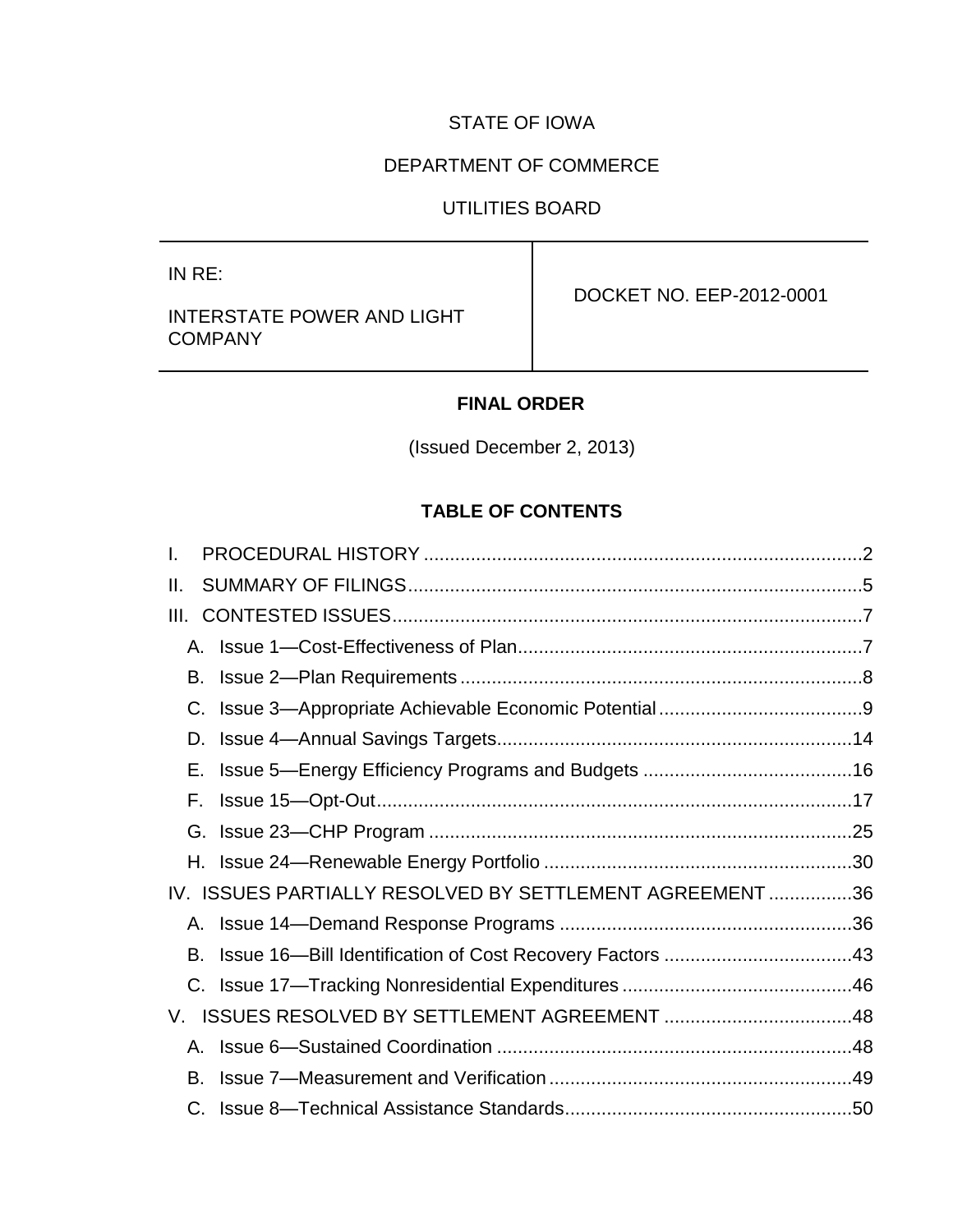STATE OF IOWA

DEPARTMENT OF COMMERCE

UTILITIES BOARD

| IN RE:<br><br>INTERSTATE POWER AND LIGHT COMPANY | DOCKET NO. EEP-2012-0001 |
|---|---|

**FINAL ORDER**

(Issued December 2, 2013)

**TABLE OF CONTENTS**

I. PROCEDURAL HISTORY .....2

II. SUMMARY OF FILINGS .....5

III. CONTESTED ISSUES .....7

- A. Issue 1—Cost-Effectiveness of Plan .....7
- B. Issue 2—Plan Requirements .....8
- C. Issue 3—Appropriate Achievable Economic Potential .....9
- D. Issue 4—Annual Savings Targets .....14
- E. Issue 5—Energy Efficiency Programs and Budgets .....16
- F. Issue 15—Opt-Out .....17
- G. Issue 23—CHP Program .....25
- H. Issue 24—Renewable Energy Portfolio .....30

IV. ISSUES PARTIALLY RESOLVED BY SETTLEMENT AGREEMENT .....36

- A. Issue 14—Demand Response Programs .....36
- B. Issue 16—Bill Identification of Cost Recovery Factors .....43
- C. Issue 17—Tracking Nonresidential Expenditures .....46

V. ISSUES RESOLVED BY SETTLEMENT AGREEMENT .....48

- A. Issue 6—Sustained Coordination .....48
- B. Issue 7—Measurement and Verification .....49
- C. Issue 8—Technical Assistance Standards .....50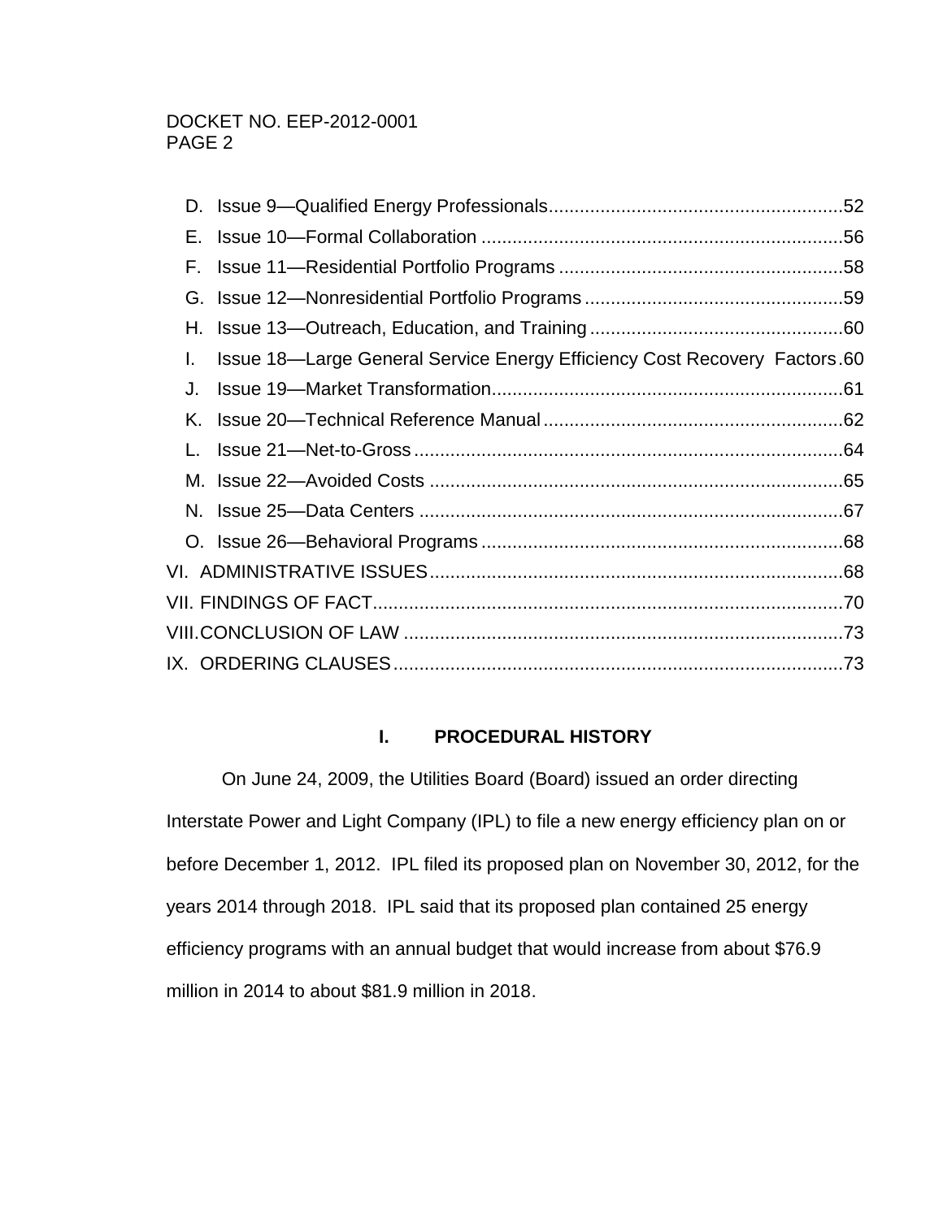D. Issue 9—Qualified Energy Professionals........................................................52
E. Issue 10—Formal Collaboration .....................................................................56
F. Issue 11—Residential Portfolio Programs ......................................................58
G. Issue 12—Nonresidential Portfolio Programs ..................................................59
H. Issue 13—Outreach, Education, and Training .................................................60
I. Issue 18—Large General Service Energy Efficiency Cost Recovery Factors.60
J. Issue 19—Market Transformation....................................................................61
K. Issue 20—Technical Reference Manual ..........................................................62
L. Issue 21—Net-to-Gross ...................................................................................64
M. Issue 22—Avoided Costs ................................................................................65
N. Issue 25—Data Centers ..................................................................................67
O. Issue 26—Behavioral Programs ......................................................................68

VI. ADMINISTRATIVE ISSUES................................................................................68
VII. FINDINGS OF FACT...........................................................................................70
VIII. CONCLUSION OF LAW .....................................................................................73
IX. ORDERING CLAUSES.......................................................................................73

## I. PROCEDURAL HISTORY

On June 24, 2009, the Utilities Board (Board) issued an order directing Interstate Power and Light Company (IPL) to file a new energy efficiency plan on or before December 1, 2012. IPL filed its proposed plan on November 30, 2012, for the years 2014 through 2018. IPL said that its proposed plan contained 25 energy efficiency programs with an annual budget that would increase from about $76.9 million in 2014 to about $81.9 million in 2018.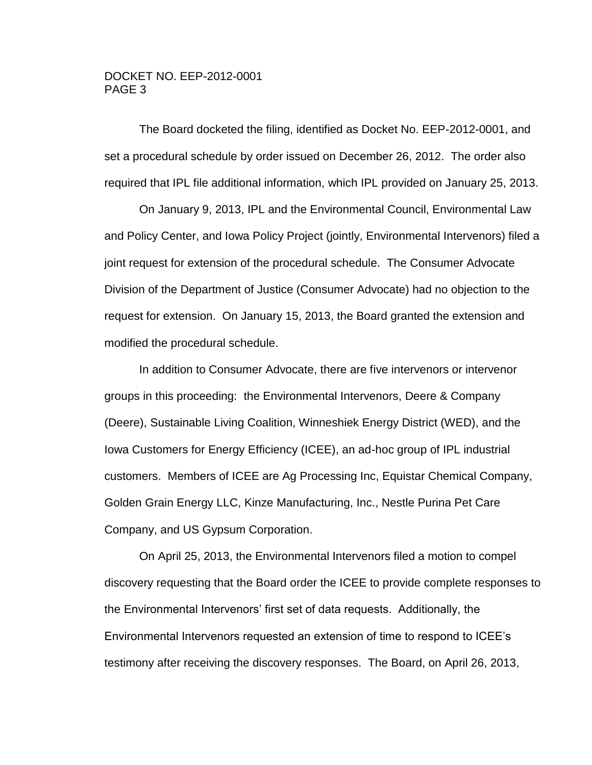The Board docketed the filing, identified as Docket No. EEP-2012-0001, and set a procedural schedule by order issued on December 26, 2012. The order also required that IPL file additional information, which IPL provided on January 25, 2013.

On January 9, 2013, IPL and the Environmental Council, Environmental Law and Policy Center, and Iowa Policy Project (jointly, Environmental Intervenors) filed a joint request for extension of the procedural schedule. The Consumer Advocate Division of the Department of Justice (Consumer Advocate) had no objection to the request for extension. On January 15, 2013, the Board granted the extension and modified the procedural schedule.

In addition to Consumer Advocate, there are five intervenors or intervenor groups in this proceeding: the Environmental Intervenors, Deere & Company (Deere), Sustainable Living Coalition, Winneshiek Energy District (WED), and the Iowa Customers for Energy Efficiency (ICEE), an ad-hoc group of IPL industrial customers. Members of ICEE are Ag Processing Inc, Equistar Chemical Company, Golden Grain Energy LLC, Kinze Manufacturing, Inc., Nestle Purina Pet Care Company, and US Gypsum Corporation.

On April 25, 2013, the Environmental Intervenors filed a motion to compel discovery requesting that the Board order the ICEE to provide complete responses to the Environmental Intervenors' first set of data requests. Additionally, the Environmental Intervenors requested an extension of time to respond to ICEE's testimony after receiving the discovery responses. The Board, on April 26, 2013,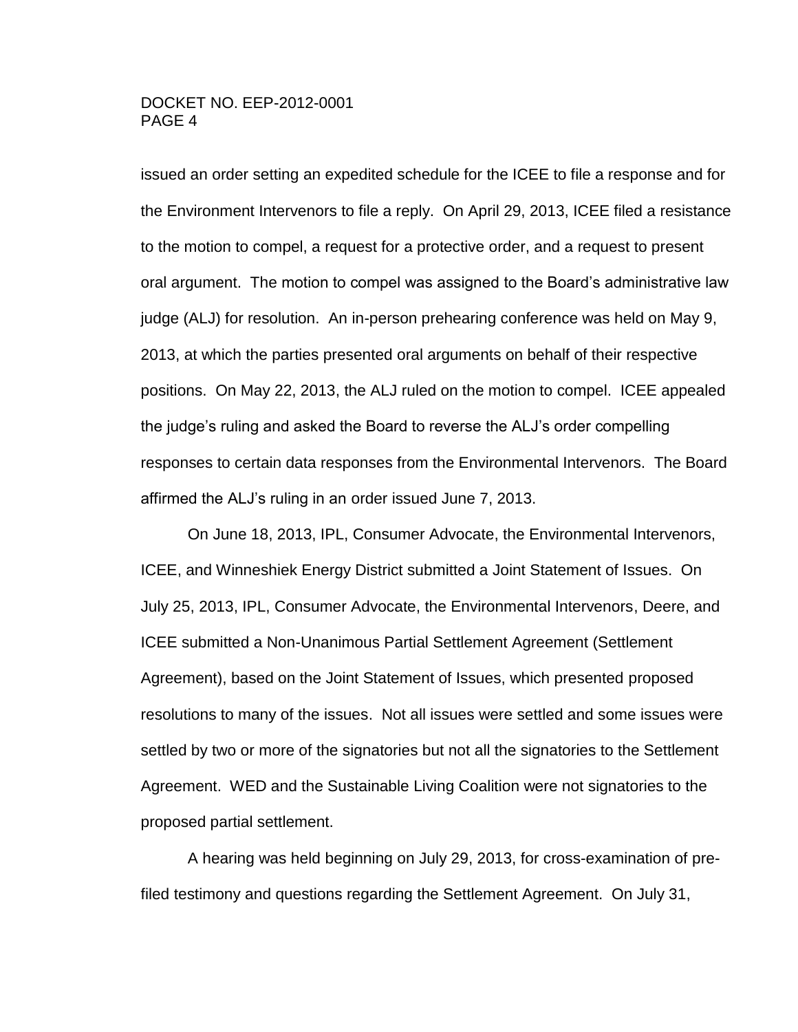issued an order setting an expedited schedule for the ICEE to file a response and for the Environment Intervenors to file a reply. On April 29, 2013, ICEE filed a resistance to the motion to compel, a request for a protective order, and a request to present oral argument. The motion to compel was assigned to the Board's administrative law judge (ALJ) for resolution. An in-person prehearing conference was held on May 9, 2013, at which the parties presented oral arguments on behalf of their respective positions. On May 22, 2013, the ALJ ruled on the motion to compel. ICEE appealed the judge's ruling and asked the Board to reverse the ALJ's order compelling responses to certain data responses from the Environmental Intervenors. The Board affirmed the ALJ's ruling in an order issued June 7, 2013.

On June 18, 2013, IPL, Consumer Advocate, the Environmental Intervenors, ICEE, and Winneshiek Energy District submitted a Joint Statement of Issues. On July 25, 2013, IPL, Consumer Advocate, the Environmental Intervenors, Deere, and ICEE submitted a Non-Unanimous Partial Settlement Agreement (Settlement Agreement), based on the Joint Statement of Issues, which presented proposed resolutions to many of the issues. Not all issues were settled and some issues were settled by two or more of the signatories but not all the signatories to the Settlement Agreement. WED and the Sustainable Living Coalition were not signatories to the proposed partial settlement.

A hearing was held beginning on July 29, 2013, for cross-examination of pre-filed testimony and questions regarding the Settlement Agreement. On July 31,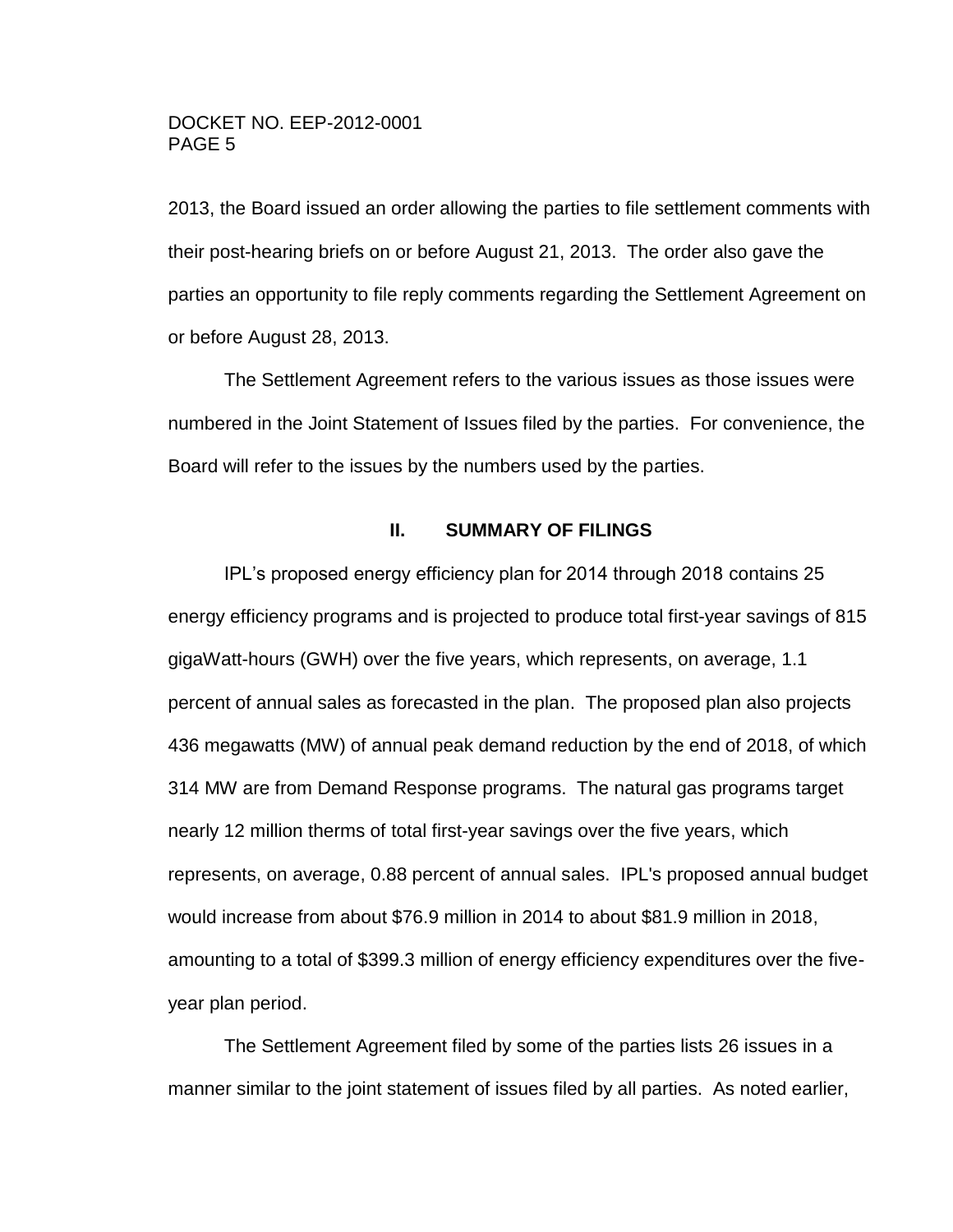2013, the Board issued an order allowing the parties to file settlement comments with their post-hearing briefs on or before August 21, 2013. The order also gave the parties an opportunity to file reply comments regarding the Settlement Agreement on or before August 28, 2013.

The Settlement Agreement refers to the various issues as those issues were numbered in the Joint Statement of Issues filed by the parties. For convenience, the Board will refer to the issues by the numbers used by the parties.

## II. SUMMARY OF FILINGS

IPL's proposed energy efficiency plan for 2014 through 2018 contains 25 energy efficiency programs and is projected to produce total first-year savings of 815 gigaWatt-hours (GWH) over the five years, which represents, on average, 1.1 percent of annual sales as forecasted in the plan. The proposed plan also projects 436 megawatts (MW) of annual peak demand reduction by the end of 2018, of which 314 MW are from Demand Response programs. The natural gas programs target nearly 12 million therms of total first-year savings over the five years, which represents, on average, 0.88 percent of annual sales. IPL's proposed annual budget would increase from about $76.9 million in 2014 to about $81.9 million in 2018, amounting to a total of $399.3 million of energy efficiency expenditures over the five-year plan period.

The Settlement Agreement filed by some of the parties lists 26 issues in a manner similar to the joint statement of issues filed by all parties. As noted earlier,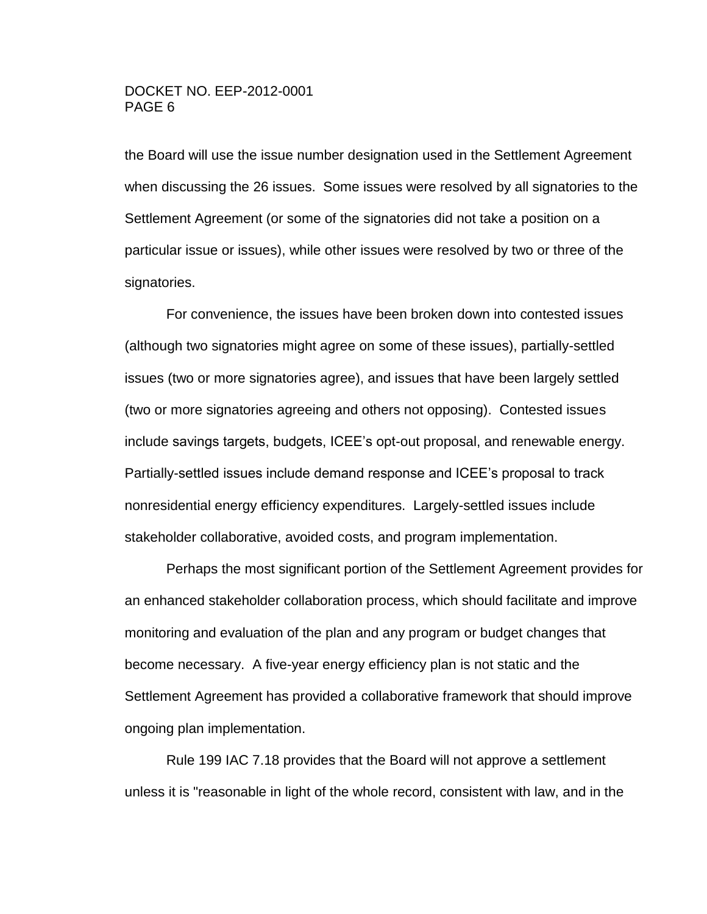the Board will use the issue number designation used in the Settlement Agreement when discussing the 26 issues. Some issues were resolved by all signatories to the Settlement Agreement (or some of the signatories did not take a position on a particular issue or issues), while other issues were resolved by two or three of the signatories.

For convenience, the issues have been broken down into contested issues (although two signatories might agree on some of these issues), partially-settled issues (two or more signatories agree), and issues that have been largely settled (two or more signatories agreeing and others not opposing). Contested issues include savings targets, budgets, ICEE's opt-out proposal, and renewable energy. Partially-settled issues include demand response and ICEE's proposal to track nonresidential energy efficiency expenditures. Largely-settled issues include stakeholder collaborative, avoided costs, and program implementation.

Perhaps the most significant portion of the Settlement Agreement provides for an enhanced stakeholder collaboration process, which should facilitate and improve monitoring and evaluation of the plan and any program or budget changes that become necessary. A five-year energy efficiency plan is not static and the Settlement Agreement has provided a collaborative framework that should improve ongoing plan implementation.

Rule 199 IAC 7.18 provides that the Board will not approve a settlement unless it is "reasonable in light of the whole record, consistent with law, and in the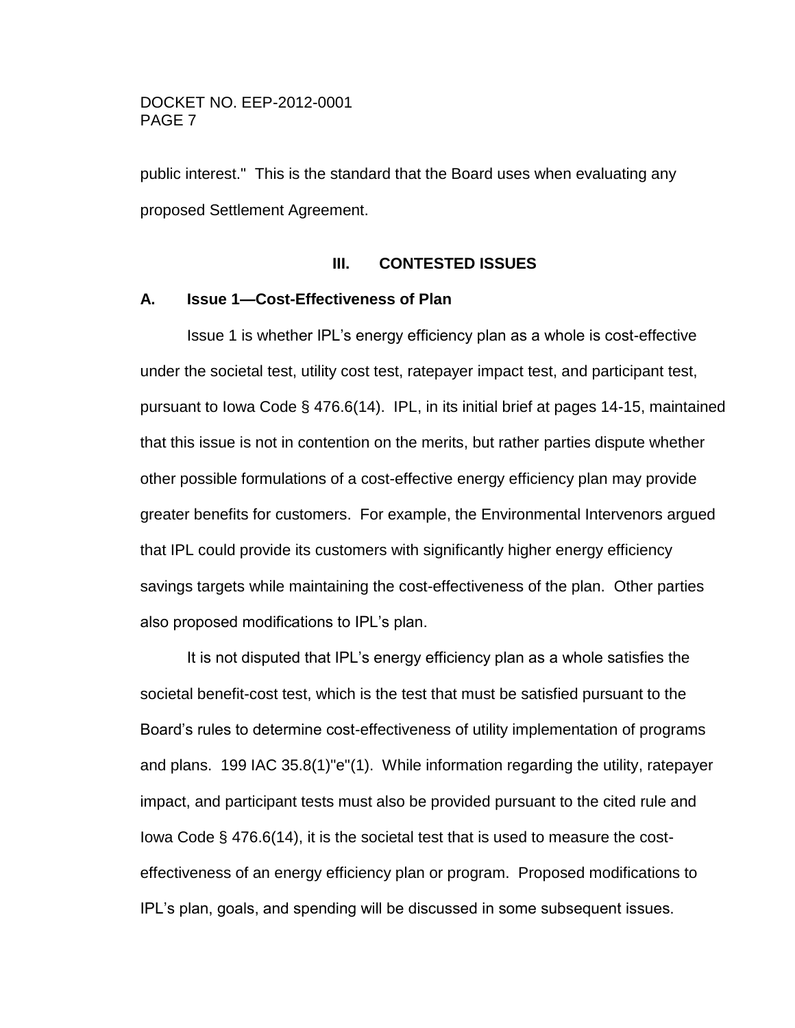public interest." This is the standard that the Board uses when evaluating any proposed Settlement Agreement.

## III. CONTESTED ISSUES

### A. Issue 1—Cost-Effectiveness of Plan

Issue 1 is whether IPL's energy efficiency plan as a whole is cost-effective under the societal test, utility cost test, ratepayer impact test, and participant test, pursuant to Iowa Code § 476.6(14). IPL, in its initial brief at pages 14-15, maintained that this issue is not in contention on the merits, but rather parties dispute whether other possible formulations of a cost-effective energy efficiency plan may provide greater benefits for customers. For example, the Environmental Intervenors argued that IPL could provide its customers with significantly higher energy efficiency savings targets while maintaining the cost-effectiveness of the plan. Other parties also proposed modifications to IPL's plan.

It is not disputed that IPL's energy efficiency plan as a whole satisfies the societal benefit-cost test, which is the test that must be satisfied pursuant to the Board's rules to determine cost-effectiveness of utility implementation of programs and plans. 199 IAC 35.8(1)"e"(1). While information regarding the utility, ratepayer impact, and participant tests must also be provided pursuant to the cited rule and Iowa Code § 476.6(14), it is the societal test that is used to measure the cost-effectiveness of an energy efficiency plan or program. Proposed modifications to IPL's plan, goals, and spending will be discussed in some subsequent issues.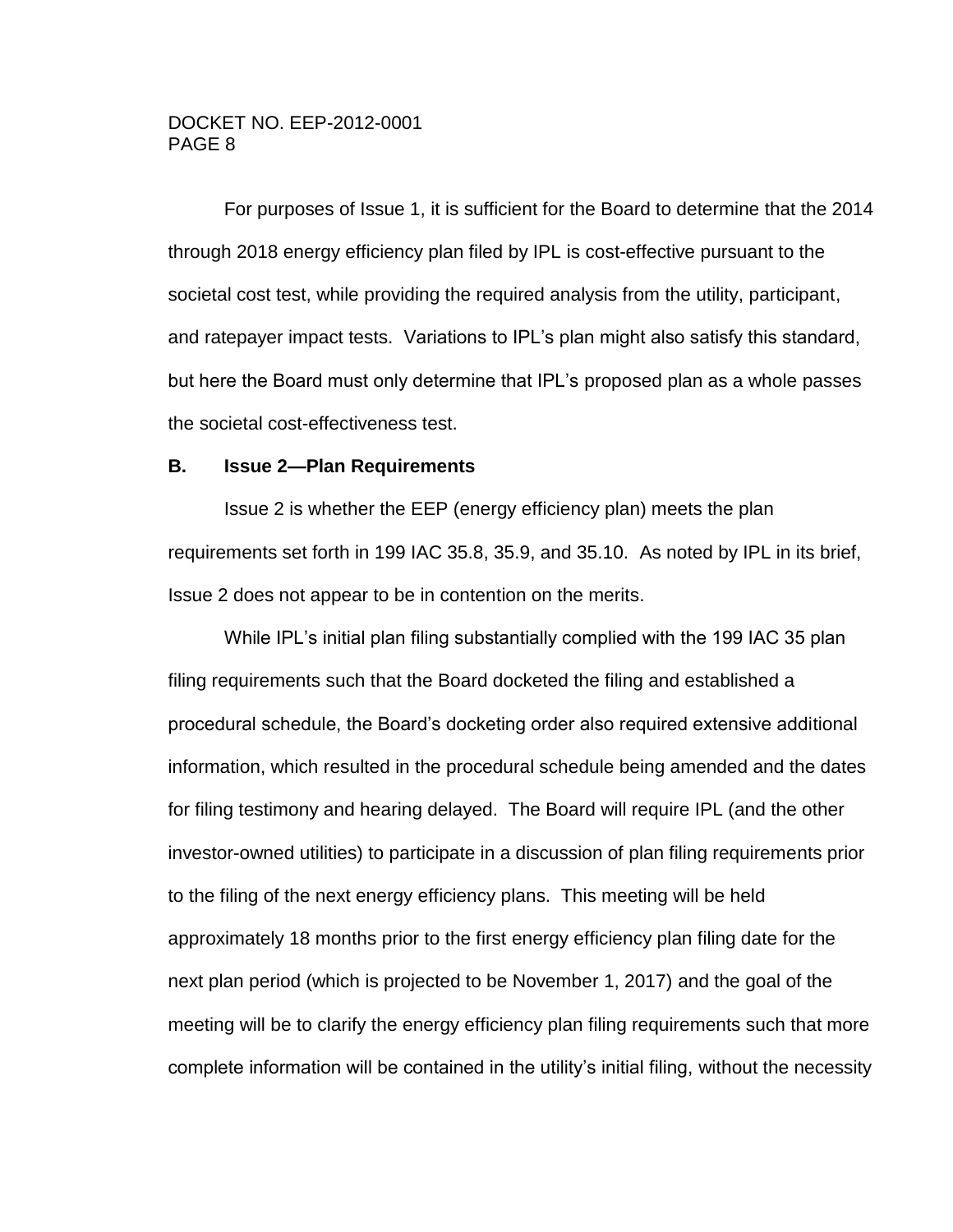For purposes of Issue 1, it is sufficient for the Board to determine that the 2014 through 2018 energy efficiency plan filed by IPL is cost-effective pursuant to the societal cost test, while providing the required analysis from the utility, participant, and ratepayer impact tests. Variations to IPL's plan might also satisfy this standard, but here the Board must only determine that IPL's proposed plan as a whole passes the societal cost-effectiveness test.

### B. Issue 2—Plan Requirements

Issue 2 is whether the EEP (energy efficiency plan) meets the plan requirements set forth in 199 IAC 35.8, 35.9, and 35.10. As noted by IPL in its brief, Issue 2 does not appear to be in contention on the merits.

While IPL's initial plan filing substantially complied with the 199 IAC 35 plan filing requirements such that the Board docketed the filing and established a procedural schedule, the Board's docketing order also required extensive additional information, which resulted in the procedural schedule being amended and the dates for filing testimony and hearing delayed. The Board will require IPL (and the other investor-owned utilities) to participate in a discussion of plan filing requirements prior to the filing of the next energy efficiency plans. This meeting will be held approximately 18 months prior to the first energy efficiency plan filing date for the next plan period (which is projected to be November 1, 2017) and the goal of the meeting will be to clarify the energy efficiency plan filing requirements such that more complete information will be contained in the utility's initial filing, without the necessity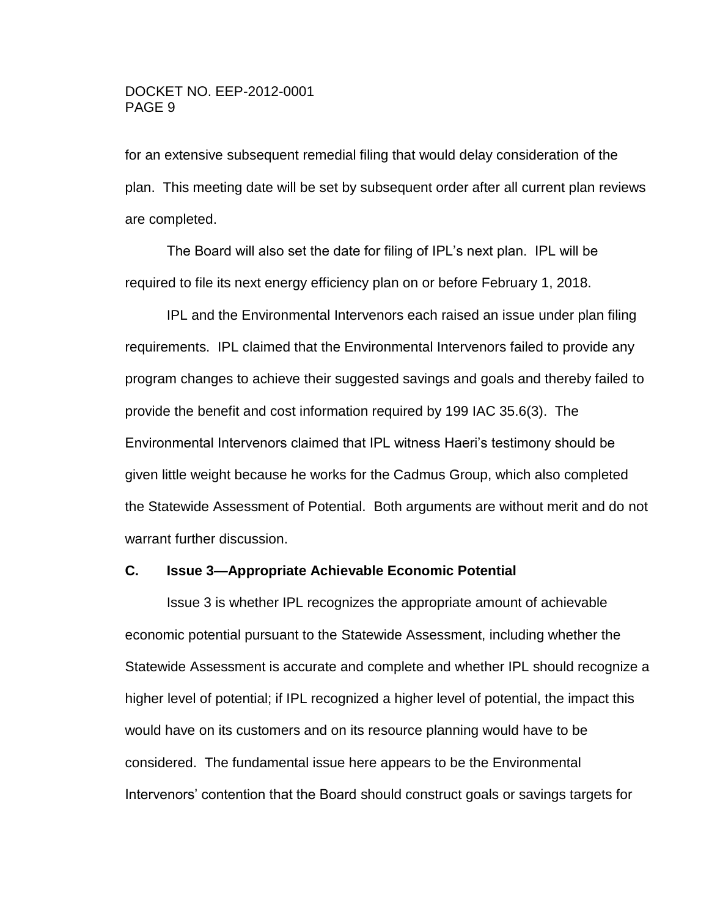for an extensive subsequent remedial filing that would delay consideration of the plan. This meeting date will be set by subsequent order after all current plan reviews are completed.

The Board will also set the date for filing of IPL's next plan. IPL will be required to file its next energy efficiency plan on or before February 1, 2018.

IPL and the Environmental Intervenors each raised an issue under plan filing requirements. IPL claimed that the Environmental Intervenors failed to provide any program changes to achieve their suggested savings and goals and thereby failed to provide the benefit and cost information required by 199 IAC 35.6(3). The Environmental Intervenors claimed that IPL witness Haeri's testimony should be given little weight because he works for the Cadmus Group, which also completed the Statewide Assessment of Potential. Both arguments are without merit and do not warrant further discussion.

### C. Issue 3—Appropriate Achievable Economic Potential

Issue 3 is whether IPL recognizes the appropriate amount of achievable economic potential pursuant to the Statewide Assessment, including whether the Statewide Assessment is accurate and complete and whether IPL should recognize a higher level of potential; if IPL recognized a higher level of potential, the impact this would have on its customers and on its resource planning would have to be considered. The fundamental issue here appears to be the Environmental Intervenors' contention that the Board should construct goals or savings targets for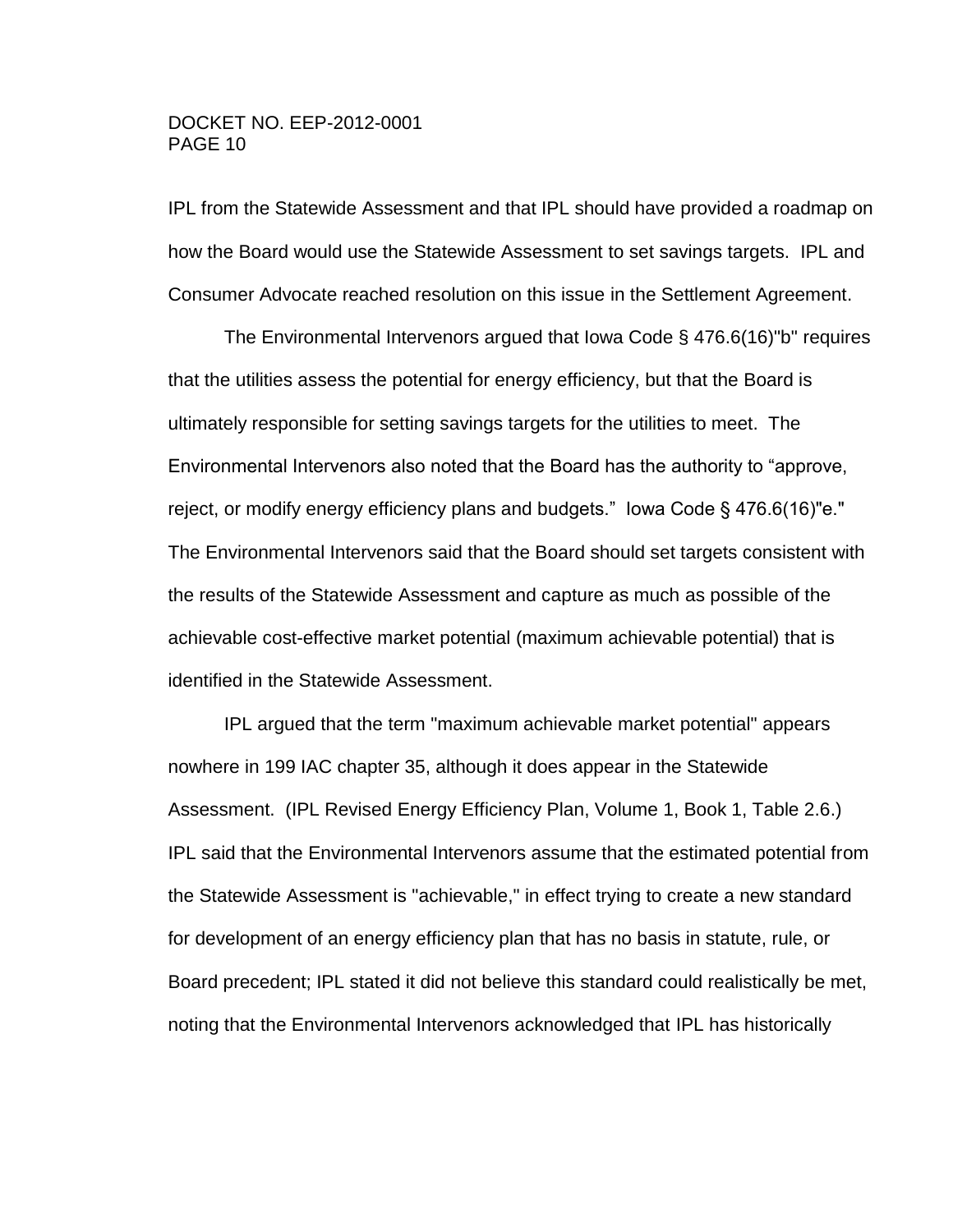IPL from the Statewide Assessment and that IPL should have provided a roadmap on how the Board would use the Statewide Assessment to set savings targets. IPL and Consumer Advocate reached resolution on this issue in the Settlement Agreement.

The Environmental Intervenors argued that Iowa Code § 476.6(16)"b" requires that the utilities assess the potential for energy efficiency, but that the Board is ultimately responsible for setting savings targets for the utilities to meet. The Environmental Intervenors also noted that the Board has the authority to "approve, reject, or modify energy efficiency plans and budgets." Iowa Code § 476.6(16)"e." The Environmental Intervenors said that the Board should set targets consistent with the results of the Statewide Assessment and capture as much as possible of the achievable cost-effective market potential (maximum achievable potential) that is identified in the Statewide Assessment.

IPL argued that the term "maximum achievable market potential" appears nowhere in 199 IAC chapter 35, although it does appear in the Statewide Assessment. (IPL Revised Energy Efficiency Plan, Volume 1, Book 1, Table 2.6.) IPL said that the Environmental Intervenors assume that the estimated potential from the Statewide Assessment is "achievable," in effect trying to create a new standard for development of an energy efficiency plan that has no basis in statute, rule, or Board precedent; IPL stated it did not believe this standard could realistically be met, noting that the Environmental Intervenors acknowledged that IPL has historically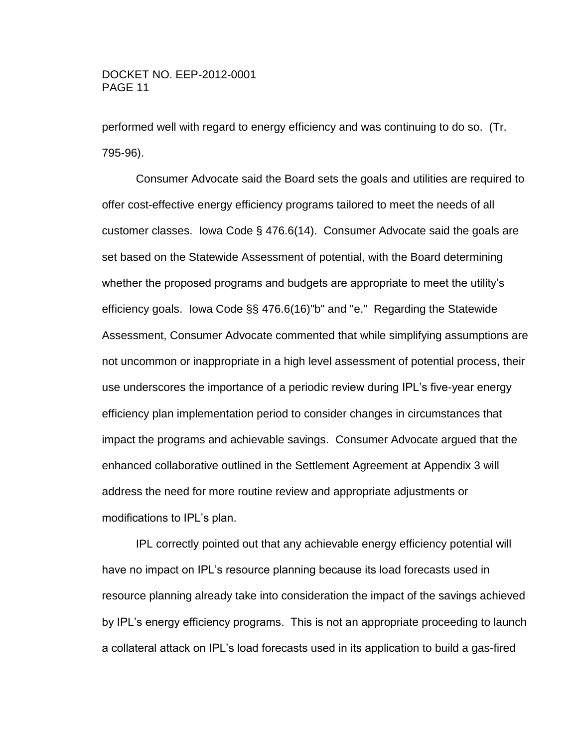performed well with regard to energy efficiency and was continuing to do so. (Tr. 795-96).

Consumer Advocate said the Board sets the goals and utilities are required to offer cost-effective energy efficiency programs tailored to meet the needs of all customer classes. Iowa Code § 476.6(14). Consumer Advocate said the goals are set based on the Statewide Assessment of potential, with the Board determining whether the proposed programs and budgets are appropriate to meet the utility's efficiency goals. Iowa Code §§ 476.6(16)"b" and "e." Regarding the Statewide Assessment, Consumer Advocate commented that while simplifying assumptions are not uncommon or inappropriate in a high level assessment of potential process, their use underscores the importance of a periodic review during IPL's five-year energy efficiency plan implementation period to consider changes in circumstances that impact the programs and achievable savings. Consumer Advocate argued that the enhanced collaborative outlined in the Settlement Agreement at Appendix 3 will address the need for more routine review and appropriate adjustments or modifications to IPL's plan.

IPL correctly pointed out that any achievable energy efficiency potential will have no impact on IPL's resource planning because its load forecasts used in resource planning already take into consideration the impact of the savings achieved by IPL's energy efficiency programs. This is not an appropriate proceeding to launch a collateral attack on IPL's load forecasts used in its application to build a gas-fired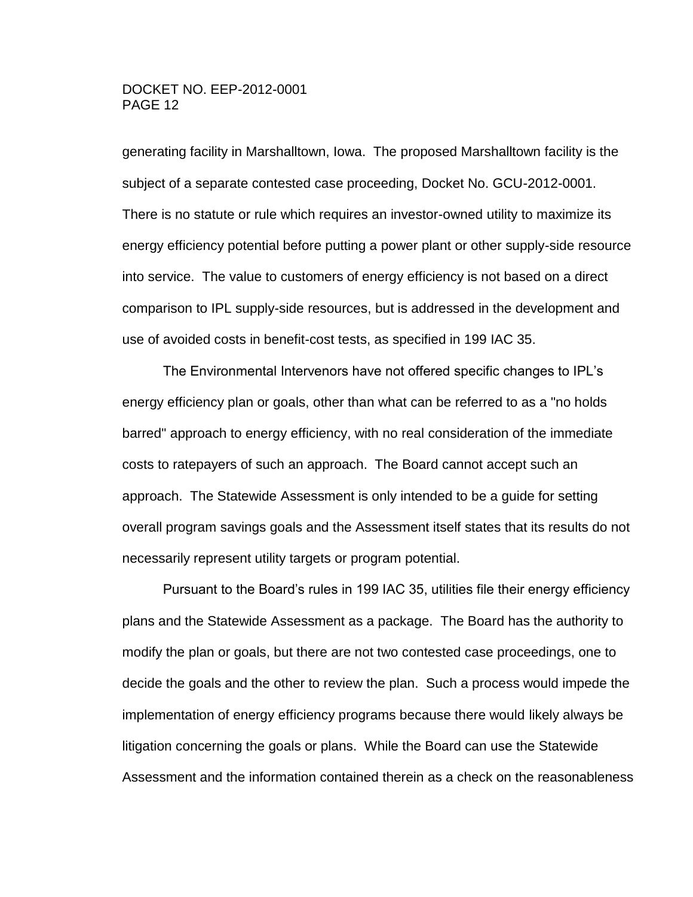generating facility in Marshalltown, Iowa. The proposed Marshalltown facility is the subject of a separate contested case proceeding, Docket No. GCU-2012-0001. There is no statute or rule which requires an investor-owned utility to maximize its energy efficiency potential before putting a power plant or other supply-side resource into service. The value to customers of energy efficiency is not based on a direct comparison to IPL supply-side resources, but is addressed in the development and use of avoided costs in benefit-cost tests, as specified in 199 IAC 35.

The Environmental Intervenors have not offered specific changes to IPL's energy efficiency plan or goals, other than what can be referred to as a "no holds barred" approach to energy efficiency, with no real consideration of the immediate costs to ratepayers of such an approach. The Board cannot accept such an approach. The Statewide Assessment is only intended to be a guide for setting overall program savings goals and the Assessment itself states that its results do not necessarily represent utility targets or program potential.

Pursuant to the Board's rules in 199 IAC 35, utilities file their energy efficiency plans and the Statewide Assessment as a package. The Board has the authority to modify the plan or goals, but there are not two contested case proceedings, one to decide the goals and the other to review the plan. Such a process would impede the implementation of energy efficiency programs because there would likely always be litigation concerning the goals or plans. While the Board can use the Statewide Assessment and the information contained therein as a check on the reasonableness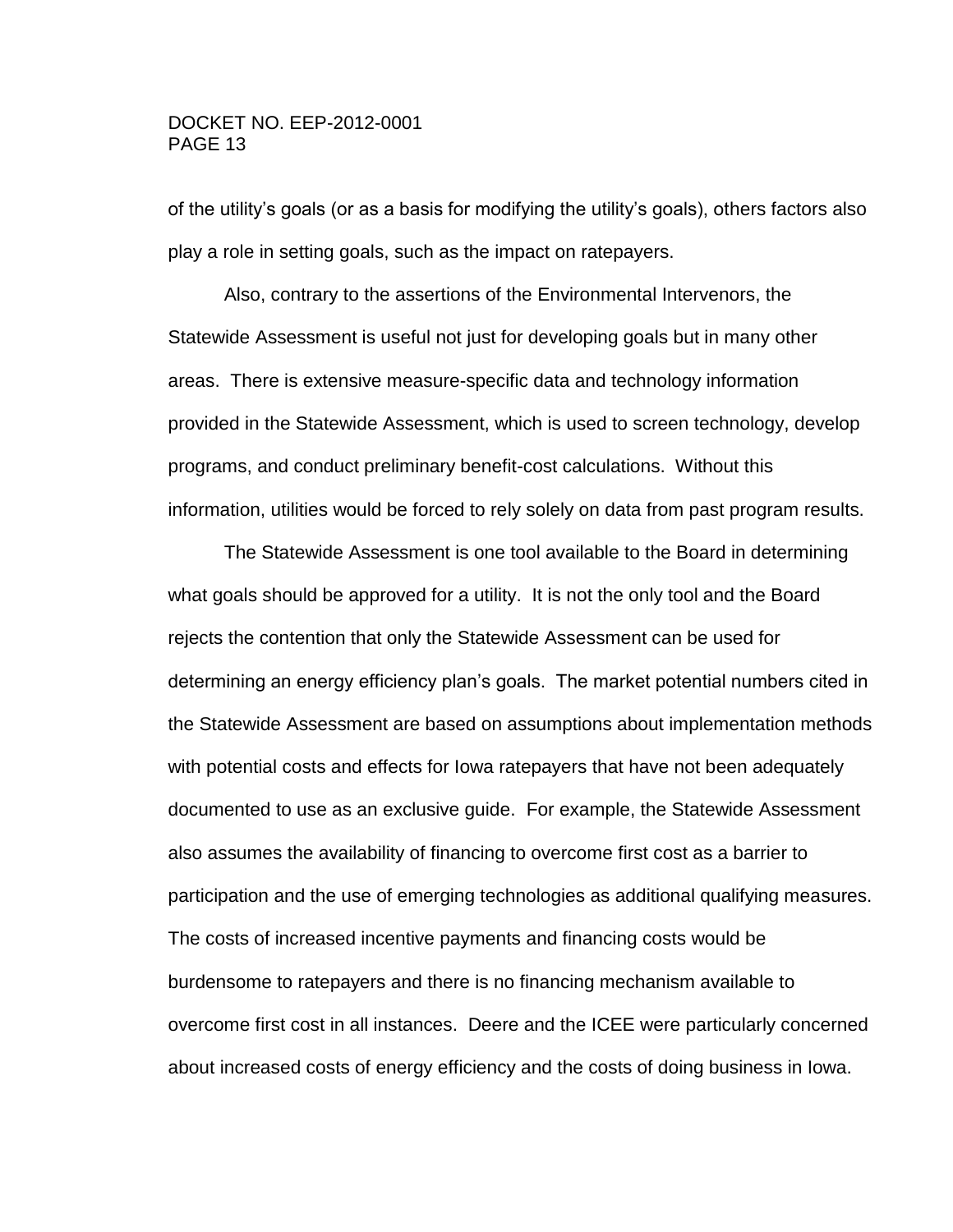of the utility's goals (or as a basis for modifying the utility's goals), others factors also play a role in setting goals, such as the impact on ratepayers.

Also, contrary to the assertions of the Environmental Intervenors, the Statewide Assessment is useful not just for developing goals but in many other areas. There is extensive measure-specific data and technology information provided in the Statewide Assessment, which is used to screen technology, develop programs, and conduct preliminary benefit-cost calculations. Without this information, utilities would be forced to rely solely on data from past program results.

The Statewide Assessment is one tool available to the Board in determining what goals should be approved for a utility. It is not the only tool and the Board rejects the contention that only the Statewide Assessment can be used for determining an energy efficiency plan's goals. The market potential numbers cited in the Statewide Assessment are based on assumptions about implementation methods with potential costs and effects for Iowa ratepayers that have not been adequately documented to use as an exclusive guide. For example, the Statewide Assessment also assumes the availability of financing to overcome first cost as a barrier to participation and the use of emerging technologies as additional qualifying measures. The costs of increased incentive payments and financing costs would be burdensome to ratepayers and there is no financing mechanism available to overcome first cost in all instances. Deere and the ICEE were particularly concerned about increased costs of energy efficiency and the costs of doing business in Iowa.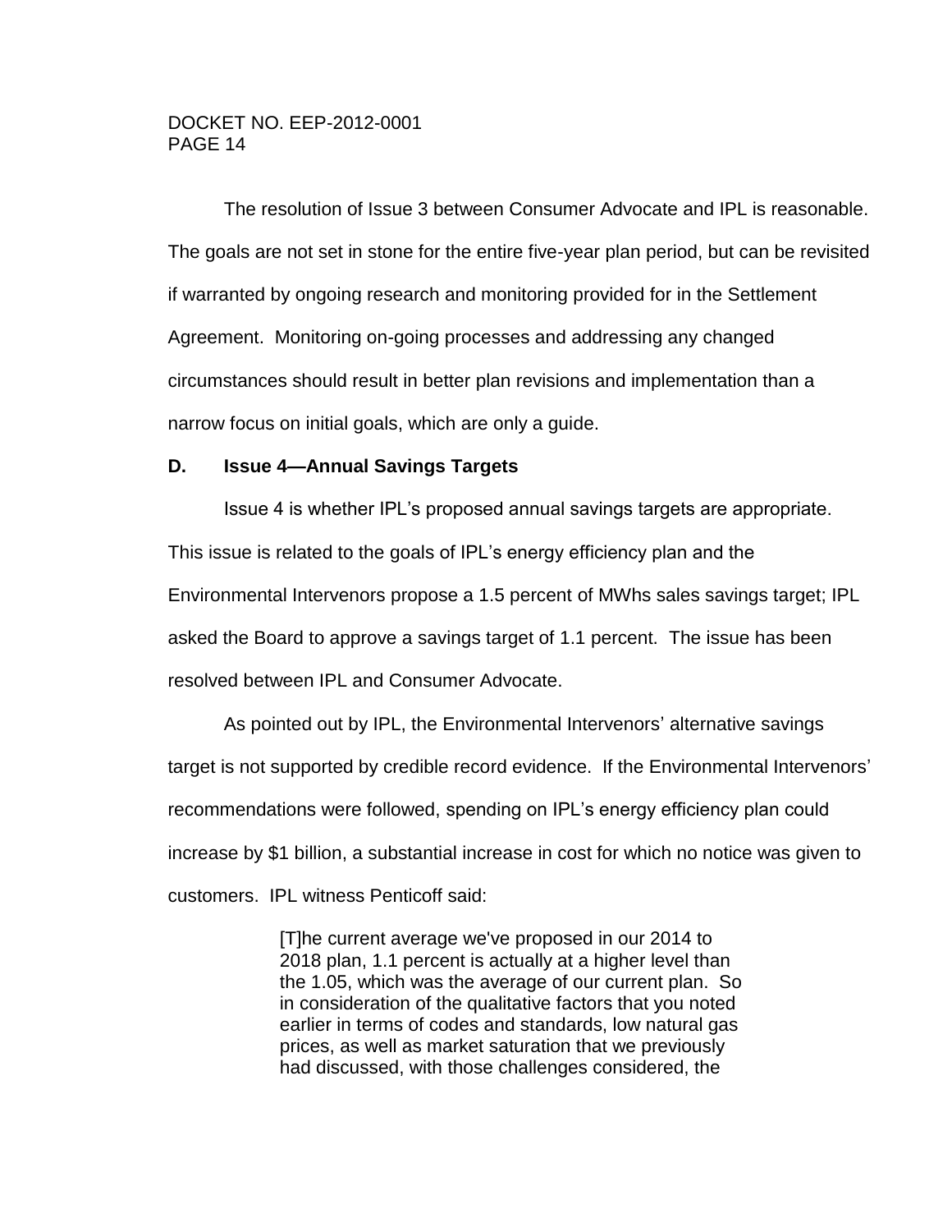The resolution of Issue 3 between Consumer Advocate and IPL is reasonable. The goals are not set in stone for the entire five-year plan period, but can be revisited if warranted by ongoing research and monitoring provided for in the Settlement Agreement. Monitoring on-going processes and addressing any changed circumstances should result in better plan revisions and implementation than a narrow focus on initial goals, which are only a guide.

### D. Issue 4—Annual Savings Targets

Issue 4 is whether IPL's proposed annual savings targets are appropriate. This issue is related to the goals of IPL's energy efficiency plan and the Environmental Intervenors propose a 1.5 percent of MWhs sales savings target; IPL asked the Board to approve a savings target of 1.1 percent. The issue has been resolved between IPL and Consumer Advocate.

As pointed out by IPL, the Environmental Intervenors' alternative savings target is not supported by credible record evidence. If the Environmental Intervenors' recommendations were followed, spending on IPL's energy efficiency plan could increase by $1 billion, a substantial increase in cost for which no notice was given to customers. IPL witness Penticoff said:

> [T]he current average we've proposed in our 2014 to 2018 plan, 1.1 percent is actually at a higher level than the 1.05, which was the average of our current plan. So in consideration of the qualitative factors that you noted earlier in terms of codes and standards, low natural gas prices, as well as market saturation that we previously had discussed, with those challenges considered, the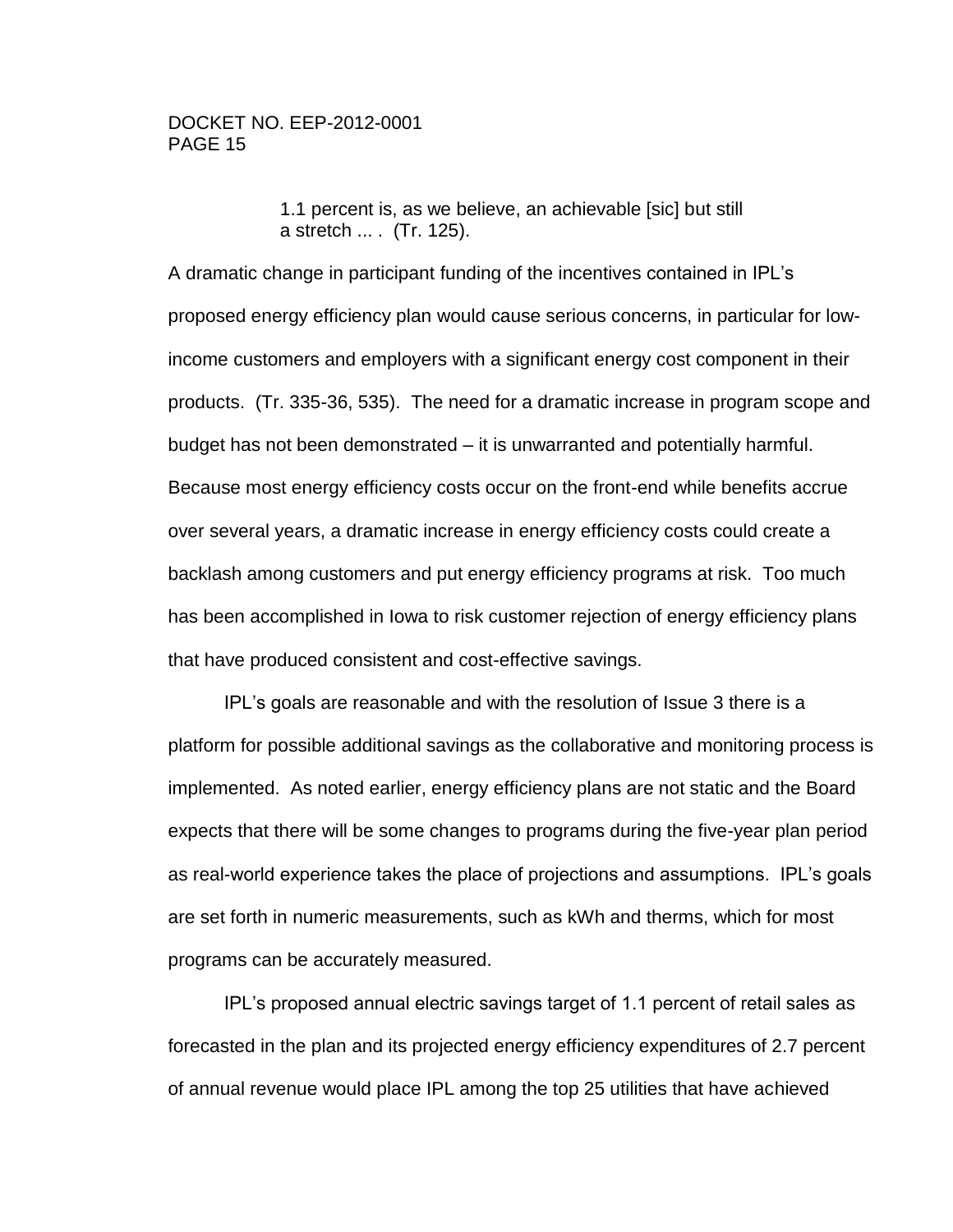> 1.1 percent is, as we believe, an achievable [sic] but still a stretch ... . (Tr. 125).

A dramatic change in participant funding of the incentives contained in IPL's proposed energy efficiency plan would cause serious concerns, in particular for low-income customers and employers with a significant energy cost component in their products. (Tr. 335-36, 535). The need for a dramatic increase in program scope and budget has not been demonstrated – it is unwarranted and potentially harmful. Because most energy efficiency costs occur on the front-end while benefits accrue over several years, a dramatic increase in energy efficiency costs could create a backlash among customers and put energy efficiency programs at risk. Too much has been accomplished in Iowa to risk customer rejection of energy efficiency plans that have produced consistent and cost-effective savings.

IPL's goals are reasonable and with the resolution of Issue 3 there is a platform for possible additional savings as the collaborative and monitoring process is implemented. As noted earlier, energy efficiency plans are not static and the Board expects that there will be some changes to programs during the five-year plan period as real-world experience takes the place of projections and assumptions. IPL's goals are set forth in numeric measurements, such as kWh and therms, which for most programs can be accurately measured.

IPL's proposed annual electric savings target of 1.1 percent of retail sales as forecasted in the plan and its projected energy efficiency expenditures of 2.7 percent of annual revenue would place IPL among the top 25 utilities that have achieved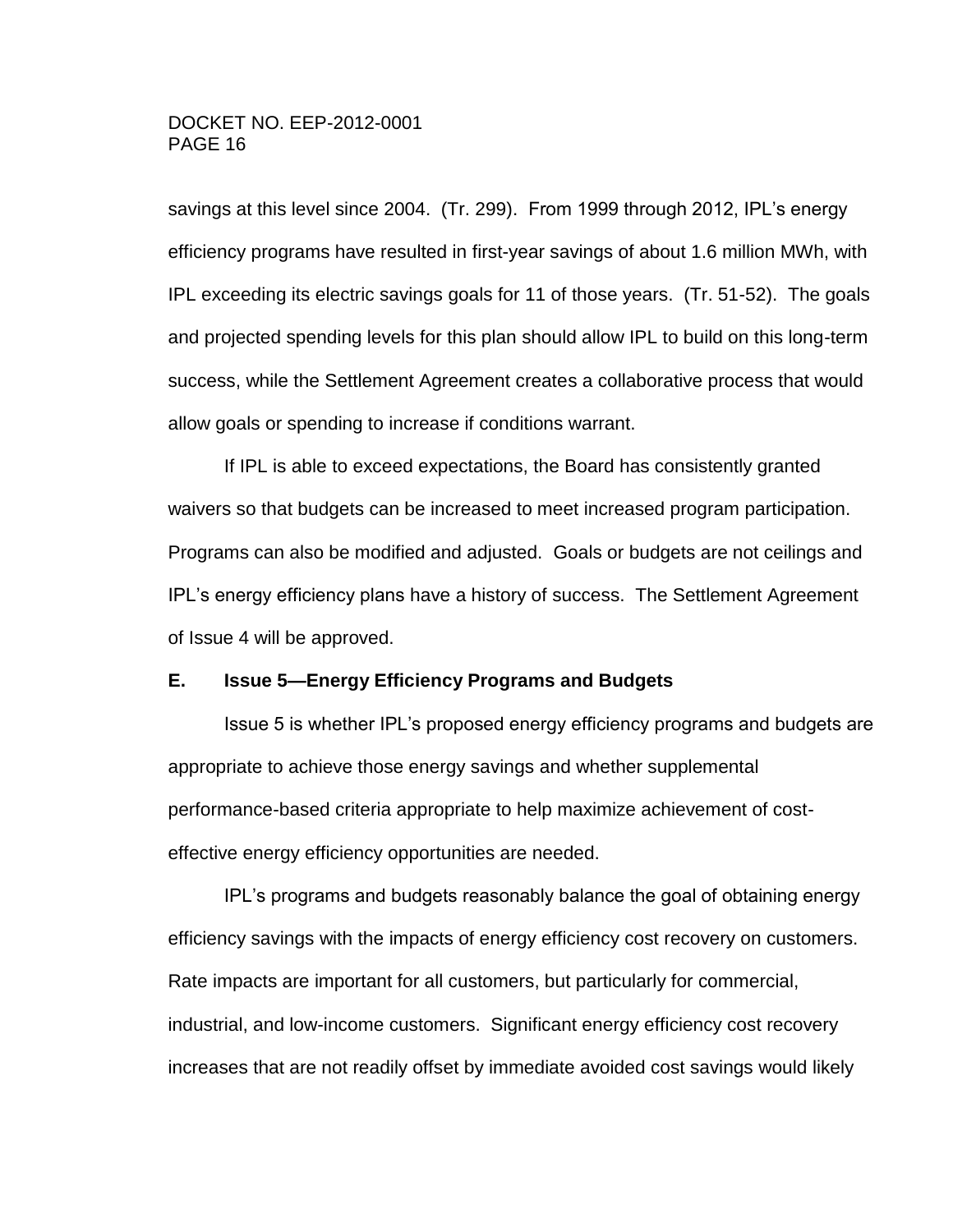savings at this level since 2004. (Tr. 299). From 1999 through 2012, IPL's energy efficiency programs have resulted in first-year savings of about 1.6 million MWh, with IPL exceeding its electric savings goals for 11 of those years. (Tr. 51-52). The goals and projected spending levels for this plan should allow IPL to build on this long-term success, while the Settlement Agreement creates a collaborative process that would allow goals or spending to increase if conditions warrant.

If IPL is able to exceed expectations, the Board has consistently granted waivers so that budgets can be increased to meet increased program participation. Programs can also be modified and adjusted. Goals or budgets are not ceilings and IPL's energy efficiency plans have a history of success. The Settlement Agreement of Issue 4 will be approved.

### E. Issue 5—Energy Efficiency Programs and Budgets

Issue 5 is whether IPL's proposed energy efficiency programs and budgets are appropriate to achieve those energy savings and whether supplemental performance-based criteria appropriate to help maximize achievement of cost-effective energy efficiency opportunities are needed.

IPL's programs and budgets reasonably balance the goal of obtaining energy efficiency savings with the impacts of energy efficiency cost recovery on customers. Rate impacts are important for all customers, but particularly for commercial, industrial, and low-income customers. Significant energy efficiency cost recovery increases that are not readily offset by immediate avoided cost savings would likely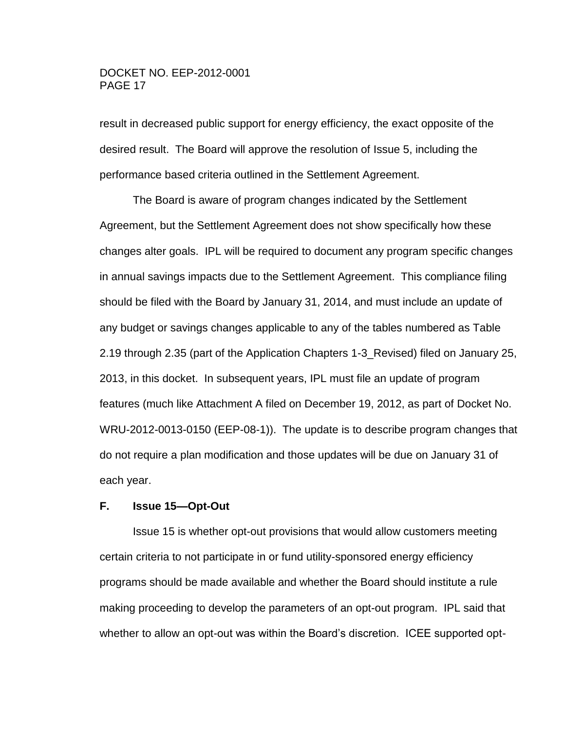result in decreased public support for energy efficiency, the exact opposite of the desired result. The Board will approve the resolution of Issue 5, including the performance based criteria outlined in the Settlement Agreement.

The Board is aware of program changes indicated by the Settlement Agreement, but the Settlement Agreement does not show specifically how these changes alter goals. IPL will be required to document any program specific changes in annual savings impacts due to the Settlement Agreement. This compliance filing should be filed with the Board by January 31, 2014, and must include an update of any budget or savings changes applicable to any of the tables numbered as Table 2.19 through 2.35 (part of the Application Chapters 1-3_Revised) filed on January 25, 2013, in this docket. In subsequent years, IPL must file an update of program features (much like Attachment A filed on December 19, 2012, as part of Docket No. WRU-2012-0013-0150 (EEP-08-1)). The update is to describe program changes that do not require a plan modification and those updates will be due on January 31 of each year.

### F. Issue 15—Opt-Out

Issue 15 is whether opt-out provisions that would allow customers meeting certain criteria to not participate in or fund utility-sponsored energy efficiency programs should be made available and whether the Board should institute a rule making proceeding to develop the parameters of an opt-out program. IPL said that whether to allow an opt-out was within the Board's discretion. ICEE supported opt-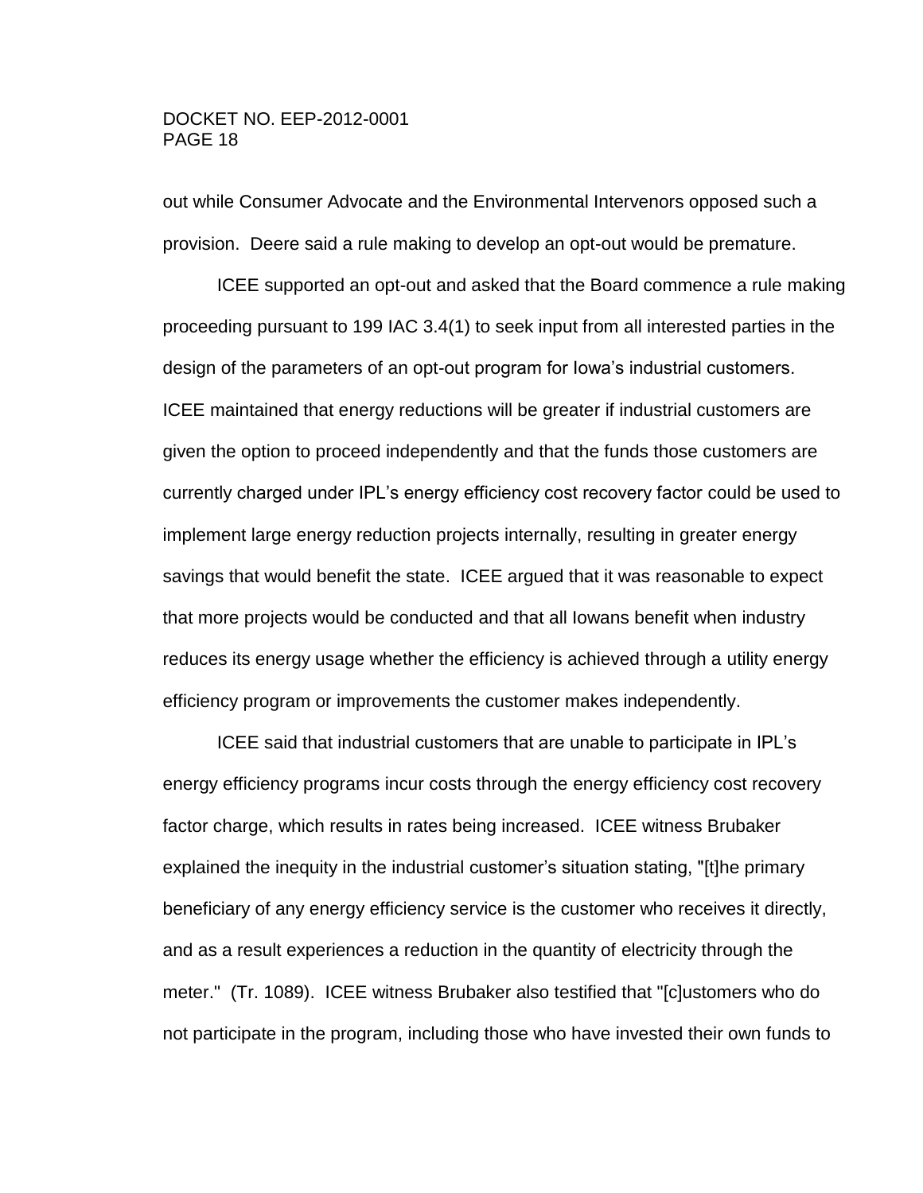out while Consumer Advocate and the Environmental Intervenors opposed such a provision. Deere said a rule making to develop an opt-out would be premature.

ICEE supported an opt-out and asked that the Board commence a rule making proceeding pursuant to 199 IAC 3.4(1) to seek input from all interested parties in the design of the parameters of an opt-out program for Iowa's industrial customers. ICEE maintained that energy reductions will be greater if industrial customers are given the option to proceed independently and that the funds those customers are currently charged under IPL's energy efficiency cost recovery factor could be used to implement large energy reduction projects internally, resulting in greater energy savings that would benefit the state. ICEE argued that it was reasonable to expect that more projects would be conducted and that all Iowans benefit when industry reduces its energy usage whether the efficiency is achieved through a utility energy efficiency program or improvements the customer makes independently.

ICEE said that industrial customers that are unable to participate in IPL's energy efficiency programs incur costs through the energy efficiency cost recovery factor charge, which results in rates being increased. ICEE witness Brubaker explained the inequity in the industrial customer's situation stating, "[t]he primary beneficiary of any energy efficiency service is the customer who receives it directly, and as a result experiences a reduction in the quantity of electricity through the meter." (Tr. 1089). ICEE witness Brubaker also testified that "[c]ustomers who do not participate in the program, including those who have invested their own funds to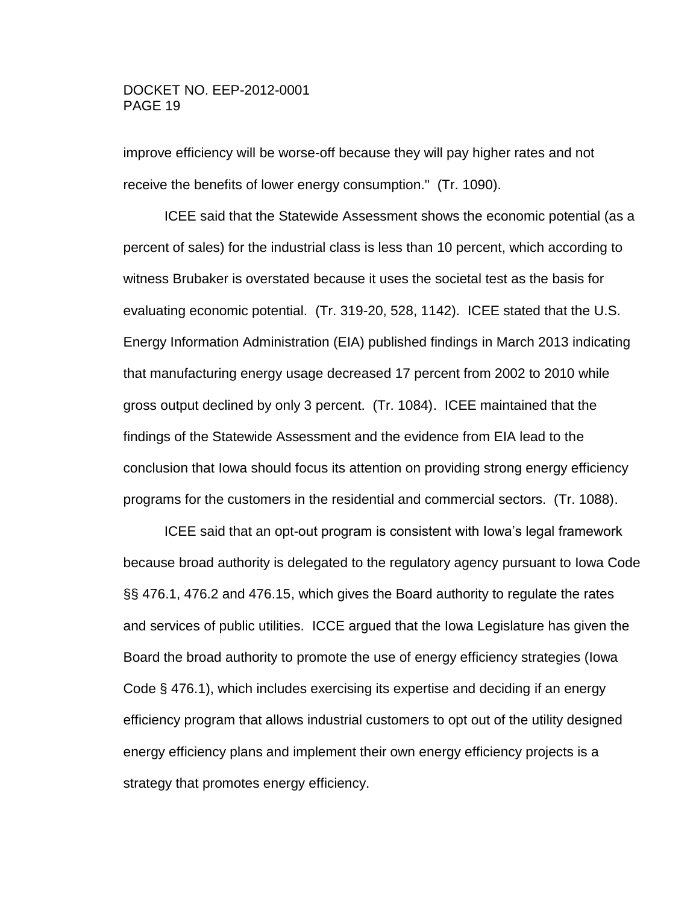improve efficiency will be worse-off because they will pay higher rates and not receive the benefits of lower energy consumption." (Tr. 1090).

ICEE said that the Statewide Assessment shows the economic potential (as a percent of sales) for the industrial class is less than 10 percent, which according to witness Brubaker is overstated because it uses the societal test as the basis for evaluating economic potential. (Tr. 319-20, 528, 1142). ICEE stated that the U.S. Energy Information Administration (EIA) published findings in March 2013 indicating that manufacturing energy usage decreased 17 percent from 2002 to 2010 while gross output declined by only 3 percent. (Tr. 1084). ICEE maintained that the findings of the Statewide Assessment and the evidence from EIA lead to the conclusion that Iowa should focus its attention on providing strong energy efficiency programs for the customers in the residential and commercial sectors. (Tr. 1088).

ICEE said that an opt-out program is consistent with Iowa's legal framework because broad authority is delegated to the regulatory agency pursuant to Iowa Code §§ 476.1, 476.2 and 476.15, which gives the Board authority to regulate the rates and services of public utilities. ICCE argued that the Iowa Legislature has given the Board the broad authority to promote the use of energy efficiency strategies (Iowa Code § 476.1), which includes exercising its expertise and deciding if an energy efficiency program that allows industrial customers to opt out of the utility designed energy efficiency plans and implement their own energy efficiency projects is a strategy that promotes energy efficiency.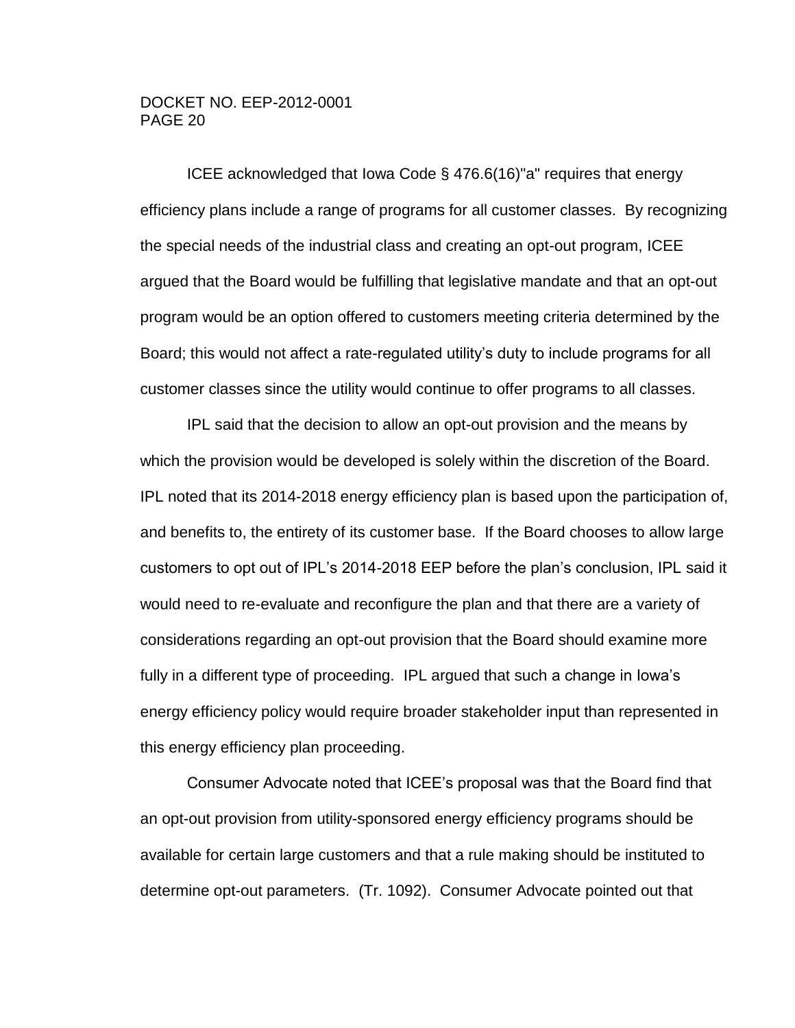ICEE acknowledged that Iowa Code § 476.6(16)"a" requires that energy efficiency plans include a range of programs for all customer classes. By recognizing the special needs of the industrial class and creating an opt-out program, ICEE argued that the Board would be fulfilling that legislative mandate and that an opt-out program would be an option offered to customers meeting criteria determined by the Board; this would not affect a rate-regulated utility's duty to include programs for all customer classes since the utility would continue to offer programs to all classes.

IPL said that the decision to allow an opt-out provision and the means by which the provision would be developed is solely within the discretion of the Board. IPL noted that its 2014-2018 energy efficiency plan is based upon the participation of, and benefits to, the entirety of its customer base. If the Board chooses to allow large customers to opt out of IPL's 2014-2018 EEP before the plan's conclusion, IPL said it would need to re-evaluate and reconfigure the plan and that there are a variety of considerations regarding an opt-out provision that the Board should examine more fully in a different type of proceeding. IPL argued that such a change in Iowa's energy efficiency policy would require broader stakeholder input than represented in this energy efficiency plan proceeding.

Consumer Advocate noted that ICEE's proposal was that the Board find that an opt-out provision from utility-sponsored energy efficiency programs should be available for certain large customers and that a rule making should be instituted to determine opt-out parameters. (Tr. 1092). Consumer Advocate pointed out that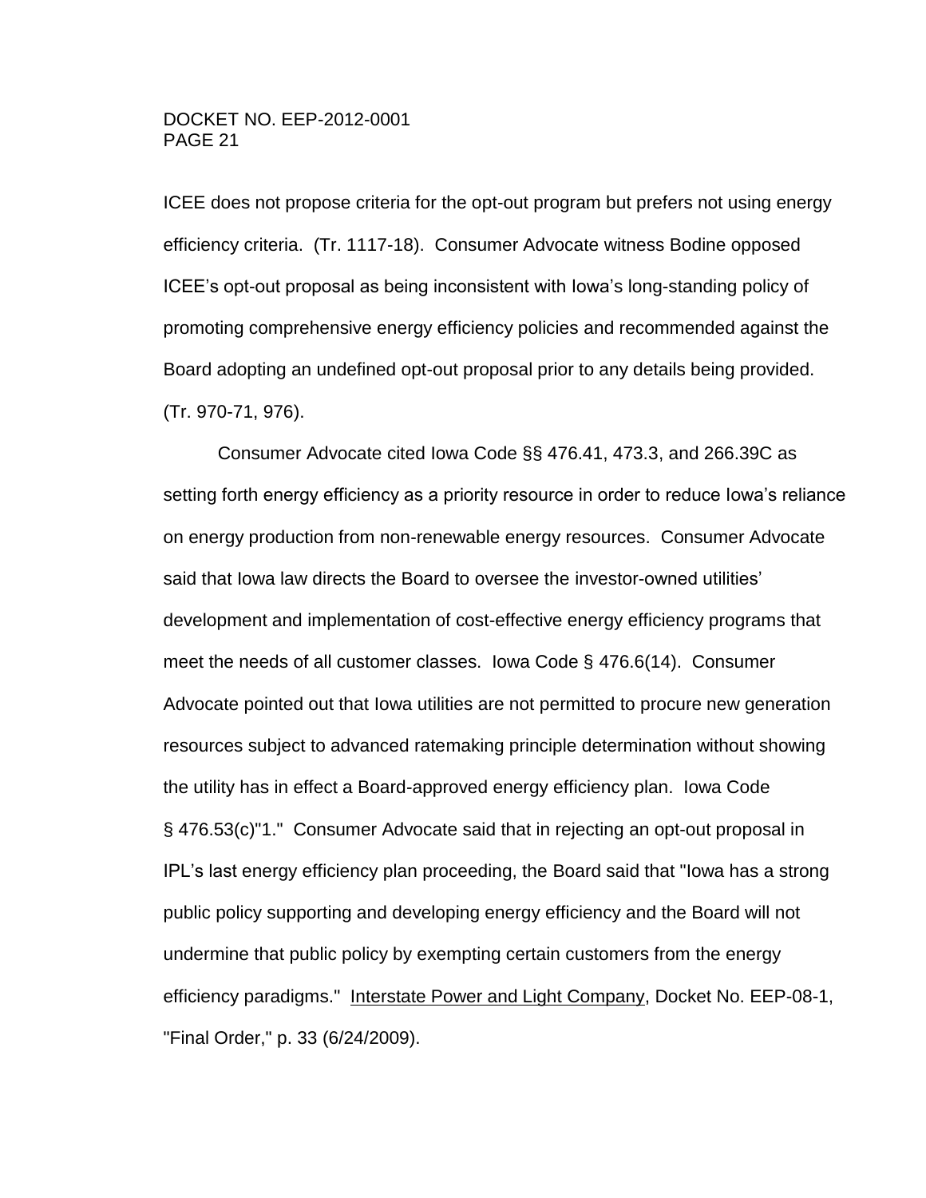ICEE does not propose criteria for the opt-out program but prefers not using energy efficiency criteria. (Tr. 1117-18). Consumer Advocate witness Bodine opposed ICEE's opt-out proposal as being inconsistent with Iowa's long-standing policy of promoting comprehensive energy efficiency policies and recommended against the Board adopting an undefined opt-out proposal prior to any details being provided. (Tr. 970-71, 976).

Consumer Advocate cited Iowa Code §§ 476.41, 473.3, and 266.39C as setting forth energy efficiency as a priority resource in order to reduce Iowa's reliance on energy production from non-renewable energy resources. Consumer Advocate said that Iowa law directs the Board to oversee the investor-owned utilities' development and implementation of cost-effective energy efficiency programs that meet the needs of all customer classes. Iowa Code § 476.6(14). Consumer Advocate pointed out that Iowa utilities are not permitted to procure new generation resources subject to advanced ratemaking principle determination without showing the utility has in effect a Board-approved energy efficiency plan. Iowa Code § 476.53(c)"1." Consumer Advocate said that in rejecting an opt-out proposal in IPL's last energy efficiency plan proceeding, the Board said that "Iowa has a strong public policy supporting and developing energy efficiency and the Board will not undermine that public policy by exempting certain customers from the energy efficiency paradigms." Interstate Power and Light Company, Docket No. EEP-08-1, "Final Order," p. 33 (6/24/2009).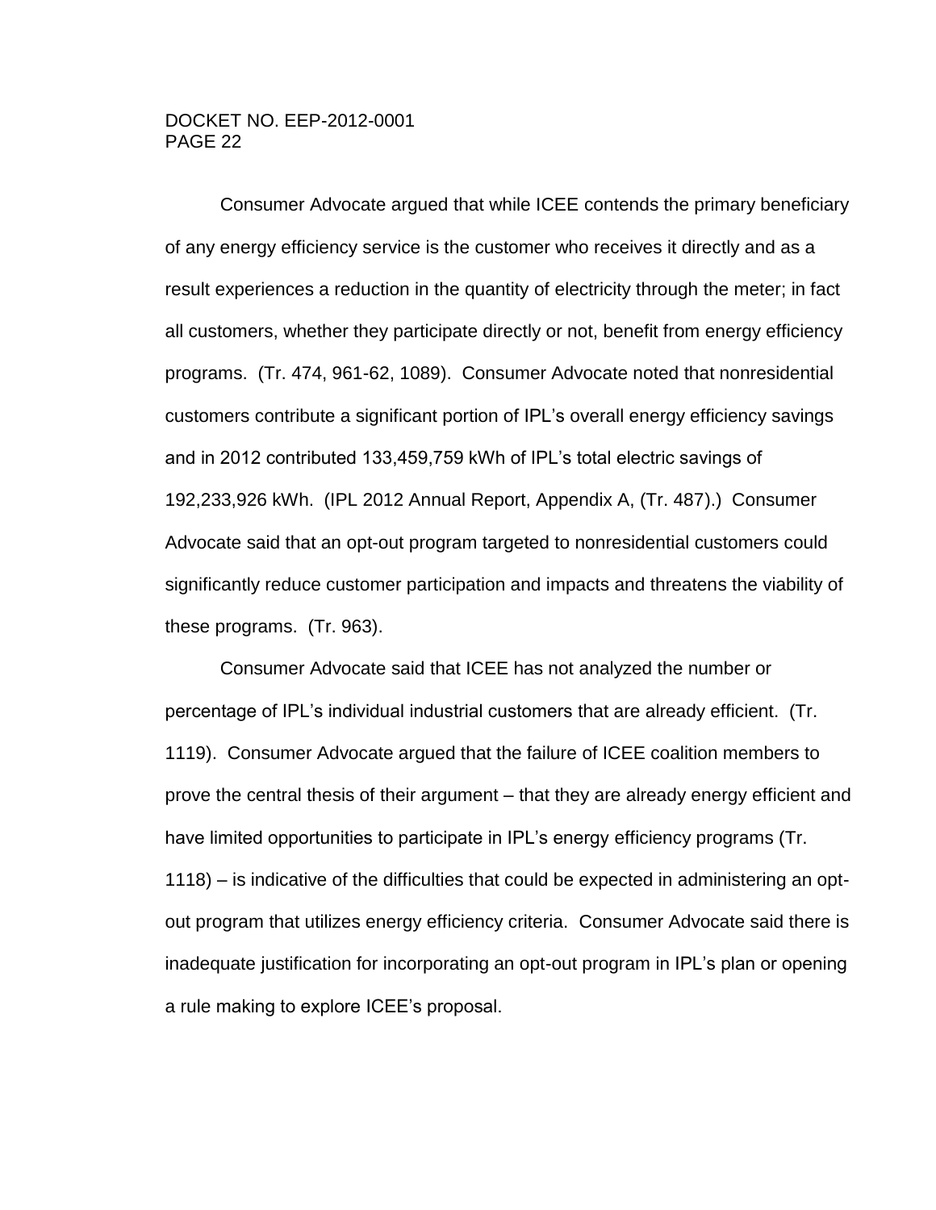Consumer Advocate argued that while ICEE contends the primary beneficiary of any energy efficiency service is the customer who receives it directly and as a result experiences a reduction in the quantity of electricity through the meter; in fact all customers, whether they participate directly or not, benefit from energy efficiency programs. (Tr. 474, 961-62, 1089). Consumer Advocate noted that nonresidential customers contribute a significant portion of IPL's overall energy efficiency savings and in 2012 contributed 133,459,759 kWh of IPL's total electric savings of 192,233,926 kWh. (IPL 2012 Annual Report, Appendix A, (Tr. 487).) Consumer Advocate said that an opt-out program targeted to nonresidential customers could significantly reduce customer participation and impacts and threatens the viability of these programs. (Tr. 963).

Consumer Advocate said that ICEE has not analyzed the number or percentage of IPL's individual industrial customers that are already efficient. (Tr. 1119). Consumer Advocate argued that the failure of ICEE coalition members to prove the central thesis of their argument – that they are already energy efficient and have limited opportunities to participate in IPL's energy efficiency programs (Tr. 1118) – is indicative of the difficulties that could be expected in administering an opt-out program that utilizes energy efficiency criteria. Consumer Advocate said there is inadequate justification for incorporating an opt-out program in IPL's plan or opening a rule making to explore ICEE's proposal.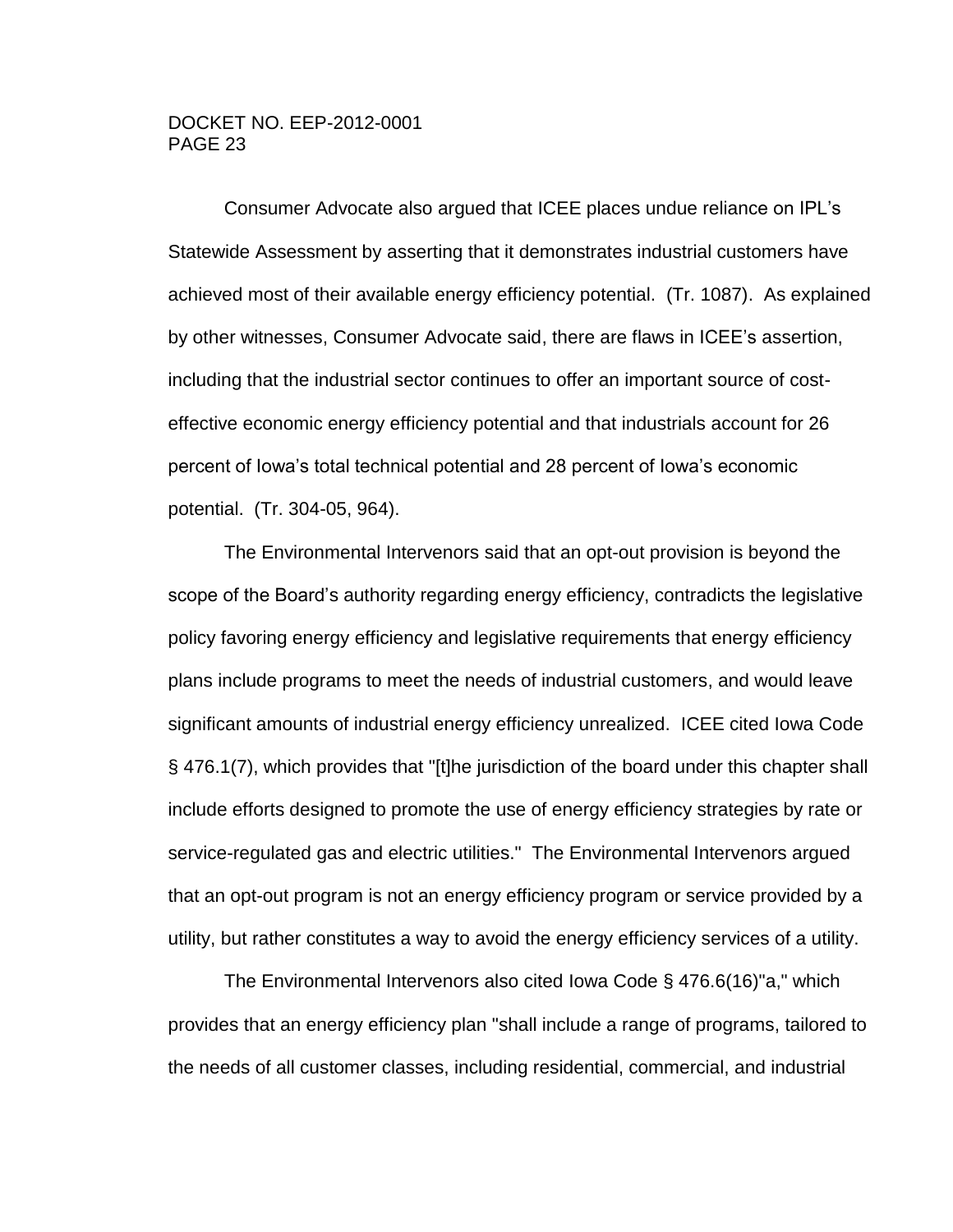Consumer Advocate also argued that ICEE places undue reliance on IPL's Statewide Assessment by asserting that it demonstrates industrial customers have achieved most of their available energy efficiency potential. (Tr. 1087). As explained by other witnesses, Consumer Advocate said, there are flaws in ICEE's assertion, including that the industrial sector continues to offer an important source of cost-effective economic energy efficiency potential and that industrials account for 26 percent of Iowa's total technical potential and 28 percent of Iowa's economic potential. (Tr. 304-05, 964).

The Environmental Intervenors said that an opt-out provision is beyond the scope of the Board's authority regarding energy efficiency, contradicts the legislative policy favoring energy efficiency and legislative requirements that energy efficiency plans include programs to meet the needs of industrial customers, and would leave significant amounts of industrial energy efficiency unrealized. ICEE cited Iowa Code § 476.1(7), which provides that "[t]he jurisdiction of the board under this chapter shall include efforts designed to promote the use of energy efficiency strategies by rate or service-regulated gas and electric utilities." The Environmental Intervenors argued that an opt-out program is not an energy efficiency program or service provided by a utility, but rather constitutes a way to avoid the energy efficiency services of a utility.

The Environmental Intervenors also cited Iowa Code § 476.6(16)"a," which provides that an energy efficiency plan "shall include a range of programs, tailored to the needs of all customer classes, including residential, commercial, and industrial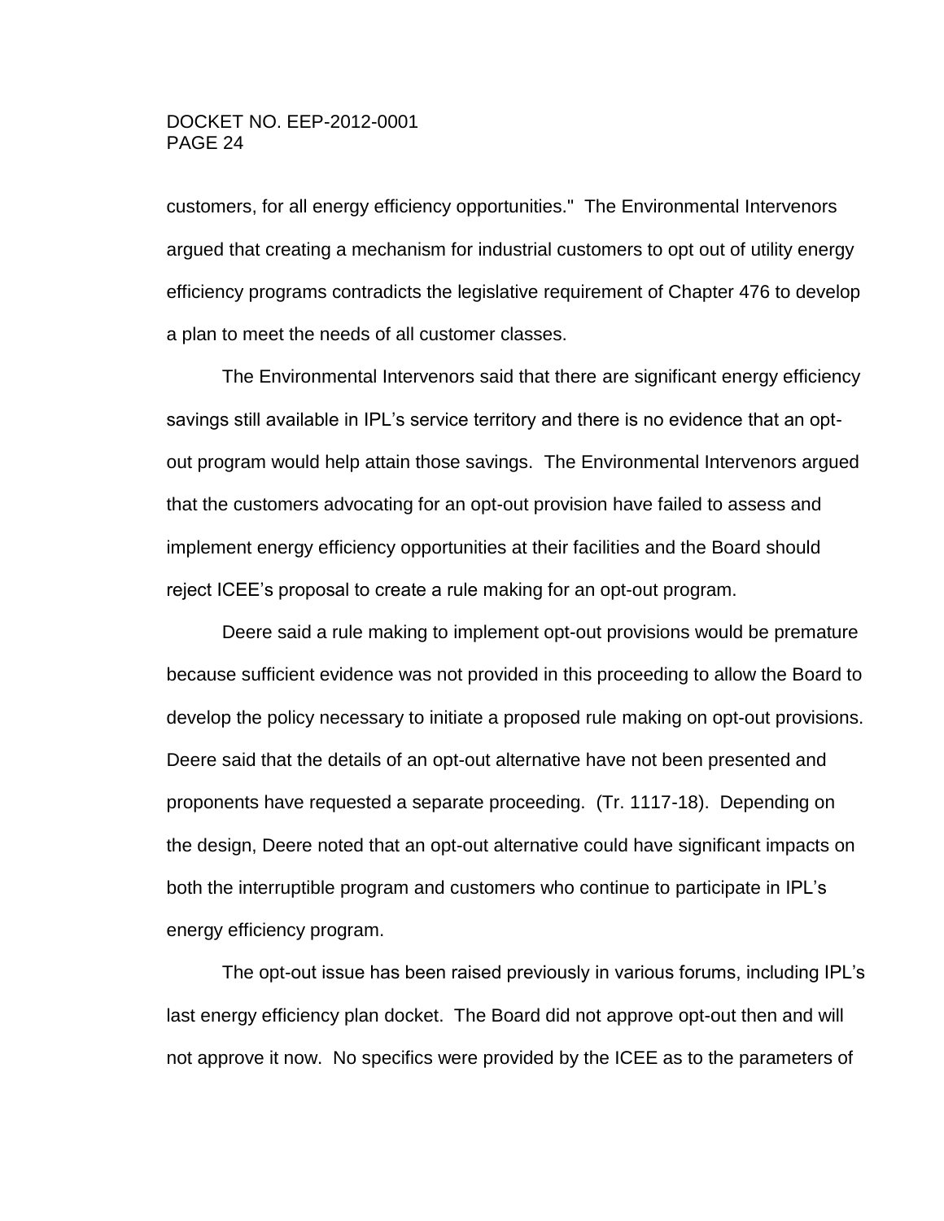customers, for all energy efficiency opportunities." The Environmental Intervenors argued that creating a mechanism for industrial customers to opt out of utility energy efficiency programs contradicts the legislative requirement of Chapter 476 to develop a plan to meet the needs of all customer classes.

The Environmental Intervenors said that there are significant energy efficiency savings still available in IPL's service territory and there is no evidence that an opt-out program would help attain those savings. The Environmental Intervenors argued that the customers advocating for an opt-out provision have failed to assess and implement energy efficiency opportunities at their facilities and the Board should reject ICEE's proposal to create a rule making for an opt-out program.

Deere said a rule making to implement opt-out provisions would be premature because sufficient evidence was not provided in this proceeding to allow the Board to develop the policy necessary to initiate a proposed rule making on opt-out provisions. Deere said that the details of an opt-out alternative have not been presented and proponents have requested a separate proceeding. (Tr. 1117-18). Depending on the design, Deere noted that an opt-out alternative could have significant impacts on both the interruptible program and customers who continue to participate in IPL's energy efficiency program.

The opt-out issue has been raised previously in various forums, including IPL's last energy efficiency plan docket. The Board did not approve opt-out then and will not approve it now. No specifics were provided by the ICEE as to the parameters of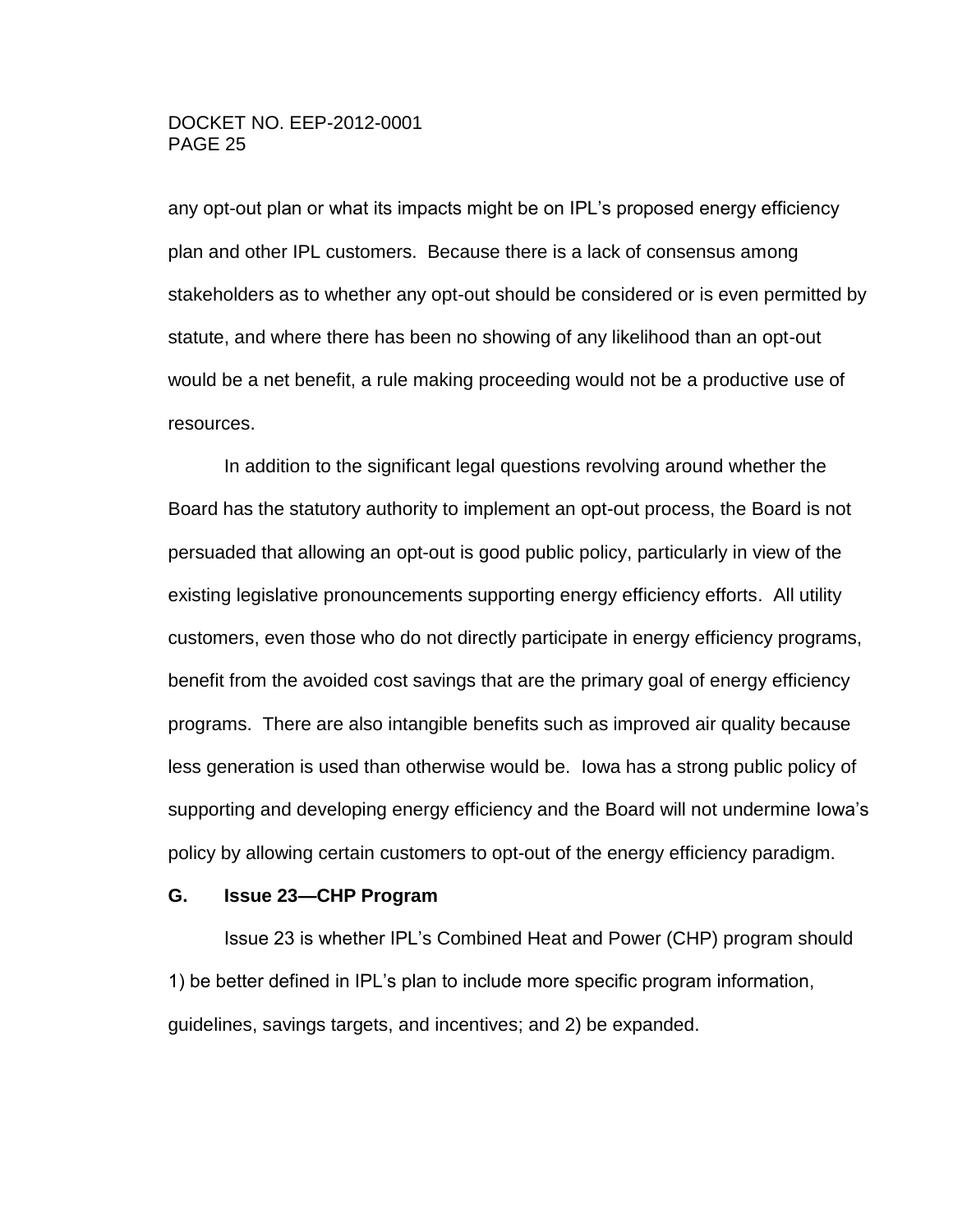any opt-out plan or what its impacts might be on IPL's proposed energy efficiency plan and other IPL customers. Because there is a lack of consensus among stakeholders as to whether any opt-out should be considered or is even permitted by statute, and where there has been no showing of any likelihood than an opt-out would be a net benefit, a rule making proceeding would not be a productive use of resources.

In addition to the significant legal questions revolving around whether the Board has the statutory authority to implement an opt-out process, the Board is not persuaded that allowing an opt-out is good public policy, particularly in view of the existing legislative pronouncements supporting energy efficiency efforts. All utility customers, even those who do not directly participate in energy efficiency programs, benefit from the avoided cost savings that are the primary goal of energy efficiency programs. There are also intangible benefits such as improved air quality because less generation is used than otherwise would be. Iowa has a strong public policy of supporting and developing energy efficiency and the Board will not undermine Iowa's policy by allowing certain customers to opt-out of the energy efficiency paradigm.

### G. Issue 23—CHP Program

Issue 23 is whether IPL's Combined Heat and Power (CHP) program should 1) be better defined in IPL's plan to include more specific program information, guidelines, savings targets, and incentives; and 2) be expanded.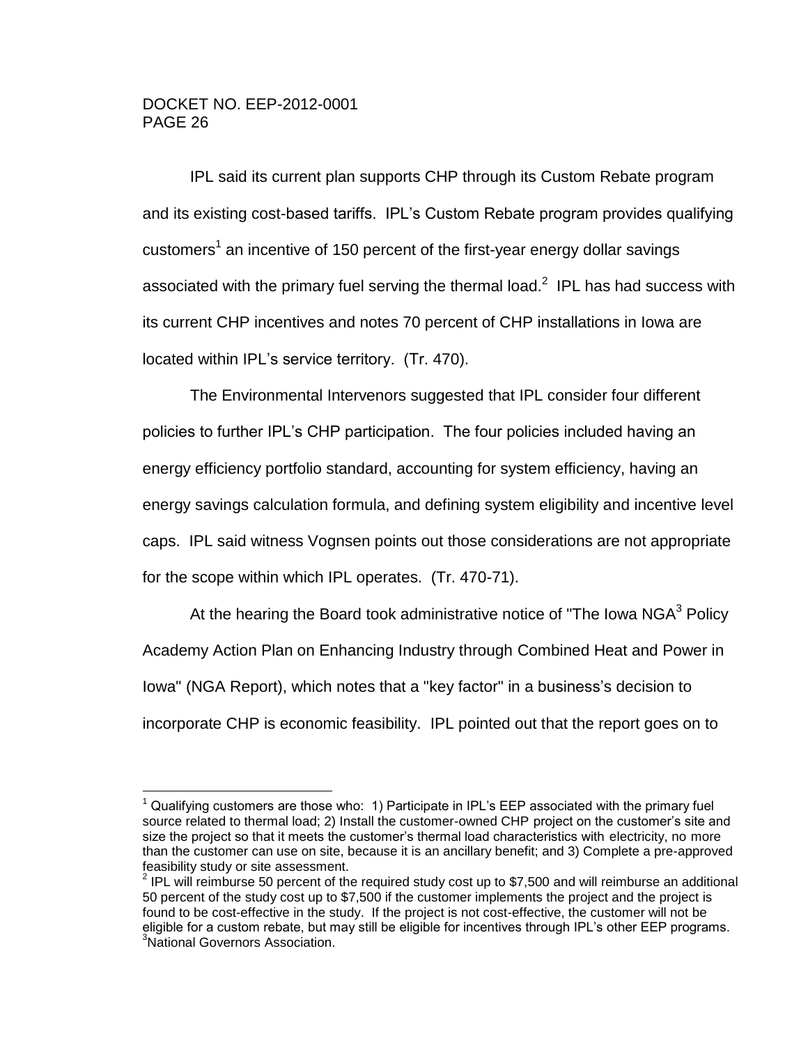IPL said its current plan supports CHP through its Custom Rebate program and its existing cost-based tariffs. IPL's Custom Rebate program provides qualifying customers[1] an incentive of 150 percent of the first-year energy dollar savings associated with the primary fuel serving the thermal load.[2] IPL has had success with its current CHP incentives and notes 70 percent of CHP installations in Iowa are located within IPL's service territory. (Tr. 470).

The Environmental Intervenors suggested that IPL consider four different policies to further IPL's CHP participation. The four policies included having an energy efficiency portfolio standard, accounting for system efficiency, having an energy savings calculation formula, and defining system eligibility and incentive level caps. IPL said witness Vognsen points out those considerations are not appropriate for the scope within which IPL operates. (Tr. 470-71).

At the hearing the Board took administrative notice of "The Iowa NGA[3] Policy Academy Action Plan on Enhancing Industry through Combined Heat and Power in Iowa" (NGA Report), which notes that a "key factor" in a business's decision to incorporate CHP is economic feasibility. IPL pointed out that the report goes on to

---

[1] Qualifying customers are those who: 1) Participate in IPL's EEP associated with the primary fuel source related to thermal load; 2) Install the customer-owned CHP project on the customer's site and size the project so that it meets the customer's thermal load characteristics with electricity, no more than the customer can use on site, because it is an ancillary benefit; and 3) Complete a pre-approved feasibility study or site assessment.

[2] IPL will reimburse 50 percent of the required study cost up to $7,500 and will reimburse an additional 50 percent of the study cost up to $7,500 if the customer implements the project and the project is found to be cost-effective in the study. If the project is not cost-effective, the customer will not be eligible for a custom rebate, but may still be eligible for incentives through IPL's other EEP programs.

[3] National Governors Association.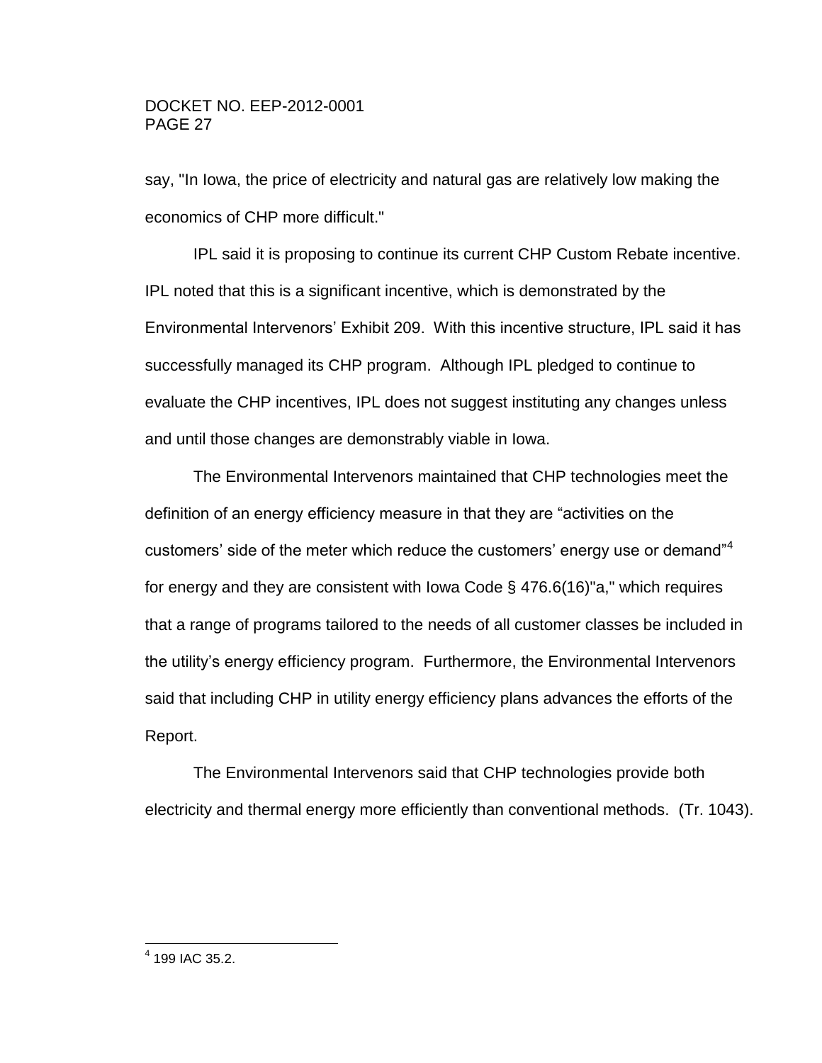say, "In Iowa, the price of electricity and natural gas are relatively low making the economics of CHP more difficult."

IPL said it is proposing to continue its current CHP Custom Rebate incentive. IPL noted that this is a significant incentive, which is demonstrated by the Environmental Intervenors' Exhibit 209. With this incentive structure, IPL said it has successfully managed its CHP program. Although IPL pledged to continue to evaluate the CHP incentives, IPL does not suggest instituting any changes unless and until those changes are demonstrably viable in Iowa.

The Environmental Intervenors maintained that CHP technologies meet the definition of an energy efficiency measure in that they are "activities on the customers' side of the meter which reduce the customers' energy use or demand"[4] for energy and they are consistent with Iowa Code § 476.6(16)"a," which requires that a range of programs tailored to the needs of all customer classes be included in the utility's energy efficiency program. Furthermore, the Environmental Intervenors said that including CHP in utility energy efficiency plans advances the efforts of the Report.

The Environmental Intervenors said that CHP technologies provide both electricity and thermal energy more efficiently than conventional methods. (Tr. 1043).

---

[4] 199 IAC 35.2.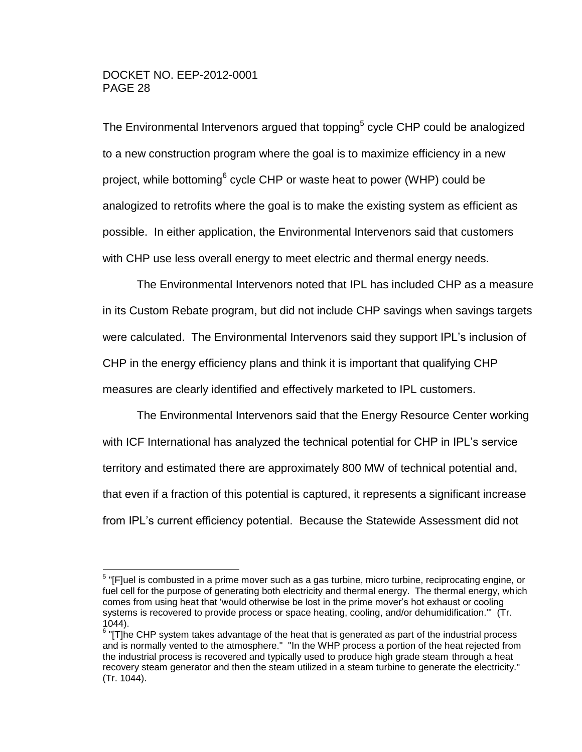The Environmental Intervenors argued that topping[5] cycle CHP could be analogized to a new construction program where the goal is to maximize efficiency in a new project, while bottoming[6] cycle CHP or waste heat to power (WHP) could be analogized to retrofits where the goal is to make the existing system as efficient as possible. In either application, the Environmental Intervenors said that customers with CHP use less overall energy to meet electric and thermal energy needs.

The Environmental Intervenors noted that IPL has included CHP as a measure in its Custom Rebate program, but did not include CHP savings when savings targets were calculated. The Environmental Intervenors said they support IPL's inclusion of CHP in the energy efficiency plans and think it is important that qualifying CHP measures are clearly identified and effectively marketed to IPL customers.

The Environmental Intervenors said that the Energy Resource Center working with ICF International has analyzed the technical potential for CHP in IPL's service territory and estimated there are approximately 800 MW of technical potential and, that even if a fraction of this potential is captured, it represents a significant increase from IPL's current efficiency potential. Because the Statewide Assessment did not

---

[5] "[F]uel is combusted in a prime mover such as a gas turbine, micro turbine, reciprocating engine, or fuel cell for the purpose of generating both electricity and thermal energy. The thermal energy, which comes from using heat that 'would otherwise be lost in the prime mover's hot exhaust or cooling systems is recovered to provide process or space heating, cooling, and/or dehumidification.'" (Tr. 1044).

[6] "[T]he CHP system takes advantage of the heat that is generated as part of the industrial process and is normally vented to the atmosphere." "In the WHP process a portion of the heat rejected from the industrial process is recovered and typically used to produce high grade steam through a heat recovery steam generator and then the steam utilized in a steam turbine to generate the electricity." (Tr. 1044).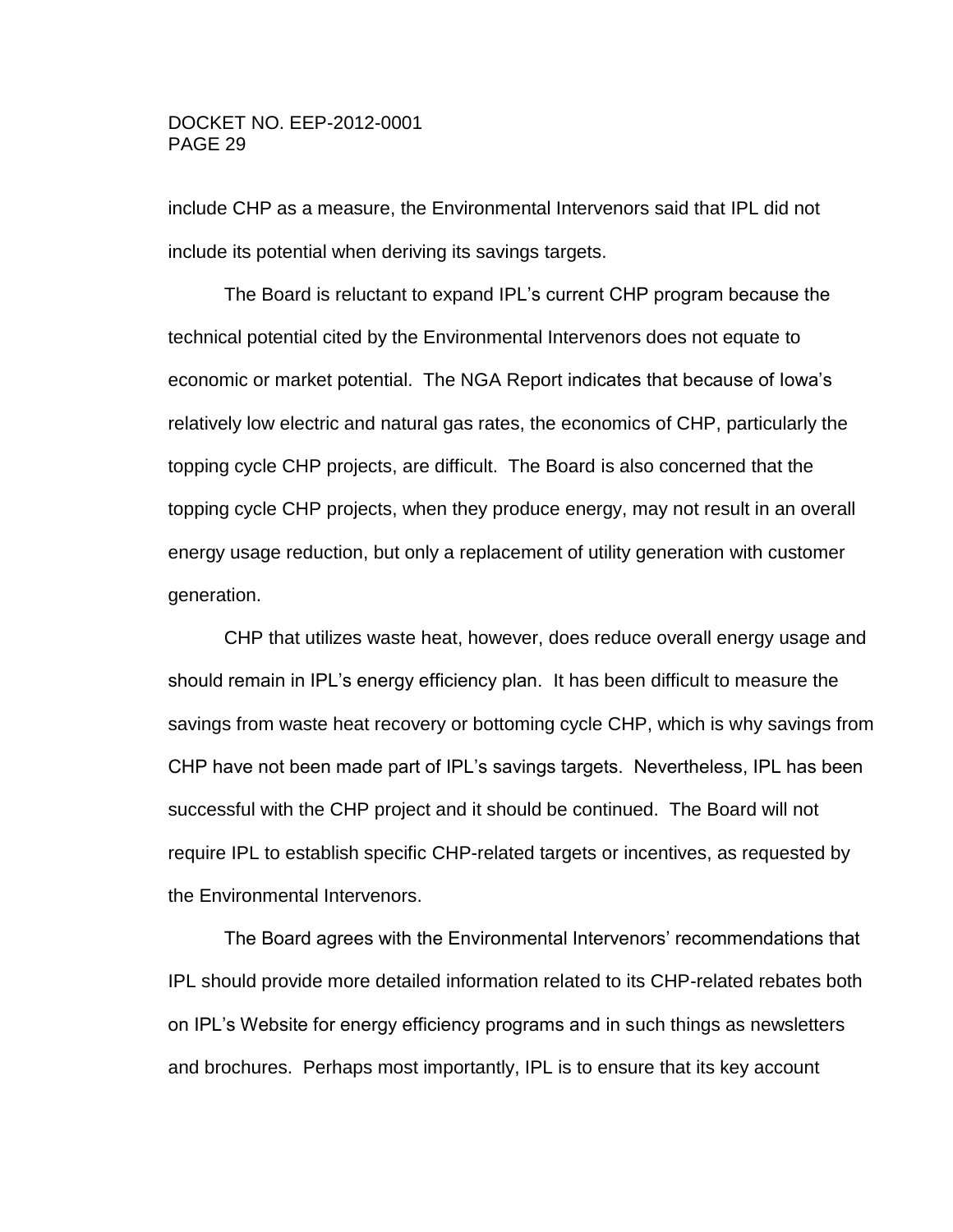include CHP as a measure, the Environmental Intervenors said that IPL did not include its potential when deriving its savings targets.

The Board is reluctant to expand IPL's current CHP program because the technical potential cited by the Environmental Intervenors does not equate to economic or market potential. The NGA Report indicates that because of Iowa's relatively low electric and natural gas rates, the economics of CHP, particularly the topping cycle CHP projects, are difficult. The Board is also concerned that the topping cycle CHP projects, when they produce energy, may not result in an overall energy usage reduction, but only a replacement of utility generation with customer generation.

CHP that utilizes waste heat, however, does reduce overall energy usage and should remain in IPL's energy efficiency plan. It has been difficult to measure the savings from waste heat recovery or bottoming cycle CHP, which is why savings from CHP have not been made part of IPL's savings targets. Nevertheless, IPL has been successful with the CHP project and it should be continued. The Board will not require IPL to establish specific CHP-related targets or incentives, as requested by the Environmental Intervenors.

The Board agrees with the Environmental Intervenors' recommendations that IPL should provide more detailed information related to its CHP-related rebates both on IPL's Website for energy efficiency programs and in such things as newsletters and brochures. Perhaps most importantly, IPL is to ensure that its key account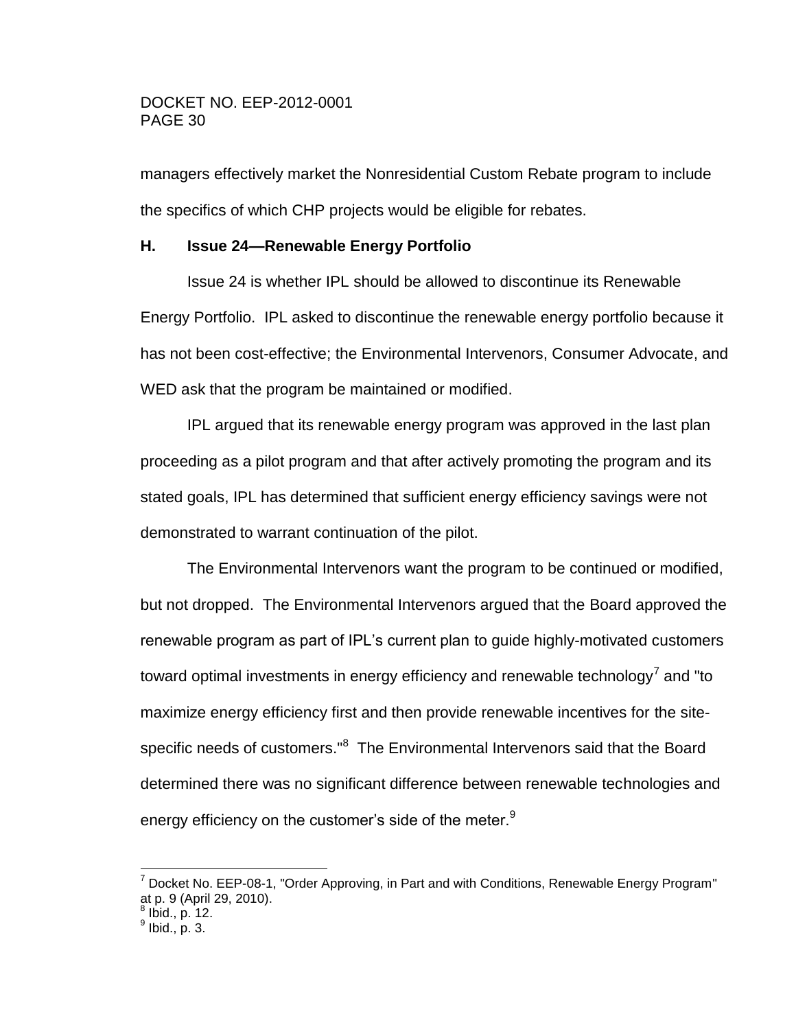managers effectively market the Nonresidential Custom Rebate program to include the specifics of which CHP projects would be eligible for rebates.

### H. Issue 24—Renewable Energy Portfolio

Issue 24 is whether IPL should be allowed to discontinue its Renewable Energy Portfolio. IPL asked to discontinue the renewable energy portfolio because it has not been cost-effective; the Environmental Intervenors, Consumer Advocate, and WED ask that the program be maintained or modified.

IPL argued that its renewable energy program was approved in the last plan proceeding as a pilot program and that after actively promoting the program and its stated goals, IPL has determined that sufficient energy efficiency savings were not demonstrated to warrant continuation of the pilot.

The Environmental Intervenors want the program to be continued or modified, but not dropped. The Environmental Intervenors argued that the Board approved the renewable program as part of IPL's current plan to guide highly-motivated customers toward optimal investments in energy efficiency and renewable technology[7] and "to maximize energy efficiency first and then provide renewable incentives for the site-specific needs of customers."[8] The Environmental Intervenors said that the Board determined there was no significant difference between renewable technologies and energy efficiency on the customer's side of the meter.[9]

---

[7] Docket No. EEP-08-1, "Order Approving, in Part and with Conditions, Renewable Energy Program" at p. 9 (April 29, 2010).

[8] Ibid., p. 12.

[9] Ibid., p. 3.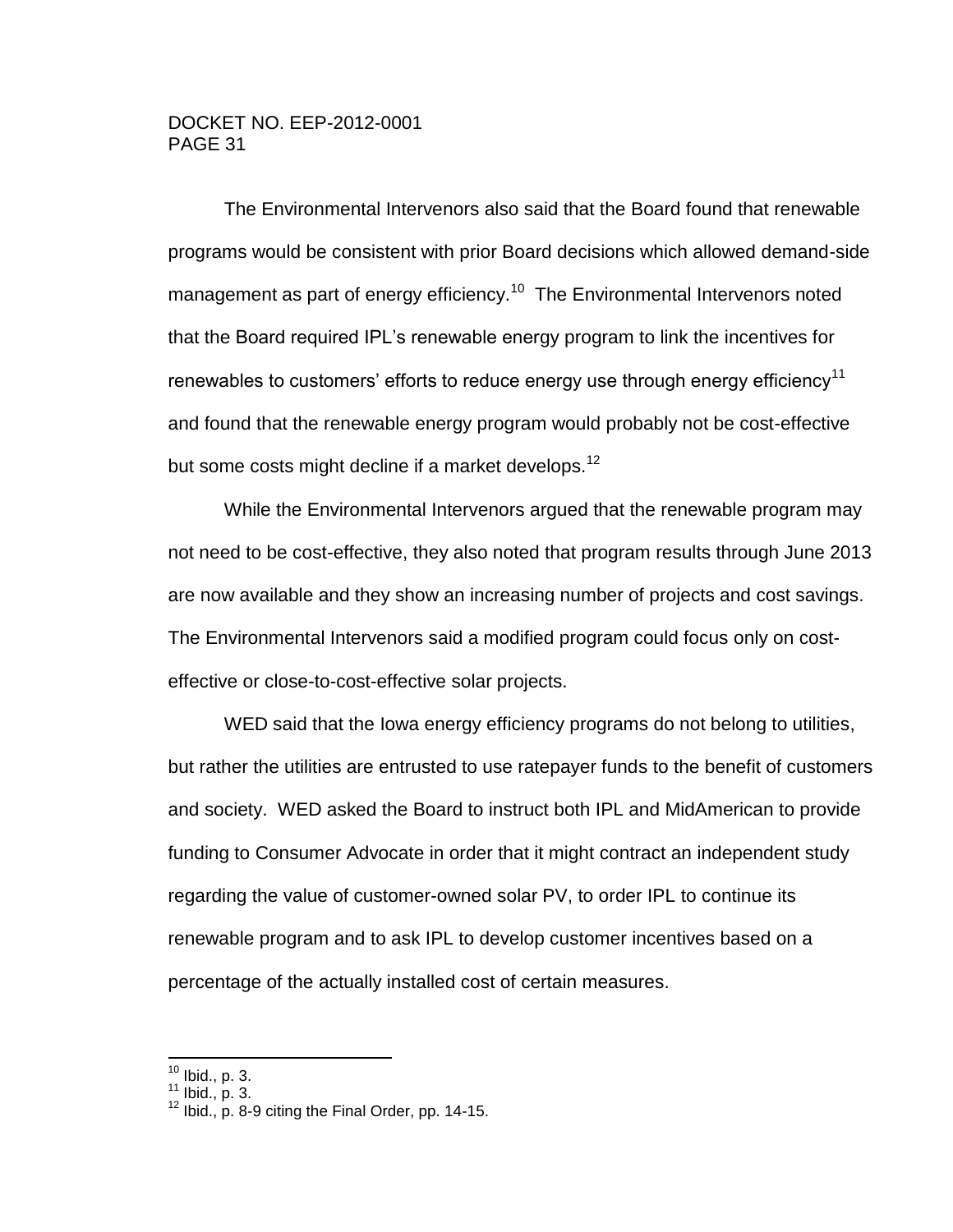The Environmental Intervenors also said that the Board found that renewable programs would be consistent with prior Board decisions which allowed demand-side management as part of energy efficiency.[10] The Environmental Intervenors noted that the Board required IPL's renewable energy program to link the incentives for renewables to customers' efforts to reduce energy use through energy efficiency[11] and found that the renewable energy program would probably not be cost-effective but some costs might decline if a market develops.[12]

While the Environmental Intervenors argued that the renewable program may not need to be cost-effective, they also noted that program results through June 2013 are now available and they show an increasing number of projects and cost savings. The Environmental Intervenors said a modified program could focus only on cost-effective or close-to-cost-effective solar projects.

WED said that the Iowa energy efficiency programs do not belong to utilities, but rather the utilities are entrusted to use ratepayer funds to the benefit of customers and society. WED asked the Board to instruct both IPL and MidAmerican to provide funding to Consumer Advocate in order that it might contract an independent study regarding the value of customer-owned solar PV, to order IPL to continue its renewable program and to ask IPL to develop customer incentives based on a percentage of the actually installed cost of certain measures.

---

[10] Ibid., p. 3.
[11] Ibid., p. 3.
[12] Ibid., p. 8-9 citing the Final Order, pp. 14-15.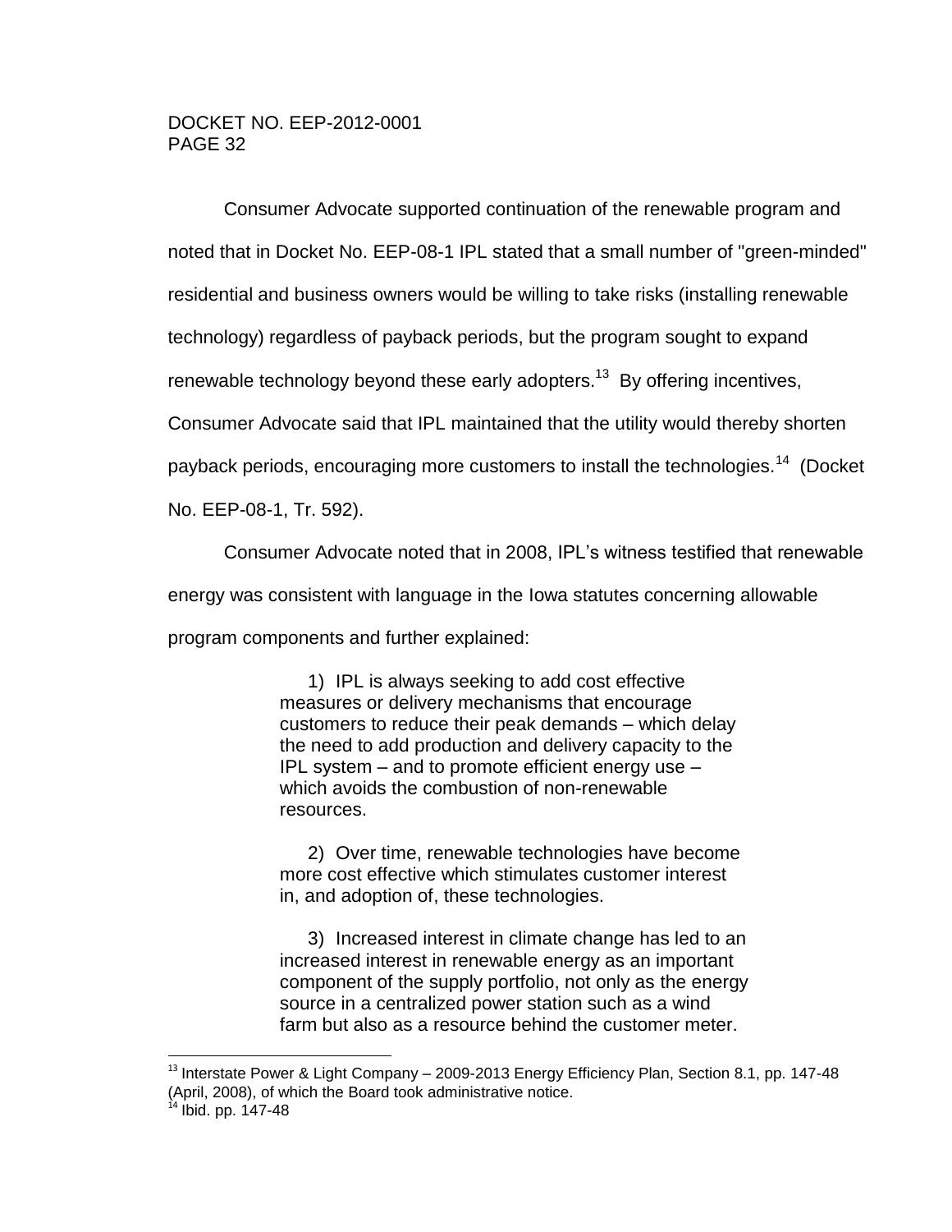Consumer Advocate supported continuation of the renewable program and noted that in Docket No. EEP-08-1 IPL stated that a small number of "green-minded" residential and business owners would be willing to take risks (installing renewable technology) regardless of payback periods, but the program sought to expand renewable technology beyond these early adopters.[13] By offering incentives, Consumer Advocate said that IPL maintained that the utility would thereby shorten payback periods, encouraging more customers to install the technologies.[14] (Docket No. EEP-08-1, Tr. 592).

Consumer Advocate noted that in 2008, IPL's witness testified that renewable energy was consistent with language in the Iowa statutes concerning allowable program components and further explained:

> 1) IPL is always seeking to add cost effective measures or delivery mechanisms that encourage customers to reduce their peak demands – which delay the need to add production and delivery capacity to the IPL system – and to promote efficient energy use – which avoids the combustion of non-renewable resources.
>
> 2) Over time, renewable technologies have become more cost effective which stimulates customer interest in, and adoption of, these technologies.
>
> 3) Increased interest in climate change has led to an increased interest in renewable energy as an important component of the supply portfolio, not only as the energy source in a centralized power station such as a wind farm but also as a resource behind the customer meter.

---

[13] Interstate Power & Light Company – 2009-2013 Energy Efficiency Plan, Section 8.1, pp. 147-48 (April, 2008), of which the Board took administrative notice.

[14] Ibid. pp. 147-48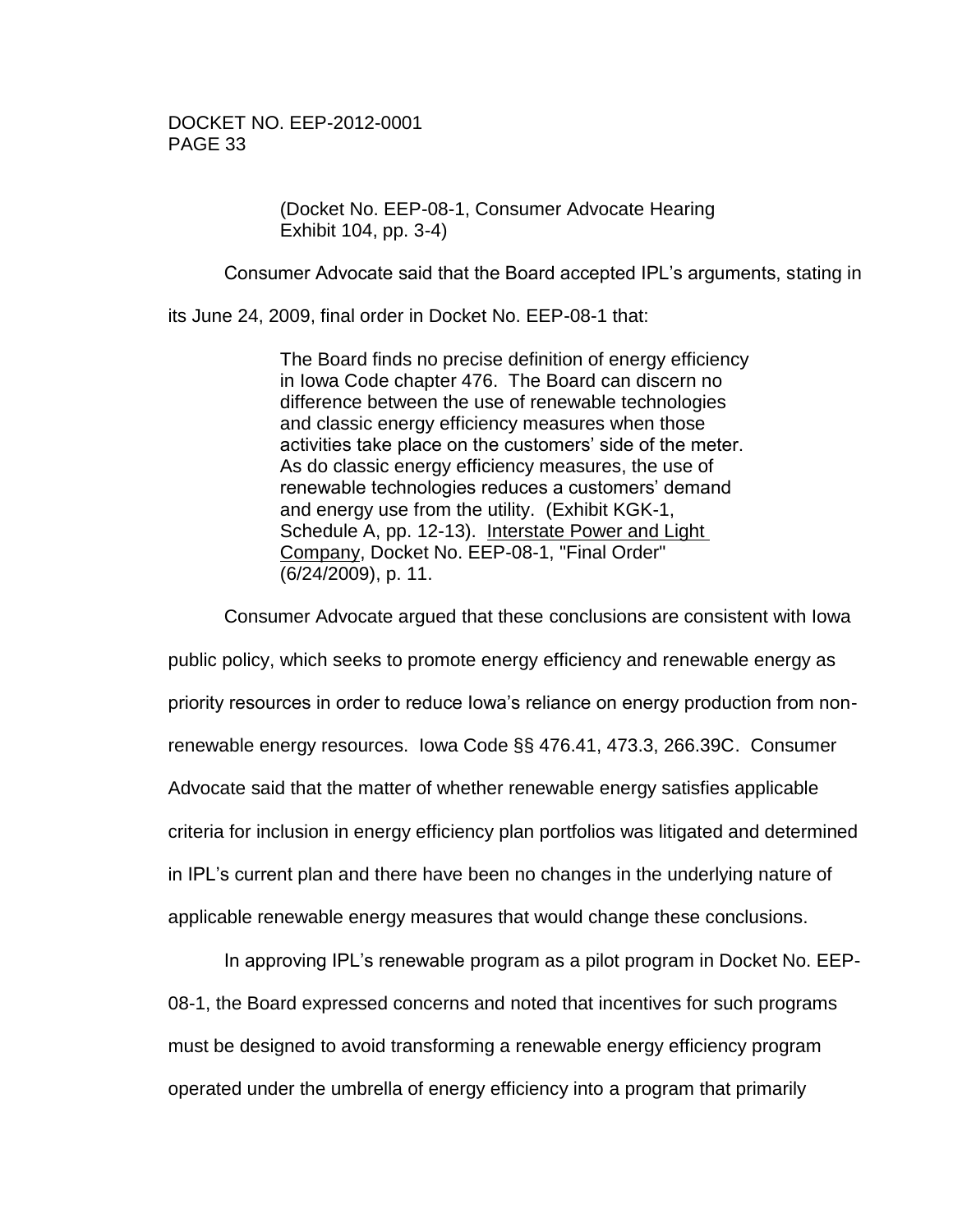(Docket No. EEP-08-1, Consumer Advocate Hearing Exhibit 104, pp. 3-4)

Consumer Advocate said that the Board accepted IPL's arguments, stating in its June 24, 2009, final order in Docket No. EEP-08-1 that:

> The Board finds no precise definition of energy efficiency in Iowa Code chapter 476. The Board can discern no difference between the use of renewable technologies and classic energy efficiency measures when those activities take place on the customers' side of the meter. As do classic energy efficiency measures, the use of renewable technologies reduces a customers' demand and energy use from the utility. (Exhibit KGK-1, Schedule A, pp. 12-13). Interstate Power and Light Company, Docket No. EEP-08-1, "Final Order" (6/24/2009), p. 11.

Consumer Advocate argued that these conclusions are consistent with Iowa public policy, which seeks to promote energy efficiency and renewable energy as priority resources in order to reduce Iowa's reliance on energy production from non-renewable energy resources. Iowa Code §§ 476.41, 473.3, 266.39C. Consumer Advocate said that the matter of whether renewable energy satisfies applicable criteria for inclusion in energy efficiency plan portfolios was litigated and determined in IPL's current plan and there have been no changes in the underlying nature of applicable renewable energy measures that would change these conclusions.

In approving IPL's renewable program as a pilot program in Docket No. EEP-08-1, the Board expressed concerns and noted that incentives for such programs must be designed to avoid transforming a renewable energy efficiency program operated under the umbrella of energy efficiency into a program that primarily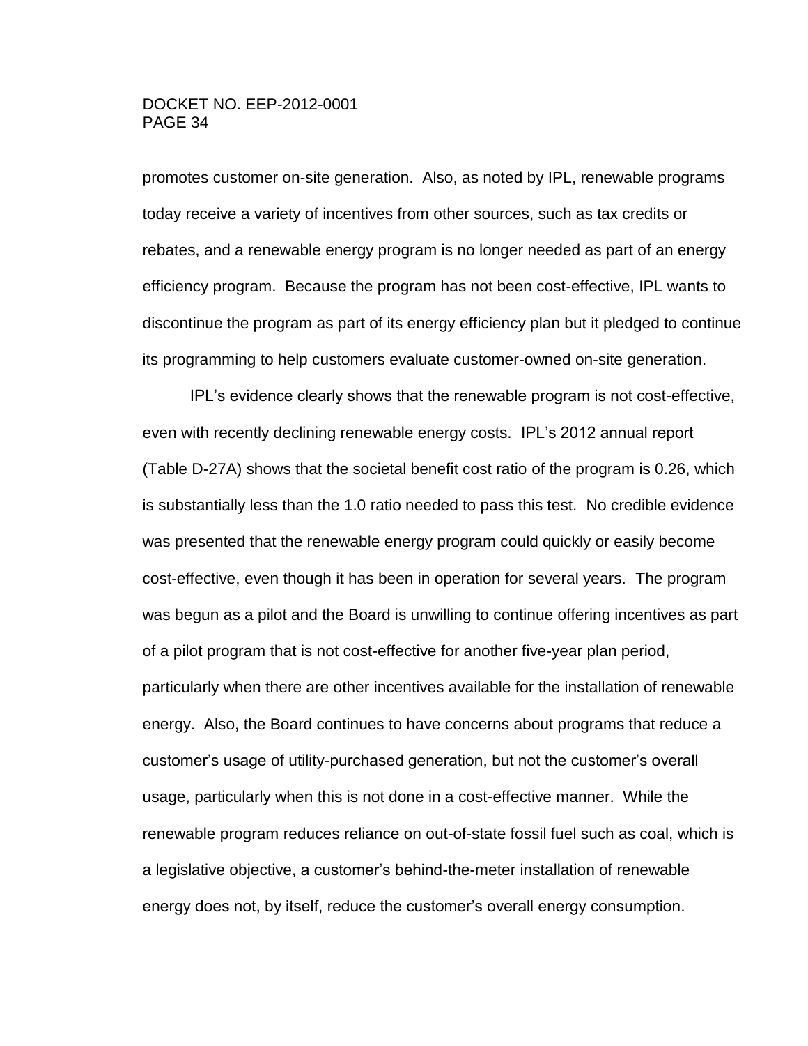promotes customer on-site generation. Also, as noted by IPL, renewable programs today receive a variety of incentives from other sources, such as tax credits or rebates, and a renewable energy program is no longer needed as part of an energy efficiency program. Because the program has not been cost-effective, IPL wants to discontinue the program as part of its energy efficiency plan but it pledged to continue its programming to help customers evaluate customer-owned on-site generation.

IPL's evidence clearly shows that the renewable program is not cost-effective, even with recently declining renewable energy costs. IPL's 2012 annual report (Table D-27A) shows that the societal benefit cost ratio of the program is 0.26, which is substantially less than the 1.0 ratio needed to pass this test. No credible evidence was presented that the renewable energy program could quickly or easily become cost-effective, even though it has been in operation for several years. The program was begun as a pilot and the Board is unwilling to continue offering incentives as part of a pilot program that is not cost-effective for another five-year plan period, particularly when there are other incentives available for the installation of renewable energy. Also, the Board continues to have concerns about programs that reduce a customer's usage of utility-purchased generation, but not the customer's overall usage, particularly when this is not done in a cost-effective manner. While the renewable program reduces reliance on out-of-state fossil fuel such as coal, which is a legislative objective, a customer's behind-the-meter installation of renewable energy does not, by itself, reduce the customer's overall energy consumption.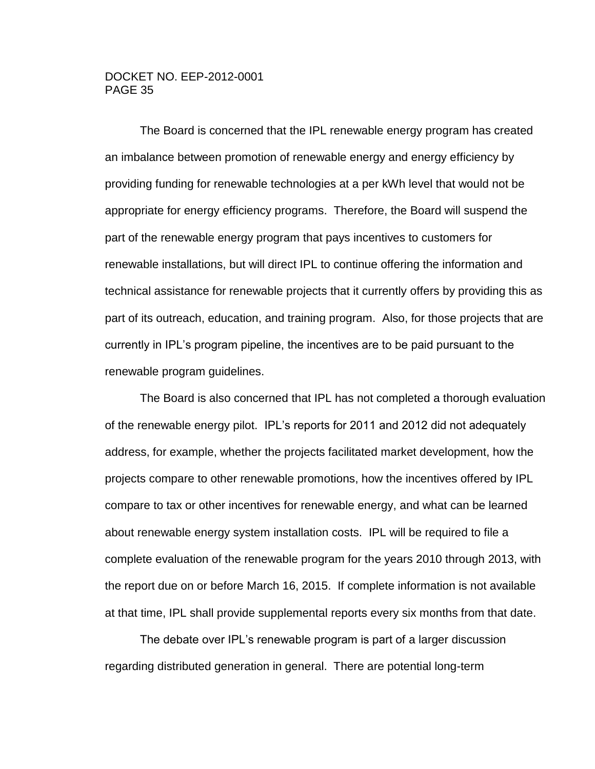The Board is concerned that the IPL renewable energy program has created an imbalance between promotion of renewable energy and energy efficiency by providing funding for renewable technologies at a per kWh level that would not be appropriate for energy efficiency programs. Therefore, the Board will suspend the part of the renewable energy program that pays incentives to customers for renewable installations, but will direct IPL to continue offering the information and technical assistance for renewable projects that it currently offers by providing this as part of its outreach, education, and training program. Also, for those projects that are currently in IPL's program pipeline, the incentives are to be paid pursuant to the renewable program guidelines.

The Board is also concerned that IPL has not completed a thorough evaluation of the renewable energy pilot. IPL's reports for 2011 and 2012 did not adequately address, for example, whether the projects facilitated market development, how the projects compare to other renewable promotions, how the incentives offered by IPL compare to tax or other incentives for renewable energy, and what can be learned about renewable energy system installation costs. IPL will be required to file a complete evaluation of the renewable program for the years 2010 through 2013, with the report due on or before March 16, 2015. If complete information is not available at that time, IPL shall provide supplemental reports every six months from that date.

The debate over IPL's renewable program is part of a larger discussion regarding distributed generation in general. There are potential long-term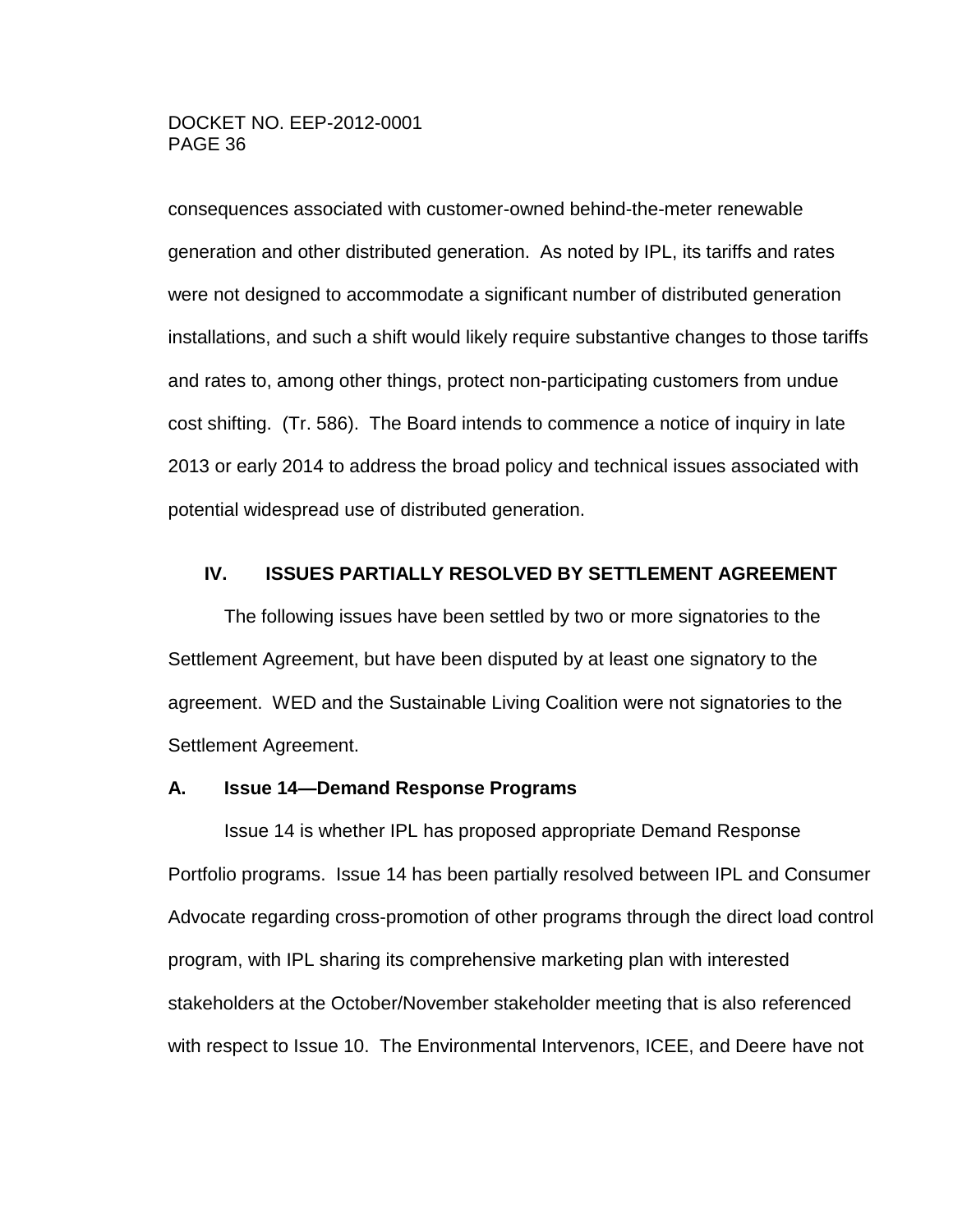consequences associated with customer-owned behind-the-meter renewable generation and other distributed generation. As noted by IPL, its tariffs and rates were not designed to accommodate a significant number of distributed generation installations, and such a shift would likely require substantive changes to those tariffs and rates to, among other things, protect non-participating customers from undue cost shifting. (Tr. 586). The Board intends to commence a notice of inquiry in late 2013 or early 2014 to address the broad policy and technical issues associated with potential widespread use of distributed generation.

## IV. ISSUES PARTIALLY RESOLVED BY SETTLEMENT AGREEMENT

The following issues have been settled by two or more signatories to the Settlement Agreement, but have been disputed by at least one signatory to the agreement. WED and the Sustainable Living Coalition were not signatories to the Settlement Agreement.

### A. Issue 14—Demand Response Programs

Issue 14 is whether IPL has proposed appropriate Demand Response Portfolio programs. Issue 14 has been partially resolved between IPL and Consumer Advocate regarding cross-promotion of other programs through the direct load control program, with IPL sharing its comprehensive marketing plan with interested stakeholders at the October/November stakeholder meeting that is also referenced with respect to Issue 10. The Environmental Intervenors, ICEE, and Deere have not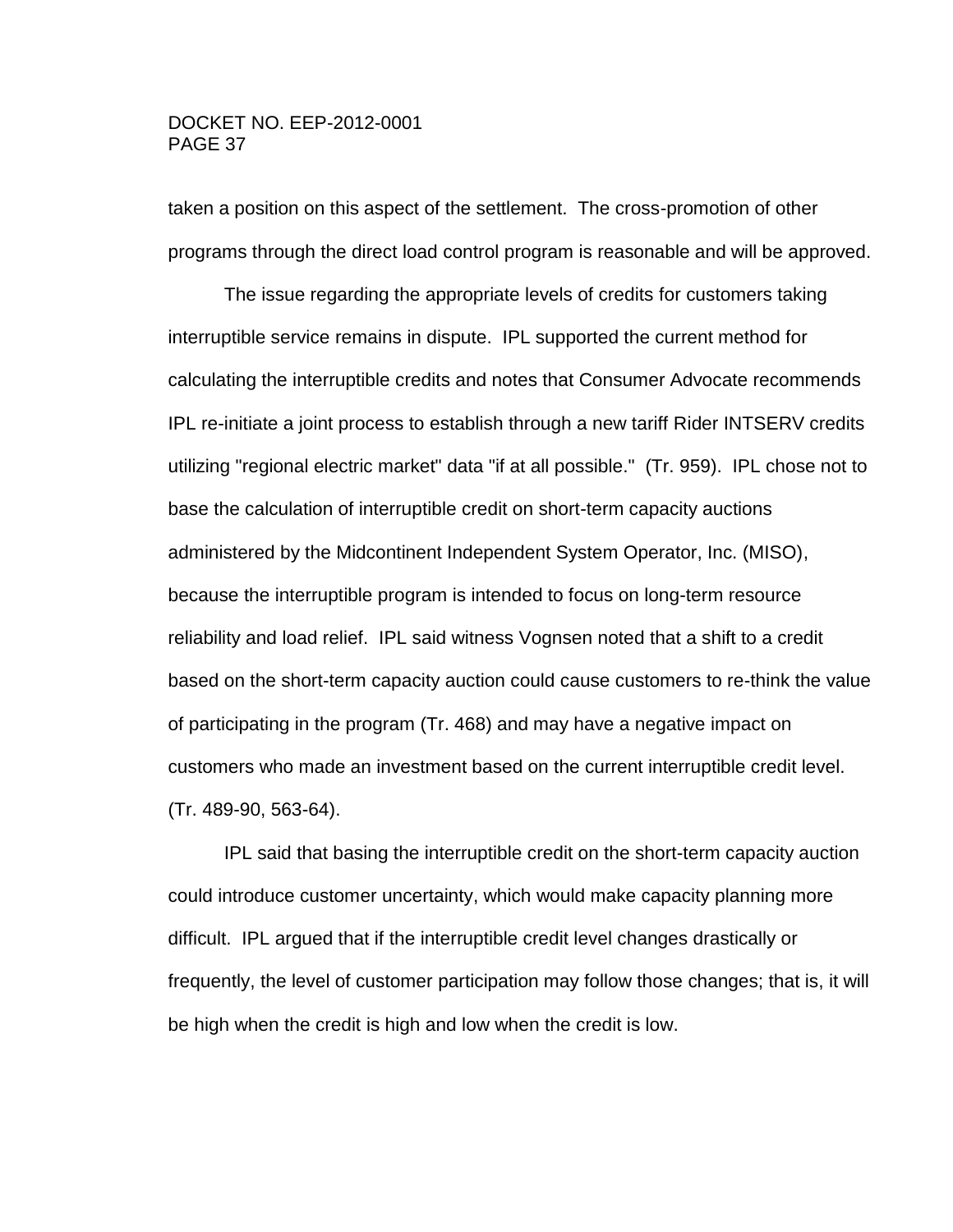taken a position on this aspect of the settlement. The cross-promotion of other programs through the direct load control program is reasonable and will be approved.

The issue regarding the appropriate levels of credits for customers taking interruptible service remains in dispute. IPL supported the current method for calculating the interruptible credits and notes that Consumer Advocate recommends IPL re-initiate a joint process to establish through a new tariff Rider INTSERV credits utilizing "regional electric market" data "if at all possible." (Tr. 959). IPL chose not to base the calculation of interruptible credit on short-term capacity auctions administered by the Midcontinent Independent System Operator, Inc. (MISO), because the interruptible program is intended to focus on long-term resource reliability and load relief. IPL said witness Vognsen noted that a shift to a credit based on the short-term capacity auction could cause customers to re-think the value of participating in the program (Tr. 468) and may have a negative impact on customers who made an investment based on the current interruptible credit level. (Tr. 489-90, 563-64).

IPL said that basing the interruptible credit on the short-term capacity auction could introduce customer uncertainty, which would make capacity planning more difficult. IPL argued that if the interruptible credit level changes drastically or frequently, the level of customer participation may follow those changes; that is, it will be high when the credit is high and low when the credit is low.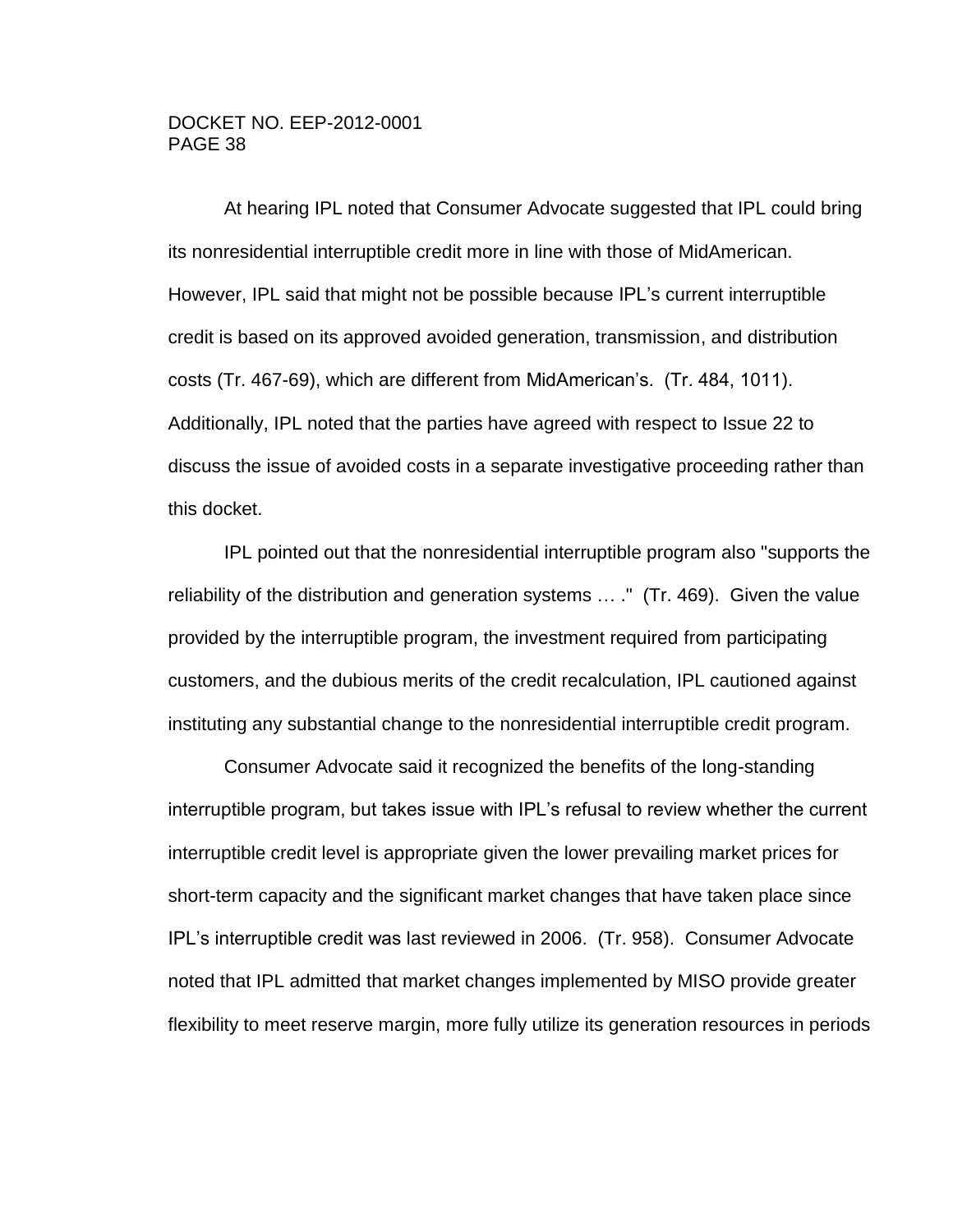At hearing IPL noted that Consumer Advocate suggested that IPL could bring its nonresidential interruptible credit more in line with those of MidAmerican. However, IPL said that might not be possible because IPL's current interruptible credit is based on its approved avoided generation, transmission, and distribution costs (Tr. 467-69), which are different from MidAmerican's. (Tr. 484, 1011). Additionally, IPL noted that the parties have agreed with respect to Issue 22 to discuss the issue of avoided costs in a separate investigative proceeding rather than this docket.

IPL pointed out that the nonresidential interruptible program also "supports the reliability of the distribution and generation systems … ." (Tr. 469). Given the value provided by the interruptible program, the investment required from participating customers, and the dubious merits of the credit recalculation, IPL cautioned against instituting any substantial change to the nonresidential interruptible credit program.

Consumer Advocate said it recognized the benefits of the long-standing interruptible program, but takes issue with IPL's refusal to review whether the current interruptible credit level is appropriate given the lower prevailing market prices for short-term capacity and the significant market changes that have taken place since IPL's interruptible credit was last reviewed in 2006. (Tr. 958). Consumer Advocate noted that IPL admitted that market changes implemented by MISO provide greater flexibility to meet reserve margin, more fully utilize its generation resources in periods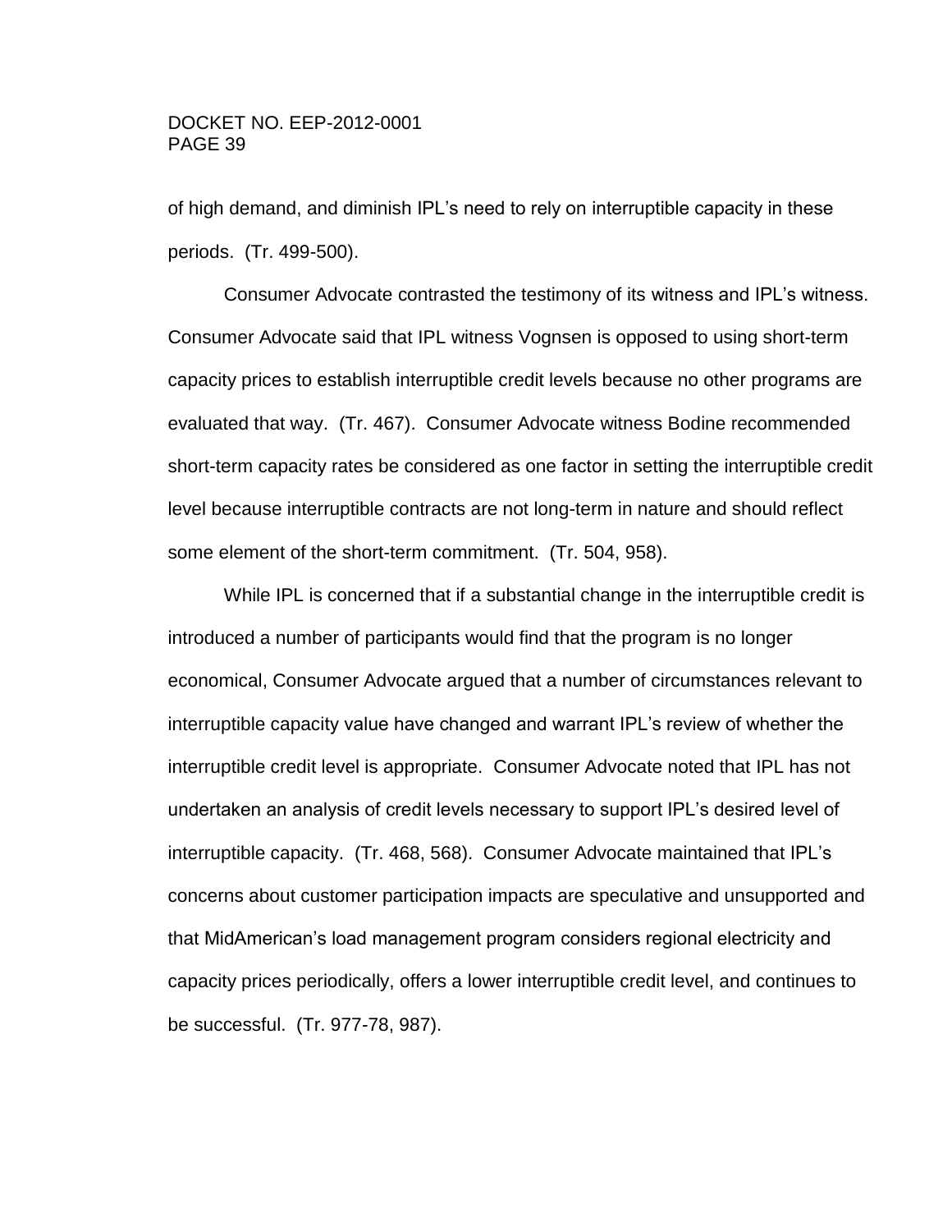of high demand, and diminish IPL's need to rely on interruptible capacity in these periods. (Tr. 499-500).

Consumer Advocate contrasted the testimony of its witness and IPL's witness. Consumer Advocate said that IPL witness Vognsen is opposed to using short-term capacity prices to establish interruptible credit levels because no other programs are evaluated that way. (Tr. 467). Consumer Advocate witness Bodine recommended short-term capacity rates be considered as one factor in setting the interruptible credit level because interruptible contracts are not long-term in nature and should reflect some element of the short-term commitment. (Tr. 504, 958).

While IPL is concerned that if a substantial change in the interruptible credit is introduced a number of participants would find that the program is no longer economical, Consumer Advocate argued that a number of circumstances relevant to interruptible capacity value have changed and warrant IPL's review of whether the interruptible credit level is appropriate. Consumer Advocate noted that IPL has not undertaken an analysis of credit levels necessary to support IPL's desired level of interruptible capacity. (Tr. 468, 568). Consumer Advocate maintained that IPL's concerns about customer participation impacts are speculative and unsupported and that MidAmerican's load management program considers regional electricity and capacity prices periodically, offers a lower interruptible credit level, and continues to be successful. (Tr. 977-78, 987).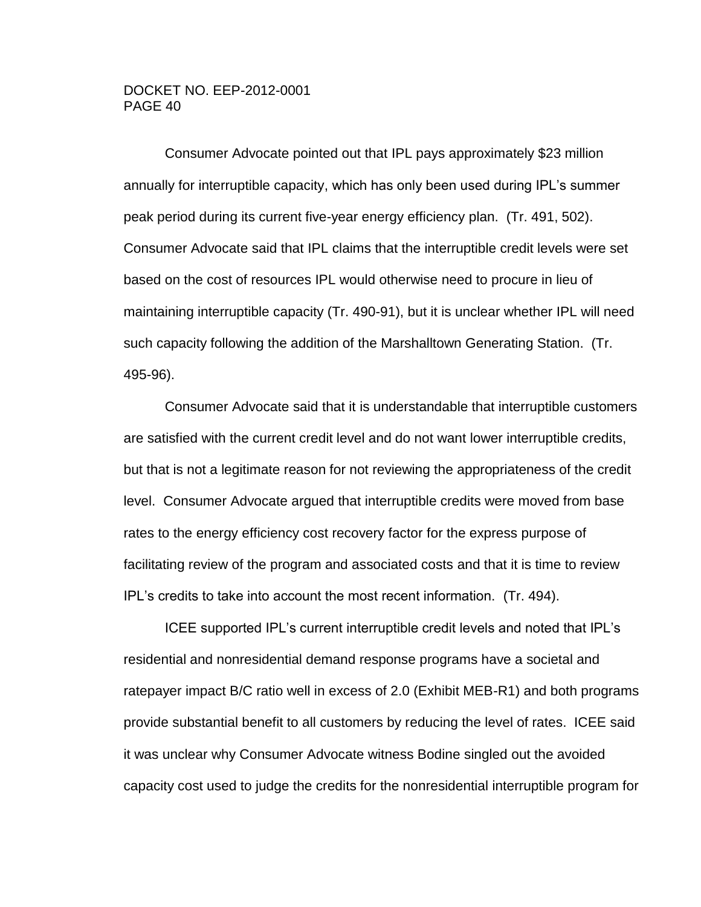Consumer Advocate pointed out that IPL pays approximately $23 million annually for interruptible capacity, which has only been used during IPL's summer peak period during its current five-year energy efficiency plan. (Tr. 491, 502). Consumer Advocate said that IPL claims that the interruptible credit levels were set based on the cost of resources IPL would otherwise need to procure in lieu of maintaining interruptible capacity (Tr. 490-91), but it is unclear whether IPL will need such capacity following the addition of the Marshalltown Generating Station. (Tr. 495-96).

Consumer Advocate said that it is understandable that interruptible customers are satisfied with the current credit level and do not want lower interruptible credits, but that is not a legitimate reason for not reviewing the appropriateness of the credit level. Consumer Advocate argued that interruptible credits were moved from base rates to the energy efficiency cost recovery factor for the express purpose of facilitating review of the program and associated costs and that it is time to review IPL's credits to take into account the most recent information. (Tr. 494).

ICEE supported IPL's current interruptible credit levels and noted that IPL's residential and nonresidential demand response programs have a societal and ratepayer impact B/C ratio well in excess of 2.0 (Exhibit MEB-R1) and both programs provide substantial benefit to all customers by reducing the level of rates. ICEE said it was unclear why Consumer Advocate witness Bodine singled out the avoided capacity cost used to judge the credits for the nonresidential interruptible program for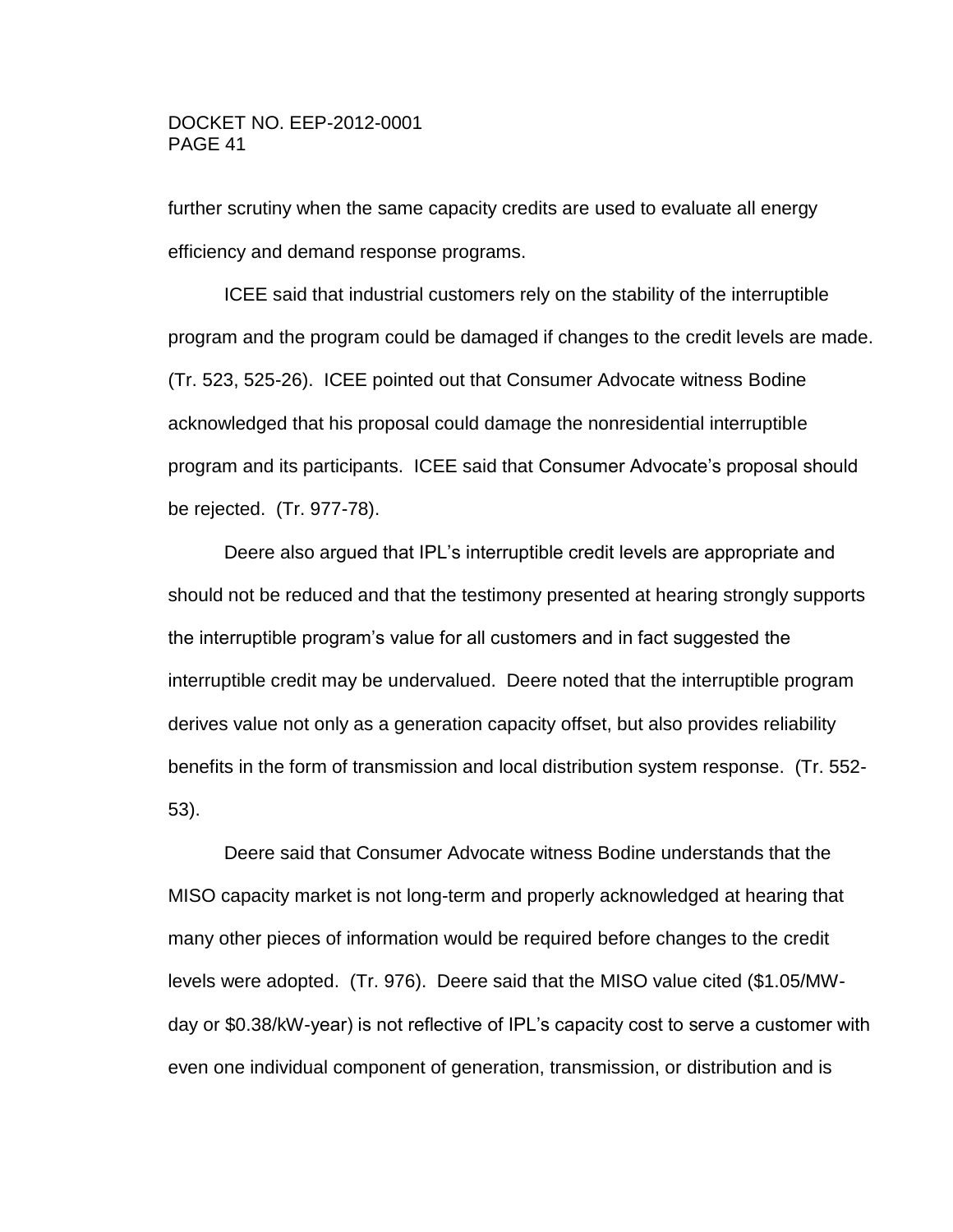further scrutiny when the same capacity credits are used to evaluate all energy efficiency and demand response programs.

ICEE said that industrial customers rely on the stability of the interruptible program and the program could be damaged if changes to the credit levels are made. (Tr. 523, 525-26). ICEE pointed out that Consumer Advocate witness Bodine acknowledged that his proposal could damage the nonresidential interruptible program and its participants. ICEE said that Consumer Advocate's proposal should be rejected. (Tr. 977-78).

Deere also argued that IPL's interruptible credit levels are appropriate and should not be reduced and that the testimony presented at hearing strongly supports the interruptible program's value for all customers and in fact suggested the interruptible credit may be undervalued. Deere noted that the interruptible program derives value not only as a generation capacity offset, but also provides reliability benefits in the form of transmission and local distribution system response. (Tr. 552-53).

Deere said that Consumer Advocate witness Bodine understands that the MISO capacity market is not long-term and properly acknowledged at hearing that many other pieces of information would be required before changes to the credit levels were adopted. (Tr. 976). Deere said that the MISO value cited ($1.05/MW-day or $0.38/kW-year) is not reflective of IPL's capacity cost to serve a customer with even one individual component of generation, transmission, or distribution and is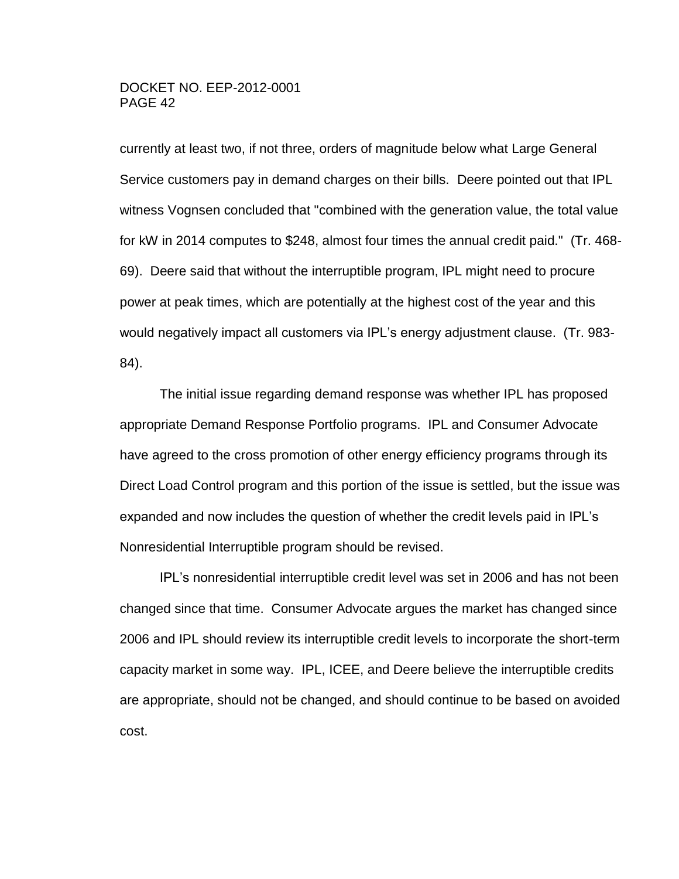currently at least two, if not three, orders of magnitude below what Large General Service customers pay in demand charges on their bills. Deere pointed out that IPL witness Vognsen concluded that "combined with the generation value, the total value for kW in 2014 computes to $248, almost four times the annual credit paid." (Tr. 468-69). Deere said that without the interruptible program, IPL might need to procure power at peak times, which are potentially at the highest cost of the year and this would negatively impact all customers via IPL's energy adjustment clause. (Tr. 983-84).

The initial issue regarding demand response was whether IPL has proposed appropriate Demand Response Portfolio programs. IPL and Consumer Advocate have agreed to the cross promotion of other energy efficiency programs through its Direct Load Control program and this portion of the issue is settled, but the issue was expanded and now includes the question of whether the credit levels paid in IPL's Nonresidential Interruptible program should be revised.

IPL's nonresidential interruptible credit level was set in 2006 and has not been changed since that time. Consumer Advocate argues the market has changed since 2006 and IPL should review its interruptible credit levels to incorporate the short-term capacity market in some way. IPL, ICEE, and Deere believe the interruptible credits are appropriate, should not be changed, and should continue to be based on avoided cost.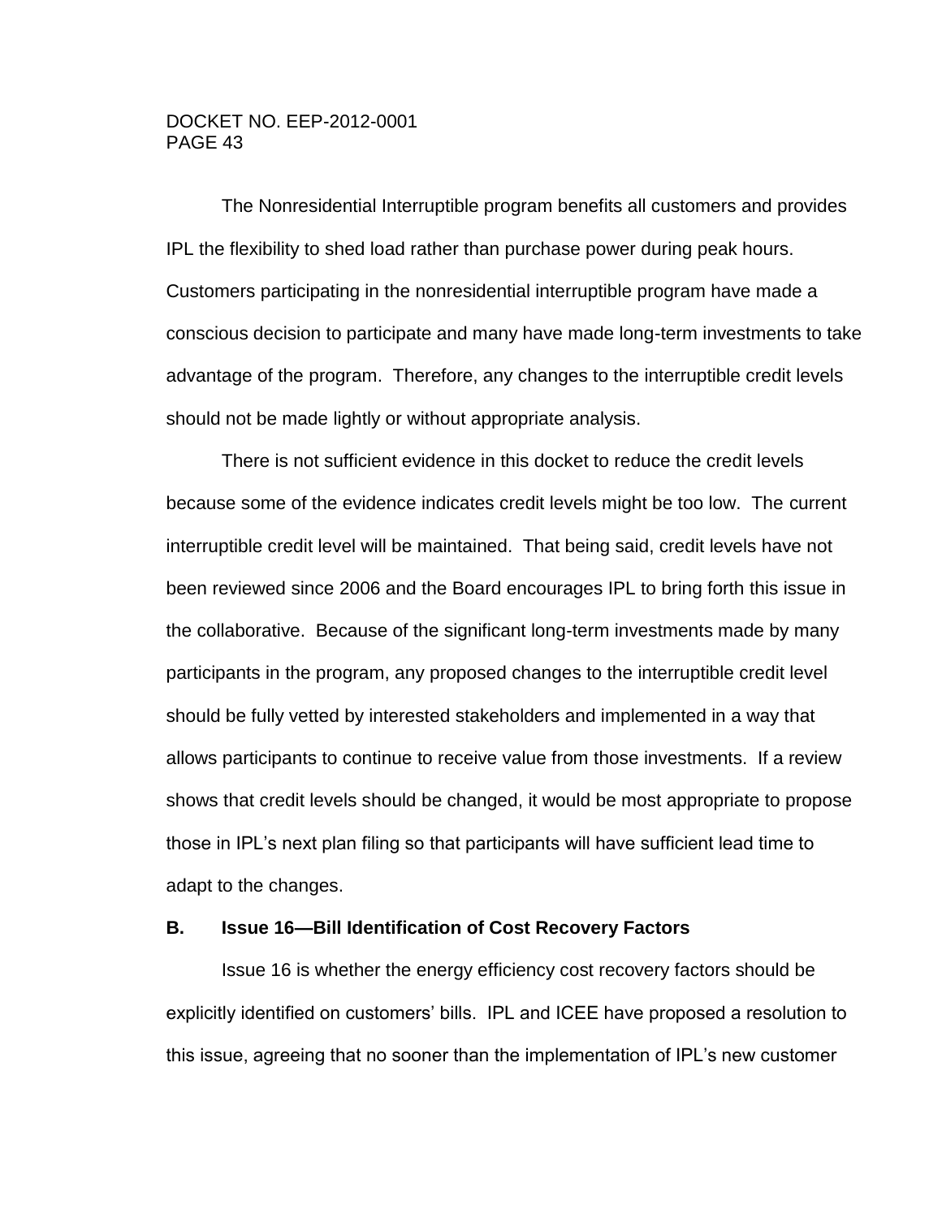The Nonresidential Interruptible program benefits all customers and provides IPL the flexibility to shed load rather than purchase power during peak hours. Customers participating in the nonresidential interruptible program have made a conscious decision to participate and many have made long-term investments to take advantage of the program. Therefore, any changes to the interruptible credit levels should not be made lightly or without appropriate analysis.

There is not sufficient evidence in this docket to reduce the credit levels because some of the evidence indicates credit levels might be too low. The current interruptible credit level will be maintained. That being said, credit levels have not been reviewed since 2006 and the Board encourages IPL to bring forth this issue in the collaborative. Because of the significant long-term investments made by many participants in the program, any proposed changes to the interruptible credit level should be fully vetted by interested stakeholders and implemented in a way that allows participants to continue to receive value from those investments. If a review shows that credit levels should be changed, it would be most appropriate to propose those in IPL's next plan filing so that participants will have sufficient lead time to adapt to the changes.

### B. Issue 16—Bill Identification of Cost Recovery Factors

Issue 16 is whether the energy efficiency cost recovery factors should be explicitly identified on customers' bills. IPL and ICEE have proposed a resolution to this issue, agreeing that no sooner than the implementation of IPL's new customer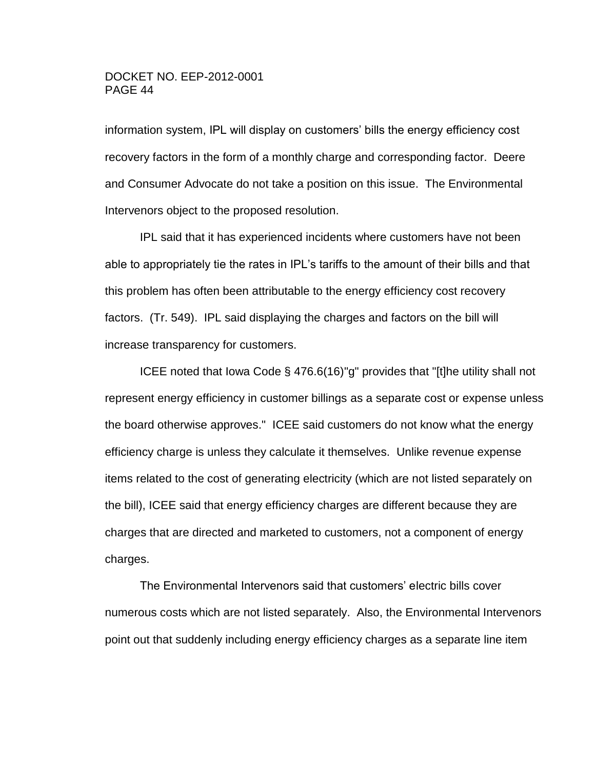information system, IPL will display on customers' bills the energy efficiency cost recovery factors in the form of a monthly charge and corresponding factor. Deere and Consumer Advocate do not take a position on this issue. The Environmental Intervenors object to the proposed resolution.

IPL said that it has experienced incidents where customers have not been able to appropriately tie the rates in IPL's tariffs to the amount of their bills and that this problem has often been attributable to the energy efficiency cost recovery factors. (Tr. 549). IPL said displaying the charges and factors on the bill will increase transparency for customers.

ICEE noted that Iowa Code § 476.6(16)"g" provides that "[t]he utility shall not represent energy efficiency in customer billings as a separate cost or expense unless the board otherwise approves." ICEE said customers do not know what the energy efficiency charge is unless they calculate it themselves. Unlike revenue expense items related to the cost of generating electricity (which are not listed separately on the bill), ICEE said that energy efficiency charges are different because they are charges that are directed and marketed to customers, not a component of energy charges.

The Environmental Intervenors said that customers' electric bills cover numerous costs which are not listed separately. Also, the Environmental Intervenors point out that suddenly including energy efficiency charges as a separate line item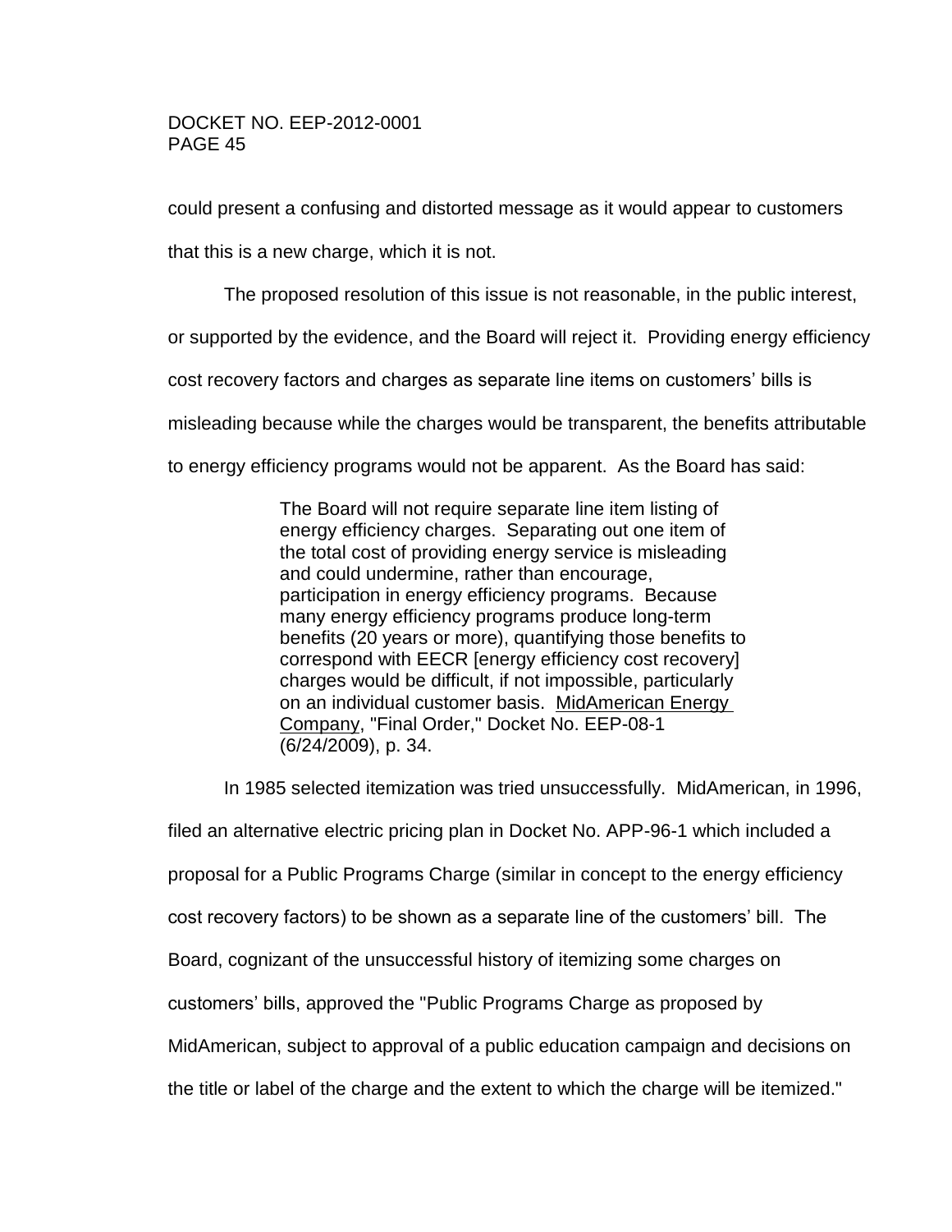could present a confusing and distorted message as it would appear to customers that this is a new charge, which it is not.

The proposed resolution of this issue is not reasonable, in the public interest, or supported by the evidence, and the Board will reject it. Providing energy efficiency cost recovery factors and charges as separate line items on customers' bills is misleading because while the charges would be transparent, the benefits attributable to energy efficiency programs would not be apparent. As the Board has said:

> The Board will not require separate line item listing of energy efficiency charges. Separating out one item of the total cost of providing energy service is misleading and could undermine, rather than encourage, participation in energy efficiency programs. Because many energy efficiency programs produce long-term benefits (20 years or more), quantifying those benefits to correspond with EECR [energy efficiency cost recovery] charges would be difficult, if not impossible, particularly on an individual customer basis. MidAmerican Energy Company, "Final Order," Docket No. EEP-08-1 (6/24/2009), p. 34.

In 1985 selected itemization was tried unsuccessfully. MidAmerican, in 1996, filed an alternative electric pricing plan in Docket No. APP-96-1 which included a proposal for a Public Programs Charge (similar in concept to the energy efficiency cost recovery factors) to be shown as a separate line of the customers' bill. The Board, cognizant of the unsuccessful history of itemizing some charges on customers' bills, approved the "Public Programs Charge as proposed by MidAmerican, subject to approval of a public education campaign and decisions on the title or label of the charge and the extent to which the charge will be itemized."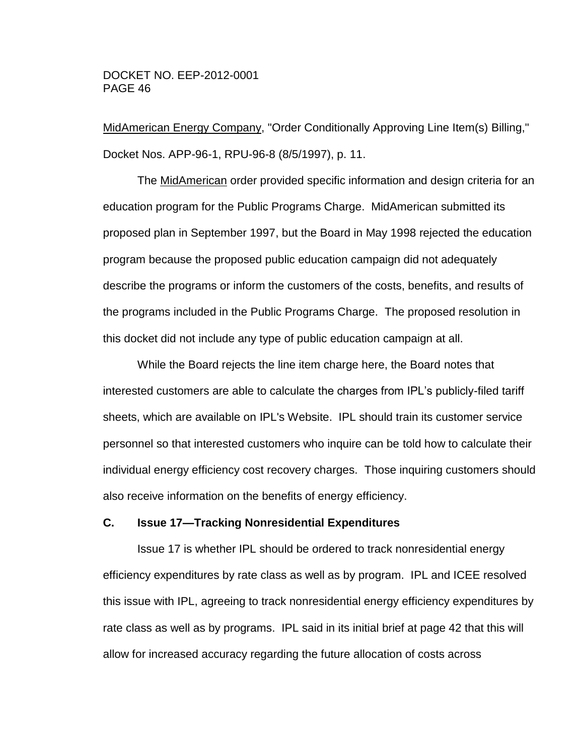MidAmerican Energy Company, "Order Conditionally Approving Line Item(s) Billing," Docket Nos. APP-96-1, RPU-96-8 (8/5/1997), p. 11.

The MidAmerican order provided specific information and design criteria for an education program for the Public Programs Charge. MidAmerican submitted its proposed plan in September 1997, but the Board in May 1998 rejected the education program because the proposed public education campaign did not adequately describe the programs or inform the customers of the costs, benefits, and results of the programs included in the Public Programs Charge. The proposed resolution in this docket did not include any type of public education campaign at all.

While the Board rejects the line item charge here, the Board notes that interested customers are able to calculate the charges from IPL's publicly-filed tariff sheets, which are available on IPL's Website. IPL should train its customer service personnel so that interested customers who inquire can be told how to calculate their individual energy efficiency cost recovery charges. Those inquiring customers should also receive information on the benefits of energy efficiency.

### C. Issue 17—Tracking Nonresidential Expenditures

Issue 17 is whether IPL should be ordered to track nonresidential energy efficiency expenditures by rate class as well as by program. IPL and ICEE resolved this issue with IPL, agreeing to track nonresidential energy efficiency expenditures by rate class as well as by programs. IPL said in its initial brief at page 42 that this will allow for increased accuracy regarding the future allocation of costs across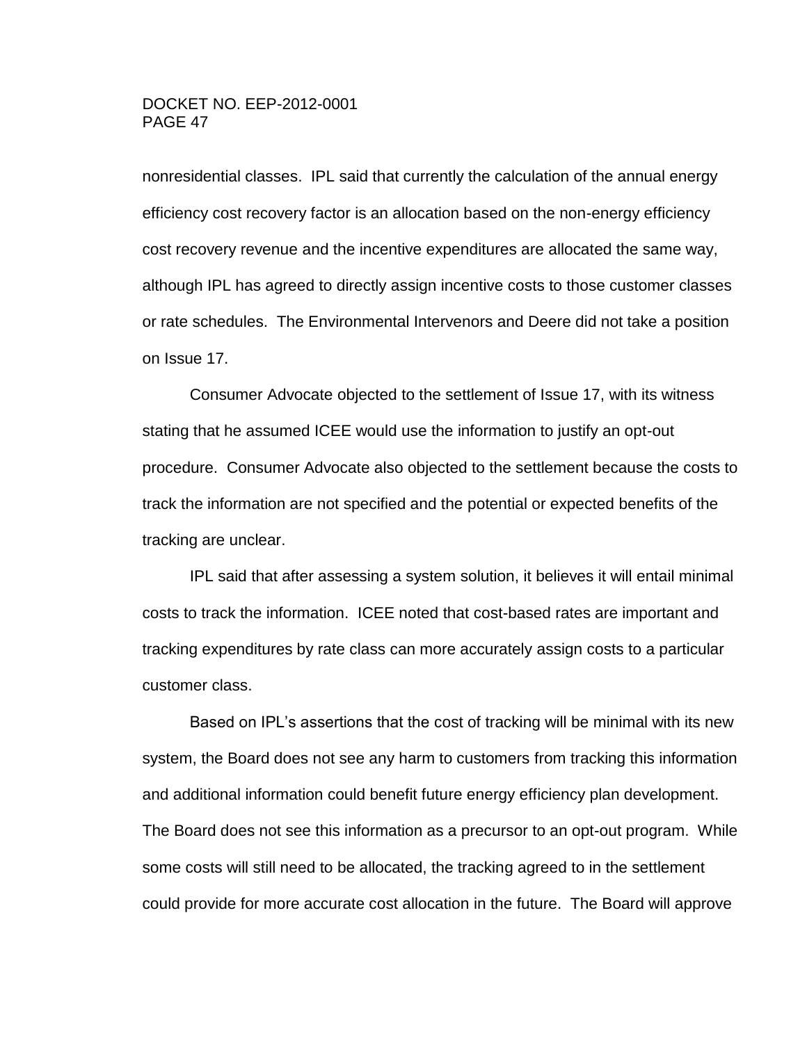nonresidential classes. IPL said that currently the calculation of the annual energy efficiency cost recovery factor is an allocation based on the non-energy efficiency cost recovery revenue and the incentive expenditures are allocated the same way, although IPL has agreed to directly assign incentive costs to those customer classes or rate schedules. The Environmental Intervenors and Deere did not take a position on Issue 17.

Consumer Advocate objected to the settlement of Issue 17, with its witness stating that he assumed ICEE would use the information to justify an opt-out procedure. Consumer Advocate also objected to the settlement because the costs to track the information are not specified and the potential or expected benefits of the tracking are unclear.

IPL said that after assessing a system solution, it believes it will entail minimal costs to track the information. ICEE noted that cost-based rates are important and tracking expenditures by rate class can more accurately assign costs to a particular customer class.

Based on IPL's assertions that the cost of tracking will be minimal with its new system, the Board does not see any harm to customers from tracking this information and additional information could benefit future energy efficiency plan development. The Board does not see this information as a precursor to an opt-out program. While some costs will still need to be allocated, the tracking agreed to in the settlement could provide for more accurate cost allocation in the future. The Board will approve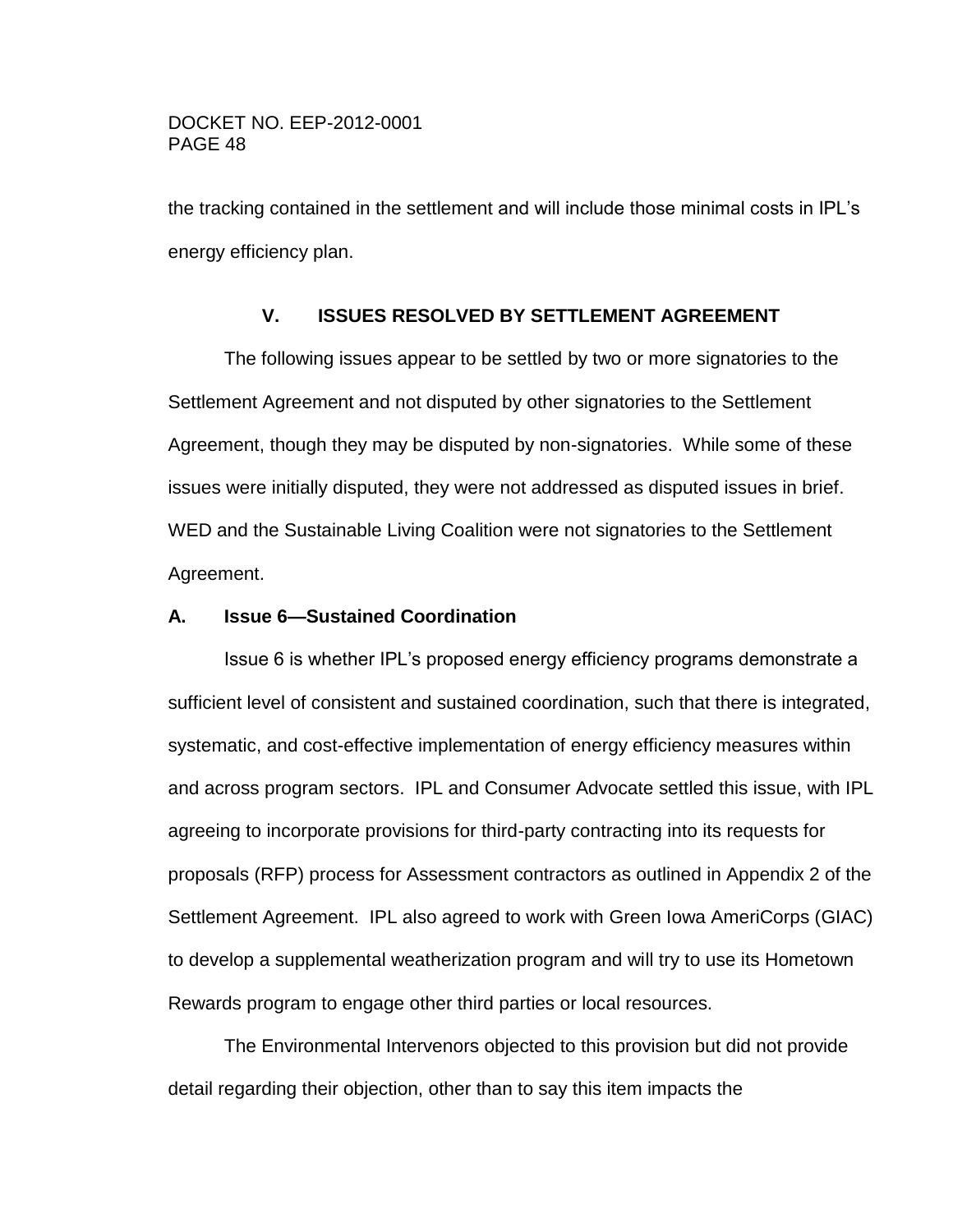the tracking contained in the settlement and will include those minimal costs in IPL's energy efficiency plan.

## V. ISSUES RESOLVED BY SETTLEMENT AGREEMENT

The following issues appear to be settled by two or more signatories to the Settlement Agreement and not disputed by other signatories to the Settlement Agreement, though they may be disputed by non-signatories. While some of these issues were initially disputed, they were not addressed as disputed issues in brief. WED and the Sustainable Living Coalition were not signatories to the Settlement Agreement.

### A. Issue 6—Sustained Coordination

Issue 6 is whether IPL's proposed energy efficiency programs demonstrate a sufficient level of consistent and sustained coordination, such that there is integrated, systematic, and cost-effective implementation of energy efficiency measures within and across program sectors. IPL and Consumer Advocate settled this issue, with IPL agreeing to incorporate provisions for third-party contracting into its requests for proposals (RFP) process for Assessment contractors as outlined in Appendix 2 of the Settlement Agreement. IPL also agreed to work with Green Iowa AmeriCorps (GIAC) to develop a supplemental weatherization program and will try to use its Hometown Rewards program to engage other third parties or local resources.

The Environmental Intervenors objected to this provision but did not provide detail regarding their objection, other than to say this item impacts the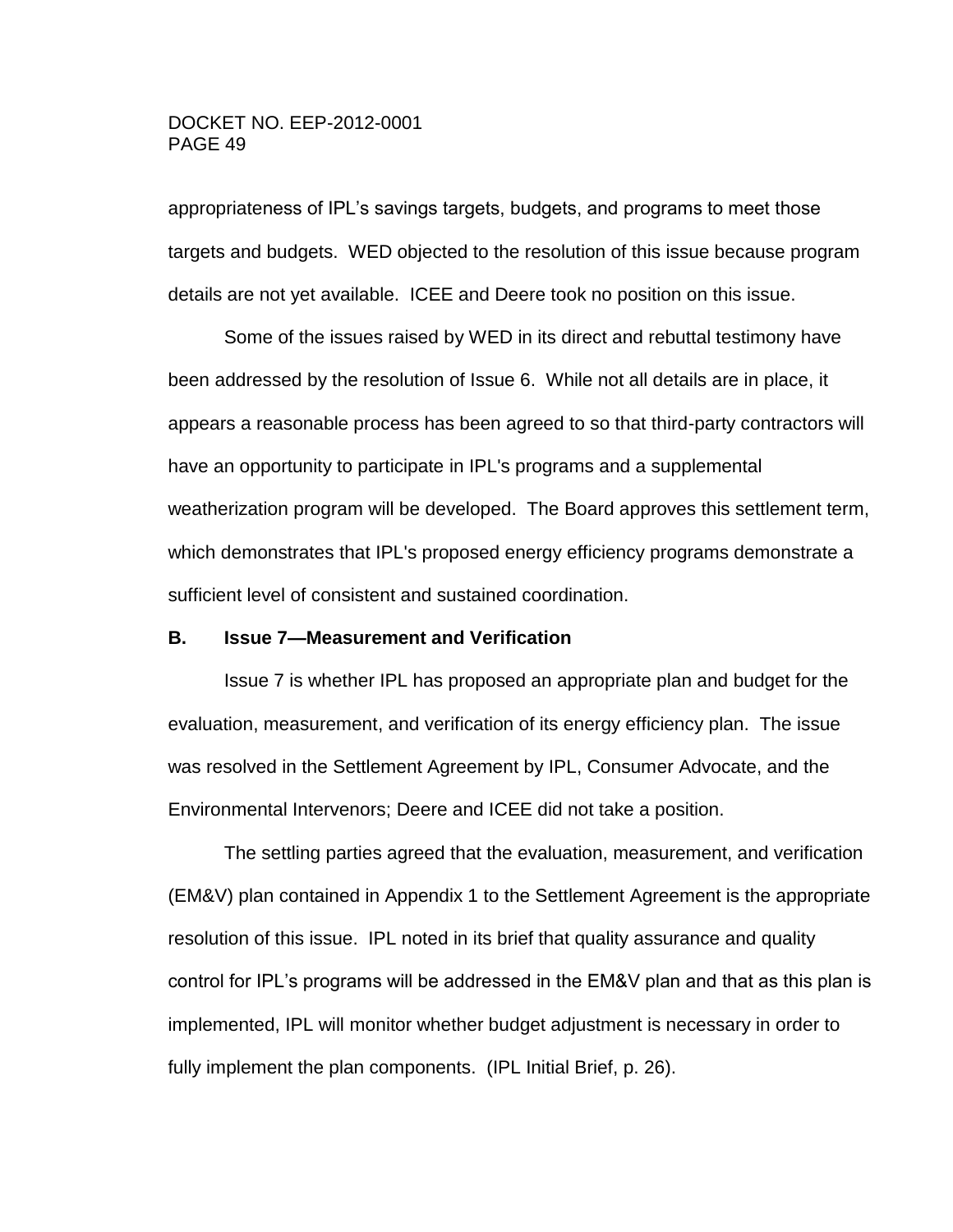appropriateness of IPL’s savings targets, budgets, and programs to meet those targets and budgets. WED objected to the resolution of this issue because program details are not yet available. ICEE and Deere took no position on this issue.

Some of the issues raised by WED in its direct and rebuttal testimony have been addressed by the resolution of Issue 6. While not all details are in place, it appears a reasonable process has been agreed to so that third-party contractors will have an opportunity to participate in IPL's programs and a supplemental weatherization program will be developed. The Board approves this settlement term, which demonstrates that IPL's proposed energy efficiency programs demonstrate a sufficient level of consistent and sustained coordination.

### B. Issue 7—Measurement and Verification

Issue 7 is whether IPL has proposed an appropriate plan and budget for the evaluation, measurement, and verification of its energy efficiency plan. The issue was resolved in the Settlement Agreement by IPL, Consumer Advocate, and the Environmental Intervenors; Deere and ICEE did not take a position.

The settling parties agreed that the evaluation, measurement, and verification (EM&V) plan contained in Appendix 1 to the Settlement Agreement is the appropriate resolution of this issue. IPL noted in its brief that quality assurance and quality control for IPL’s programs will be addressed in the EM&V plan and that as this plan is implemented, IPL will monitor whether budget adjustment is necessary in order to fully implement the plan components. (IPL Initial Brief, p. 26).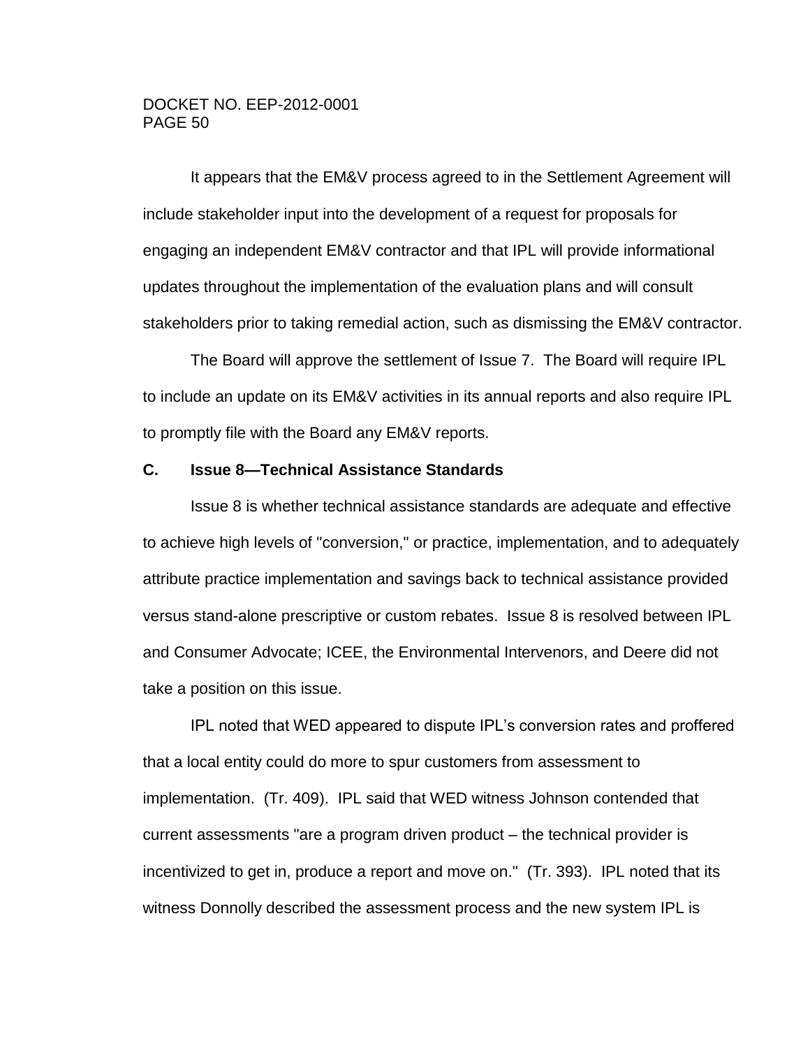It appears that the EM&V process agreed to in the Settlement Agreement will include stakeholder input into the development of a request for proposals for engaging an independent EM&V contractor and that IPL will provide informational updates throughout the implementation of the evaluation plans and will consult stakeholders prior to taking remedial action, such as dismissing the EM&V contractor.

The Board will approve the settlement of Issue 7. The Board will require IPL to include an update on its EM&V activities in its annual reports and also require IPL to promptly file with the Board any EM&V reports.

### C. Issue 8—Technical Assistance Standards

Issue 8 is whether technical assistance standards are adequate and effective to achieve high levels of "conversion," or practice, implementation, and to adequately attribute practice implementation and savings back to technical assistance provided versus stand-alone prescriptive or custom rebates. Issue 8 is resolved between IPL and Consumer Advocate; ICEE, the Environmental Intervenors, and Deere did not take a position on this issue.

IPL noted that WED appeared to dispute IPL's conversion rates and proffered that a local entity could do more to spur customers from assessment to implementation. (Tr. 409). IPL said that WED witness Johnson contended that current assessments "are a program driven product – the technical provider is incentivized to get in, produce a report and move on." (Tr. 393). IPL noted that its witness Donnolly described the assessment process and the new system IPL is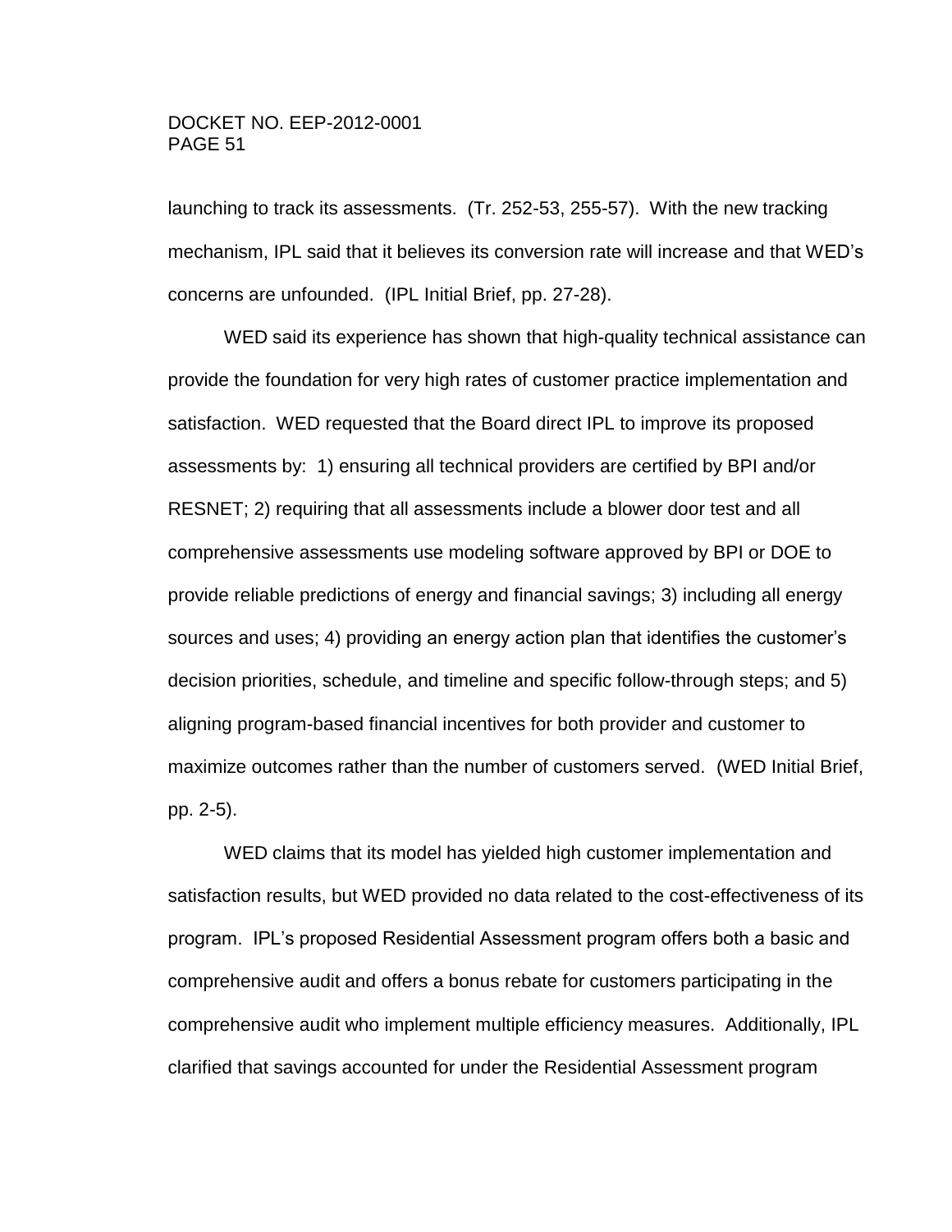launching to track its assessments. (Tr. 252-53, 255-57). With the new tracking mechanism, IPL said that it believes its conversion rate will increase and that WED's concerns are unfounded. (IPL Initial Brief, pp. 27-28).

WED said its experience has shown that high-quality technical assistance can provide the foundation for very high rates of customer practice implementation and satisfaction. WED requested that the Board direct IPL to improve its proposed assessments by: 1) ensuring all technical providers are certified by BPI and/or RESNET; 2) requiring that all assessments include a blower door test and all comprehensive assessments use modeling software approved by BPI or DOE to provide reliable predictions of energy and financial savings; 3) including all energy sources and uses; 4) providing an energy action plan that identifies the customer's decision priorities, schedule, and timeline and specific follow-through steps; and 5) aligning program-based financial incentives for both provider and customer to maximize outcomes rather than the number of customers served. (WED Initial Brief, pp. 2-5).

WED claims that its model has yielded high customer implementation and satisfaction results, but WED provided no data related to the cost-effectiveness of its program. IPL's proposed Residential Assessment program offers both a basic and comprehensive audit and offers a bonus rebate for customers participating in the comprehensive audit who implement multiple efficiency measures. Additionally, IPL clarified that savings accounted for under the Residential Assessment program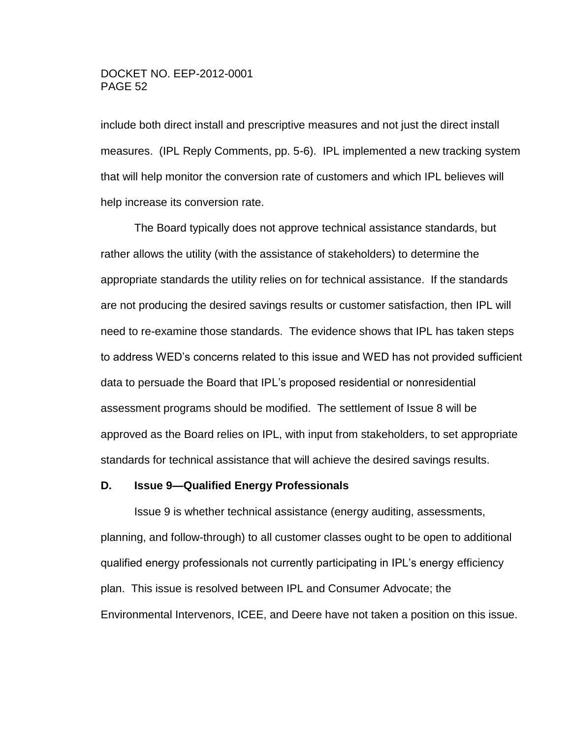include both direct install and prescriptive measures and not just the direct install measures. (IPL Reply Comments, pp. 5-6). IPL implemented a new tracking system that will help monitor the conversion rate of customers and which IPL believes will help increase its conversion rate.

The Board typically does not approve technical assistance standards, but rather allows the utility (with the assistance of stakeholders) to determine the appropriate standards the utility relies on for technical assistance. If the standards are not producing the desired savings results or customer satisfaction, then IPL will need to re-examine those standards. The evidence shows that IPL has taken steps to address WED's concerns related to this issue and WED has not provided sufficient data to persuade the Board that IPL's proposed residential or nonresidential assessment programs should be modified. The settlement of Issue 8 will be approved as the Board relies on IPL, with input from stakeholders, to set appropriate standards for technical assistance that will achieve the desired savings results.

### D. Issue 9—Qualified Energy Professionals

Issue 9 is whether technical assistance (energy auditing, assessments, planning, and follow-through) to all customer classes ought to be open to additional qualified energy professionals not currently participating in IPL's energy efficiency plan. This issue is resolved between IPL and Consumer Advocate; the Environmental Intervenors, ICEE, and Deere have not taken a position on this issue.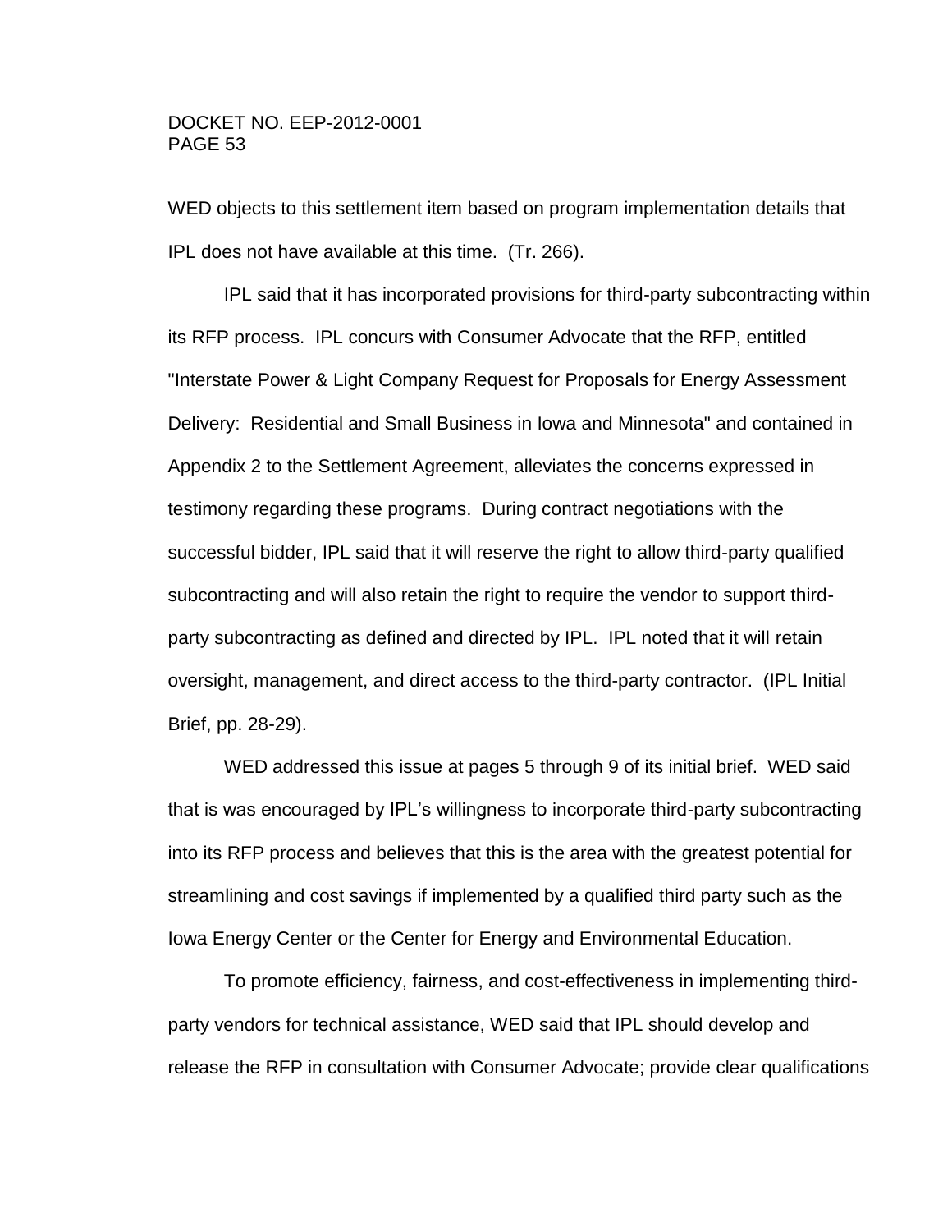WED objects to this settlement item based on program implementation details that IPL does not have available at this time. (Tr. 266).

IPL said that it has incorporated provisions for third-party subcontracting within its RFP process. IPL concurs with Consumer Advocate that the RFP, entitled "Interstate Power & Light Company Request for Proposals for Energy Assessment Delivery: Residential and Small Business in Iowa and Minnesota" and contained in Appendix 2 to the Settlement Agreement, alleviates the concerns expressed in testimony regarding these programs. During contract negotiations with the successful bidder, IPL said that it will reserve the right to allow third-party qualified subcontracting and will also retain the right to require the vendor to support third-party subcontracting as defined and directed by IPL. IPL noted that it will retain oversight, management, and direct access to the third-party contractor. (IPL Initial Brief, pp. 28-29).

WED addressed this issue at pages 5 through 9 of its initial brief. WED said that is was encouraged by IPL's willingness to incorporate third-party subcontracting into its RFP process and believes that this is the area with the greatest potential for streamlining and cost savings if implemented by a qualified third party such as the Iowa Energy Center or the Center for Energy and Environmental Education.

To promote efficiency, fairness, and cost-effectiveness in implementing third-party vendors for technical assistance, WED said that IPL should develop and release the RFP in consultation with Consumer Advocate; provide clear qualifications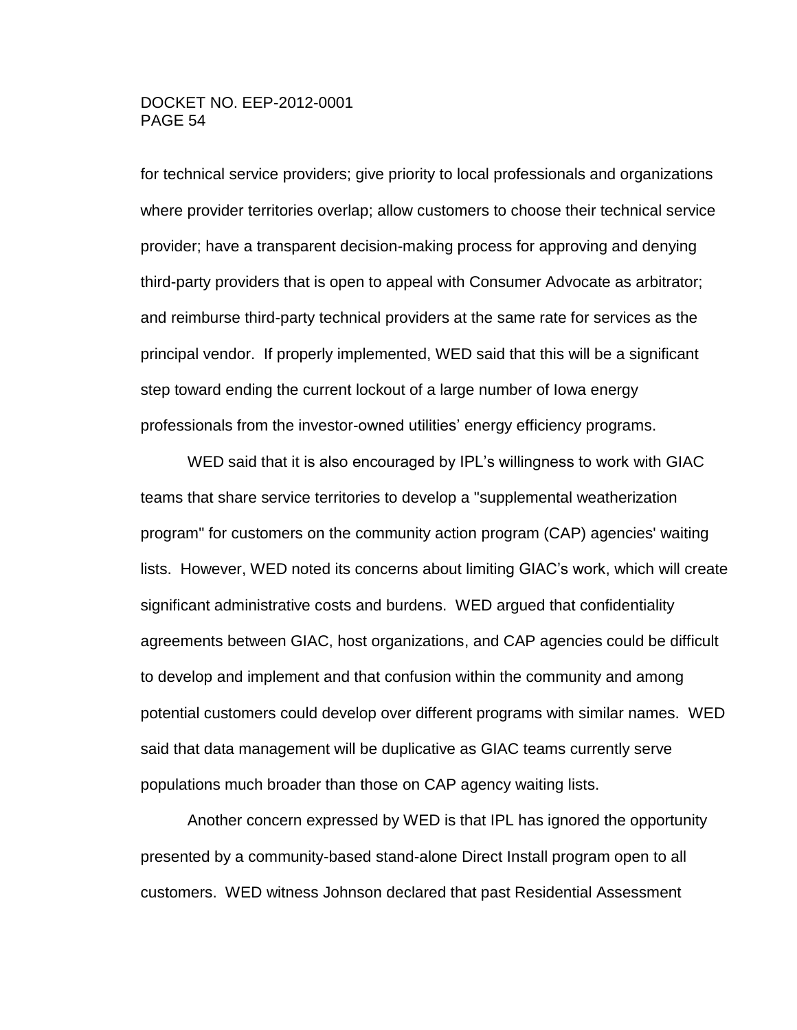for technical service providers; give priority to local professionals and organizations where provider territories overlap; allow customers to choose their technical service provider; have a transparent decision-making process for approving and denying third-party providers that is open to appeal with Consumer Advocate as arbitrator; and reimburse third-party technical providers at the same rate for services as the principal vendor. If properly implemented, WED said that this will be a significant step toward ending the current lockout of a large number of Iowa energy professionals from the investor-owned utilities' energy efficiency programs.

WED said that it is also encouraged by IPL's willingness to work with GIAC teams that share service territories to develop a "supplemental weatherization program" for customers on the community action program (CAP) agencies' waiting lists. However, WED noted its concerns about limiting GIAC's work, which will create significant administrative costs and burdens. WED argued that confidentiality agreements between GIAC, host organizations, and CAP agencies could be difficult to develop and implement and that confusion within the community and among potential customers could develop over different programs with similar names. WED said that data management will be duplicative as GIAC teams currently serve populations much broader than those on CAP agency waiting lists.

Another concern expressed by WED is that IPL has ignored the opportunity presented by a community-based stand-alone Direct Install program open to all customers. WED witness Johnson declared that past Residential Assessment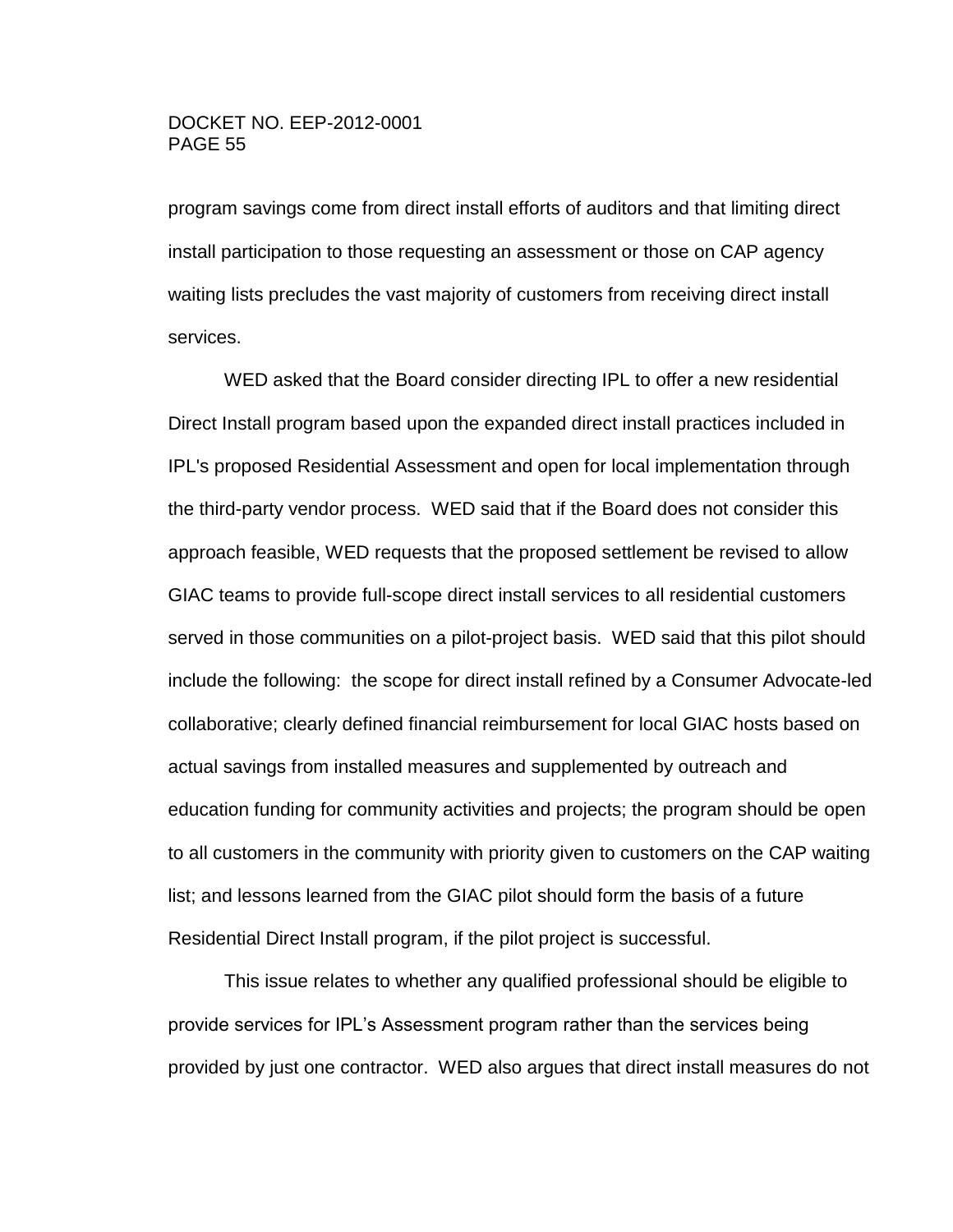program savings come from direct install efforts of auditors and that limiting direct install participation to those requesting an assessment or those on CAP agency waiting lists precludes the vast majority of customers from receiving direct install services.

WED asked that the Board consider directing IPL to offer a new residential Direct Install program based upon the expanded direct install practices included in IPL's proposed Residential Assessment and open for local implementation through the third-party vendor process. WED said that if the Board does not consider this approach feasible, WED requests that the proposed settlement be revised to allow GIAC teams to provide full-scope direct install services to all residential customers served in those communities on a pilot-project basis. WED said that this pilot should include the following: the scope for direct install refined by a Consumer Advocate-led collaborative; clearly defined financial reimbursement for local GIAC hosts based on actual savings from installed measures and supplemented by outreach and education funding for community activities and projects; the program should be open to all customers in the community with priority given to customers on the CAP waiting list; and lessons learned from the GIAC pilot should form the basis of a future Residential Direct Install program, if the pilot project is successful.

This issue relates to whether any qualified professional should be eligible to provide services for IPL's Assessment program rather than the services being provided by just one contractor. WED also argues that direct install measures do not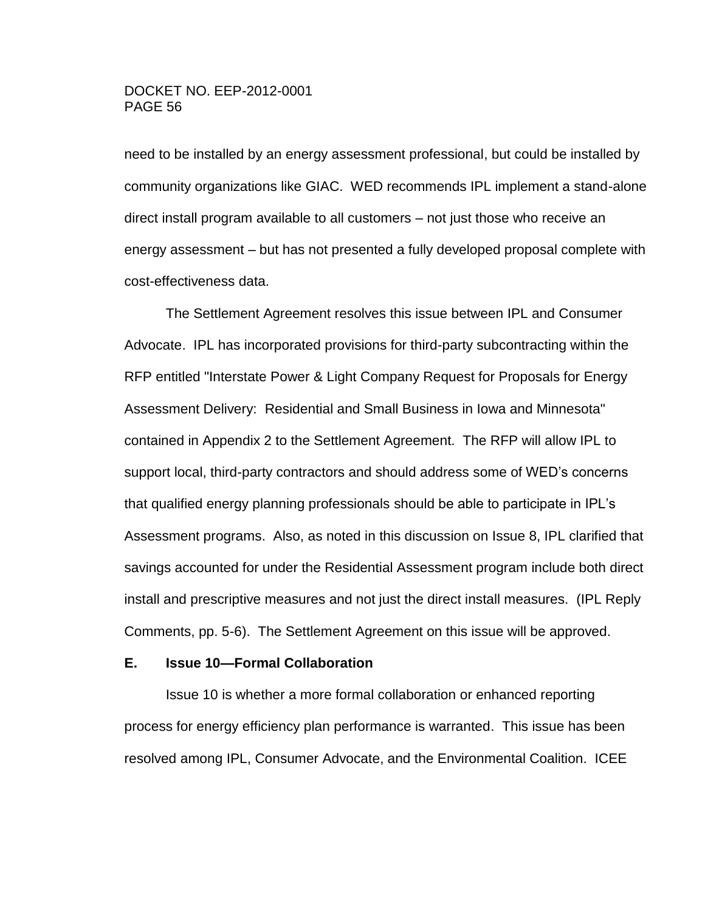need to be installed by an energy assessment professional, but could be installed by community organizations like GIAC. WED recommends IPL implement a stand-alone direct install program available to all customers – not just those who receive an energy assessment – but has not presented a fully developed proposal complete with cost-effectiveness data.

The Settlement Agreement resolves this issue between IPL and Consumer Advocate. IPL has incorporated provisions for third-party subcontracting within the RFP entitled "Interstate Power & Light Company Request for Proposals for Energy Assessment Delivery: Residential and Small Business in Iowa and Minnesota" contained in Appendix 2 to the Settlement Agreement. The RFP will allow IPL to support local, third-party contractors and should address some of WED's concerns that qualified energy planning professionals should be able to participate in IPL's Assessment programs. Also, as noted in this discussion on Issue 8, IPL clarified that savings accounted for under the Residential Assessment program include both direct install and prescriptive measures and not just the direct install measures. (IPL Reply Comments, pp. 5-6). The Settlement Agreement on this issue will be approved.

### E. Issue 10—Formal Collaboration

Issue 10 is whether a more formal collaboration or enhanced reporting process for energy efficiency plan performance is warranted. This issue has been resolved among IPL, Consumer Advocate, and the Environmental Coalition. ICEE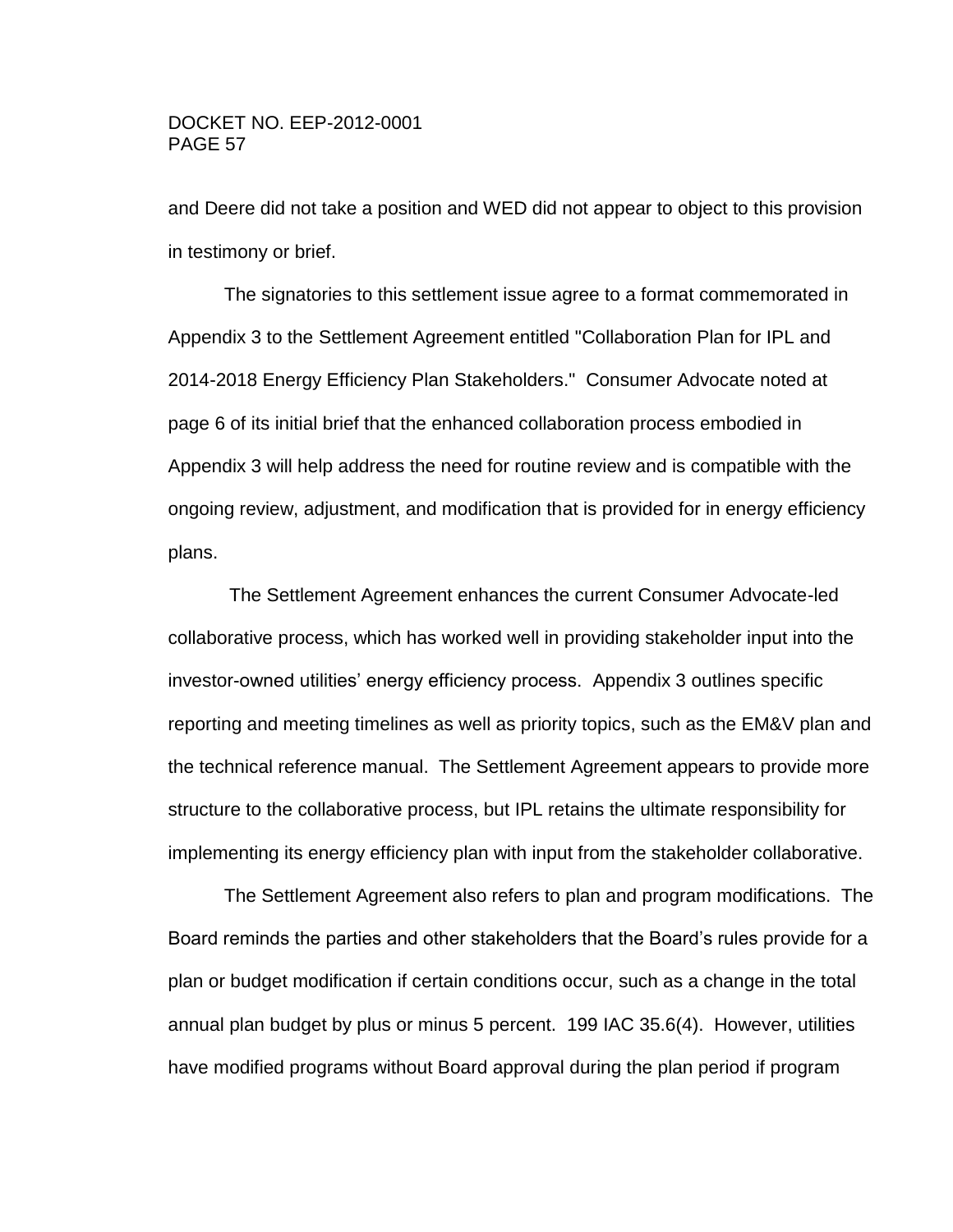and Deere did not take a position and WED did not appear to object to this provision in testimony or brief.

The signatories to this settlement issue agree to a format commemorated in Appendix 3 to the Settlement Agreement entitled "Collaboration Plan for IPL and 2014-2018 Energy Efficiency Plan Stakeholders." Consumer Advocate noted at page 6 of its initial brief that the enhanced collaboration process embodied in Appendix 3 will help address the need for routine review and is compatible with the ongoing review, adjustment, and modification that is provided for in energy efficiency plans.

The Settlement Agreement enhances the current Consumer Advocate-led collaborative process, which has worked well in providing stakeholder input into the investor-owned utilities' energy efficiency process. Appendix 3 outlines specific reporting and meeting timelines as well as priority topics, such as the EM&V plan and the technical reference manual. The Settlement Agreement appears to provide more structure to the collaborative process, but IPL retains the ultimate responsibility for implementing its energy efficiency plan with input from the stakeholder collaborative.

The Settlement Agreement also refers to plan and program modifications. The Board reminds the parties and other stakeholders that the Board's rules provide for a plan or budget modification if certain conditions occur, such as a change in the total annual plan budget by plus or minus 5 percent. 199 IAC 35.6(4). However, utilities have modified programs without Board approval during the plan period if program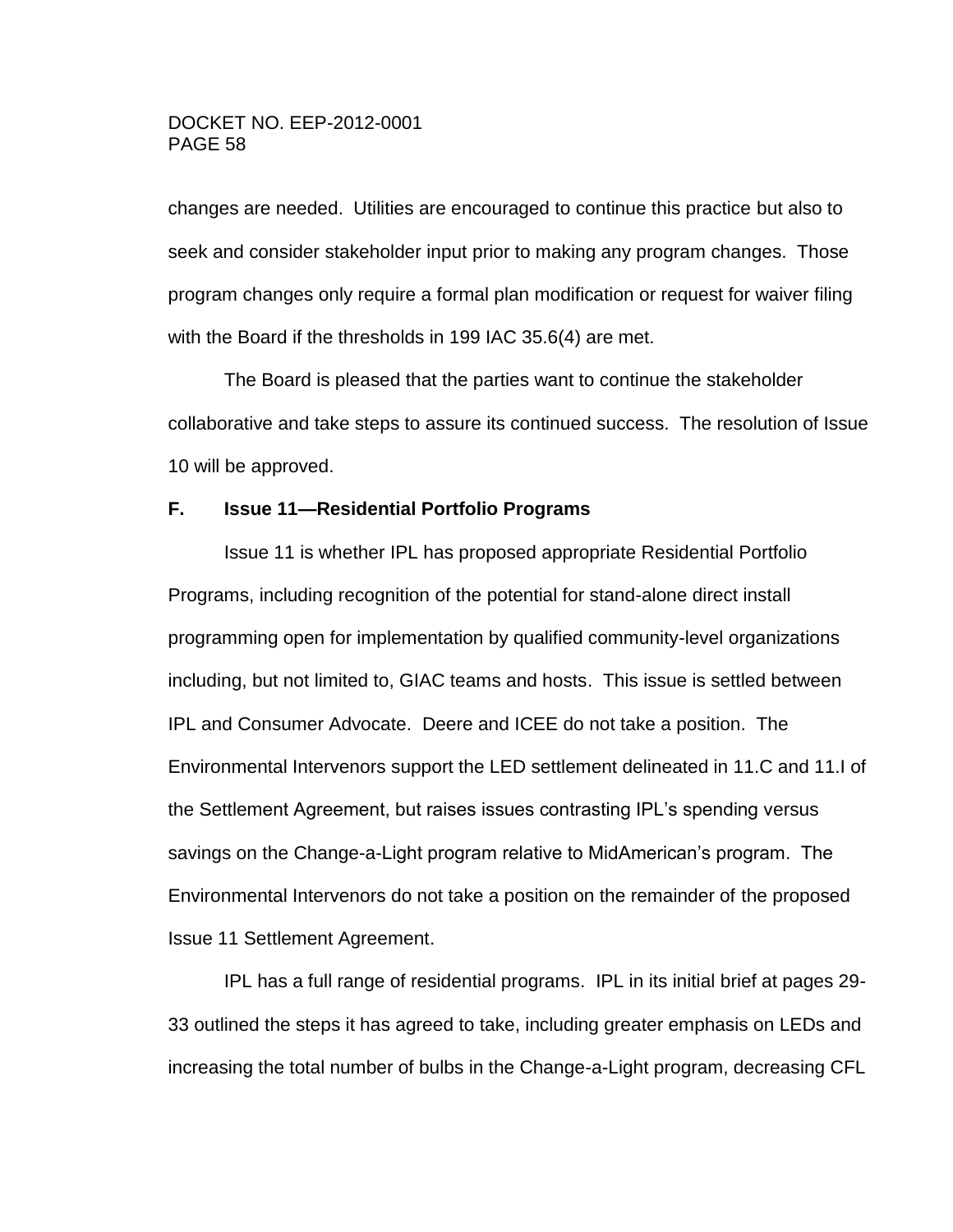changes are needed. Utilities are encouraged to continue this practice but also to seek and consider stakeholder input prior to making any program changes. Those program changes only require a formal plan modification or request for waiver filing with the Board if the thresholds in 199 IAC 35.6(4) are met.

The Board is pleased that the parties want to continue the stakeholder collaborative and take steps to assure its continued success. The resolution of Issue 10 will be approved.

### F. Issue 11—Residential Portfolio Programs

Issue 11 is whether IPL has proposed appropriate Residential Portfolio Programs, including recognition of the potential for stand-alone direct install programming open for implementation by qualified community-level organizations including, but not limited to, GIAC teams and hosts. This issue is settled between IPL and Consumer Advocate. Deere and ICEE do not take a position. The Environmental Intervenors support the LED settlement delineated in 11.C and 11.I of the Settlement Agreement, but raises issues contrasting IPL's spending versus savings on the Change-a-Light program relative to MidAmerican's program. The Environmental Intervenors do not take a position on the remainder of the proposed Issue 11 Settlement Agreement.

IPL has a full range of residential programs. IPL in its initial brief at pages 29-33 outlined the steps it has agreed to take, including greater emphasis on LEDs and increasing the total number of bulbs in the Change-a-Light program, decreasing CFL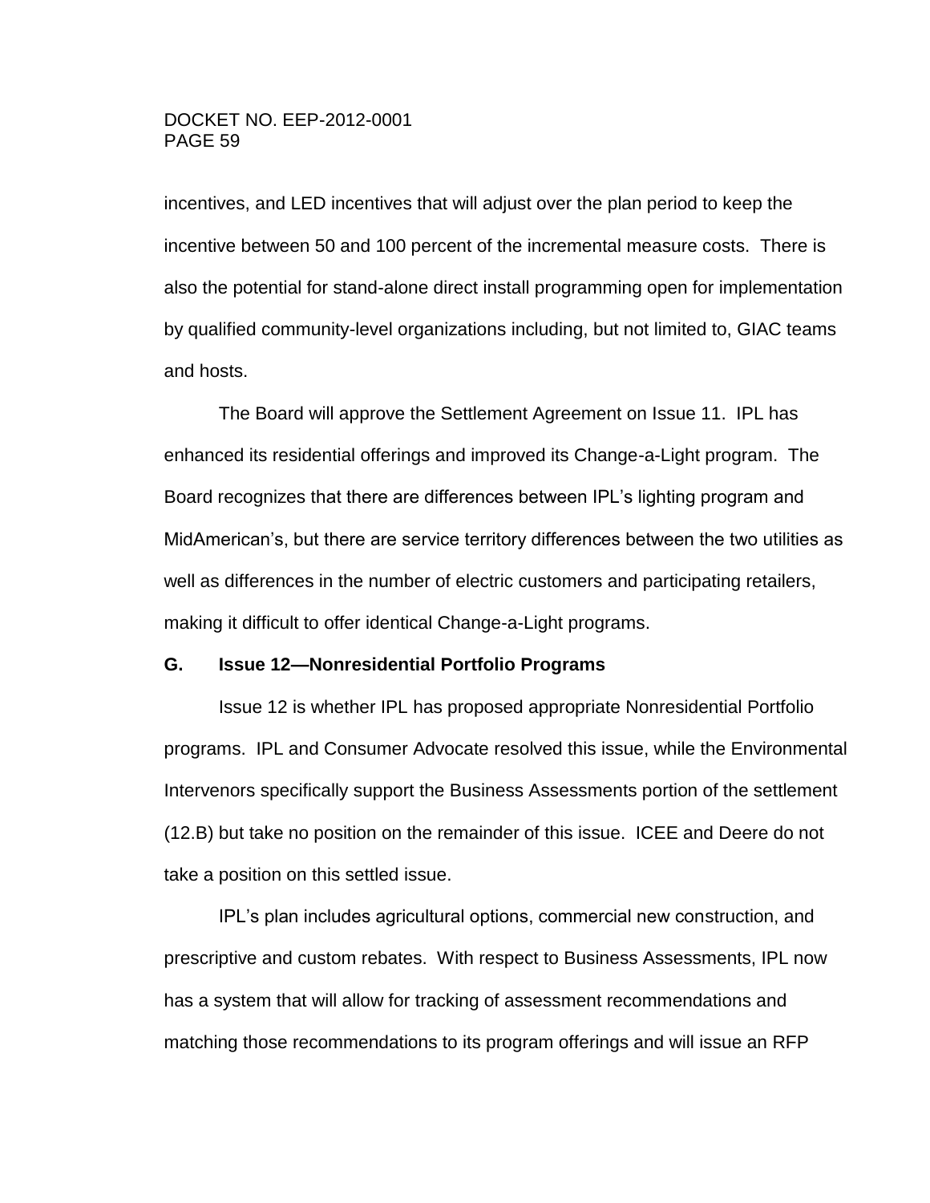incentives, and LED incentives that will adjust over the plan period to keep the incentive between 50 and 100 percent of the incremental measure costs. There is also the potential for stand-alone direct install programming open for implementation by qualified community-level organizations including, but not limited to, GIAC teams and hosts.

The Board will approve the Settlement Agreement on Issue 11. IPL has enhanced its residential offerings and improved its Change-a-Light program. The Board recognizes that there are differences between IPL's lighting program and MidAmerican's, but there are service territory differences between the two utilities as well as differences in the number of electric customers and participating retailers, making it difficult to offer identical Change-a-Light programs.

### G. Issue 12—Nonresidential Portfolio Programs

Issue 12 is whether IPL has proposed appropriate Nonresidential Portfolio programs. IPL and Consumer Advocate resolved this issue, while the Environmental Intervenors specifically support the Business Assessments portion of the settlement (12.B) but take no position on the remainder of this issue. ICEE and Deere do not take a position on this settled issue.

IPL's plan includes agricultural options, commercial new construction, and prescriptive and custom rebates. With respect to Business Assessments, IPL now has a system that will allow for tracking of assessment recommendations and matching those recommendations to its program offerings and will issue an RFP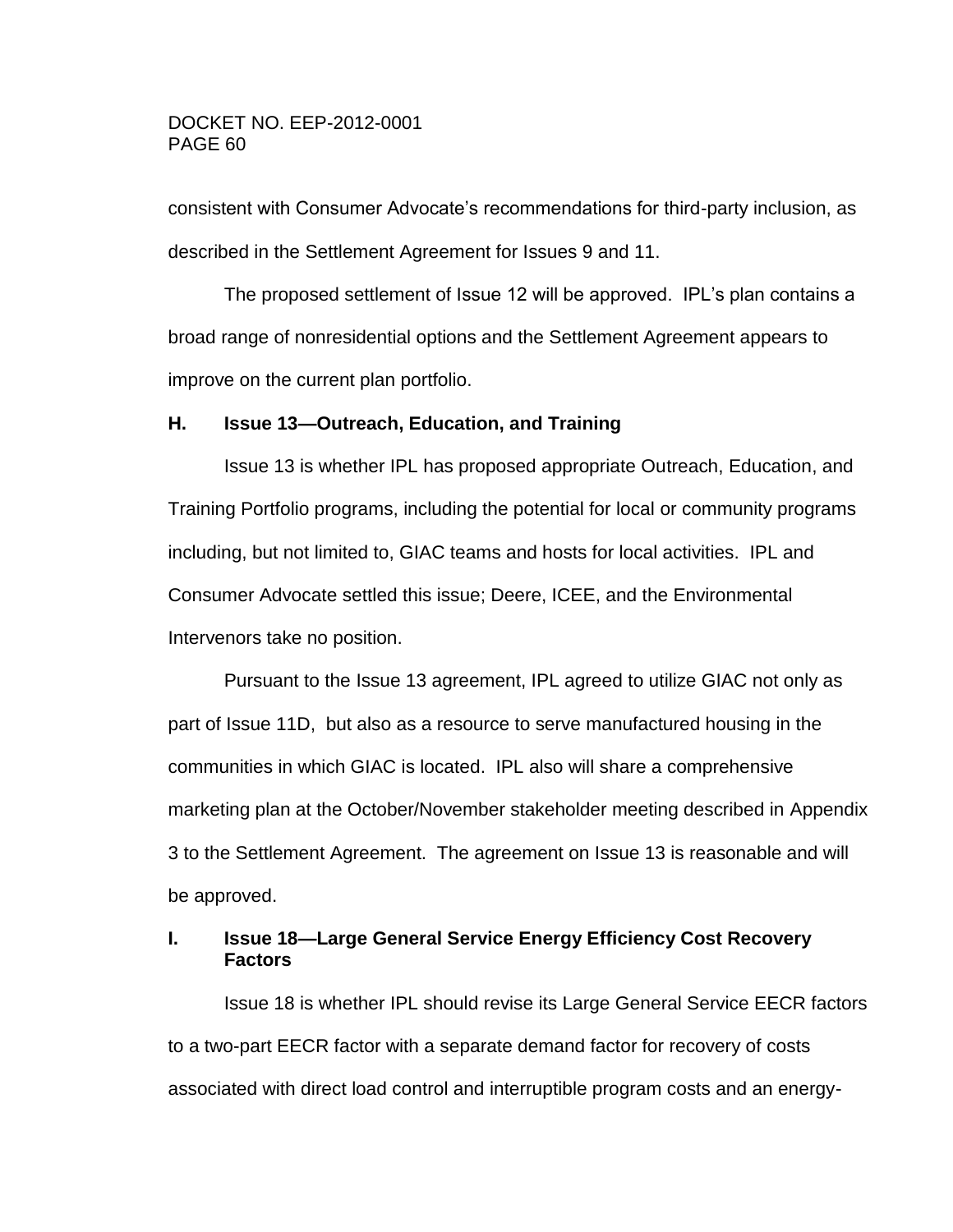consistent with Consumer Advocate's recommendations for third-party inclusion, as described in the Settlement Agreement for Issues 9 and 11.

The proposed settlement of Issue 12 will be approved. IPL's plan contains a broad range of nonresidential options and the Settlement Agreement appears to improve on the current plan portfolio.

## H. Issue 13—Outreach, Education, and Training

Issue 13 is whether IPL has proposed appropriate Outreach, Education, and Training Portfolio programs, including the potential for local or community programs including, but not limited to, GIAC teams and hosts for local activities. IPL and Consumer Advocate settled this issue; Deere, ICEE, and the Environmental Intervenors take no position.

Pursuant to the Issue 13 agreement, IPL agreed to utilize GIAC not only as part of Issue 11D, but also as a resource to serve manufactured housing in the communities in which GIAC is located. IPL also will share a comprehensive marketing plan at the October/November stakeholder meeting described in Appendix 3 to the Settlement Agreement. The agreement on Issue 13 is reasonable and will be approved.

## I. Issue 18—Large General Service Energy Efficiency Cost Recovery Factors

Issue 18 is whether IPL should revise its Large General Service EECR factors to a two-part EECR factor with a separate demand factor for recovery of costs associated with direct load control and interruptible program costs and an energy-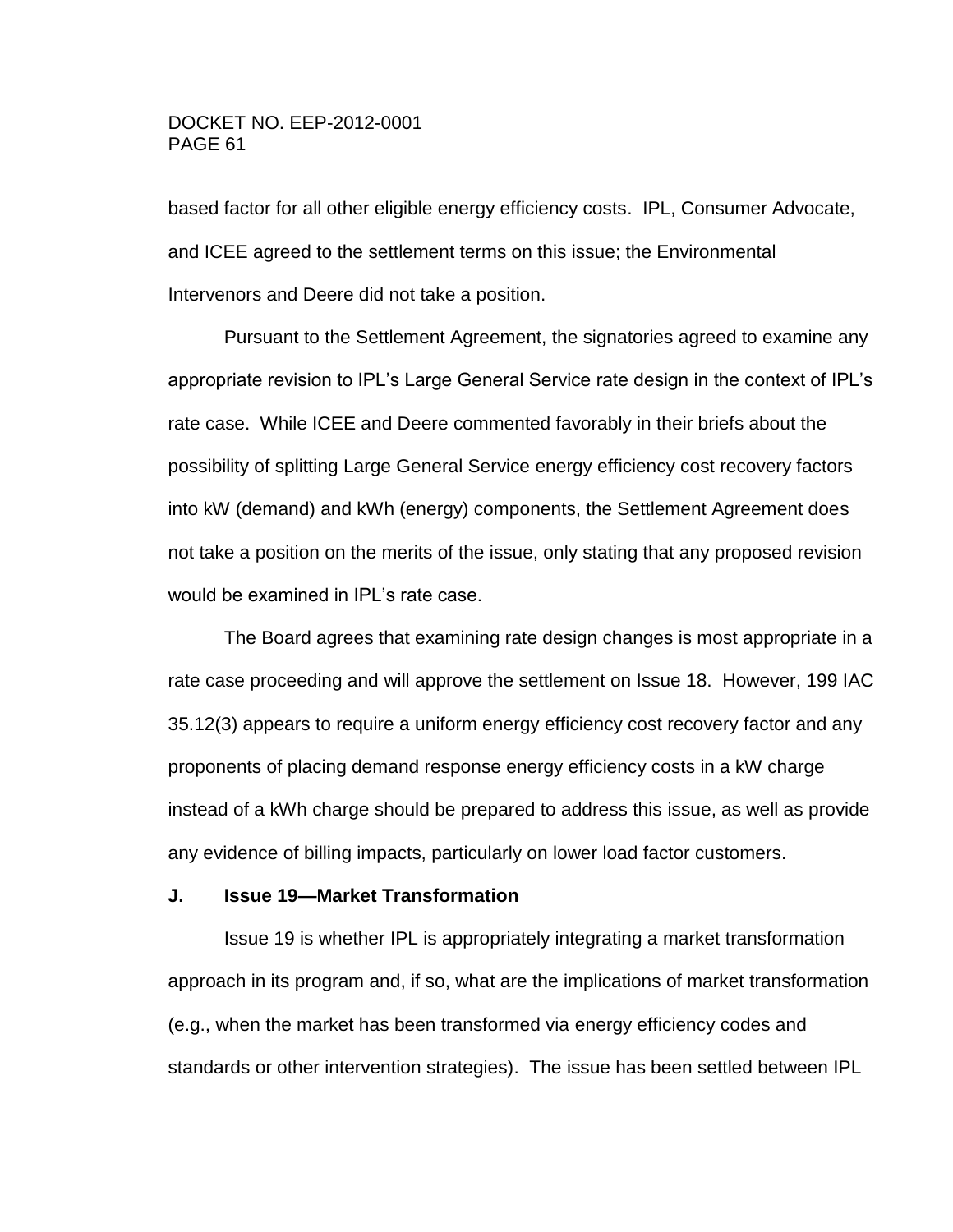based factor for all other eligible energy efficiency costs. IPL, Consumer Advocate, and ICEE agreed to the settlement terms on this issue; the Environmental Intervenors and Deere did not take a position.

Pursuant to the Settlement Agreement, the signatories agreed to examine any appropriate revision to IPL's Large General Service rate design in the context of IPL's rate case. While ICEE and Deere commented favorably in their briefs about the possibility of splitting Large General Service energy efficiency cost recovery factors into kW (demand) and kWh (energy) components, the Settlement Agreement does not take a position on the merits of the issue, only stating that any proposed revision would be examined in IPL's rate case.

The Board agrees that examining rate design changes is most appropriate in a rate case proceeding and will approve the settlement on Issue 18. However, 199 IAC 35.12(3) appears to require a uniform energy efficiency cost recovery factor and any proponents of placing demand response energy efficiency costs in a kW charge instead of a kWh charge should be prepared to address this issue, as well as provide any evidence of billing impacts, particularly on lower load factor customers.

## J. Issue 19—Market Transformation

Issue 19 is whether IPL is appropriately integrating a market transformation approach in its program and, if so, what are the implications of market transformation (e.g., when the market has been transformed via energy efficiency codes and standards or other intervention strategies). The issue has been settled between IPL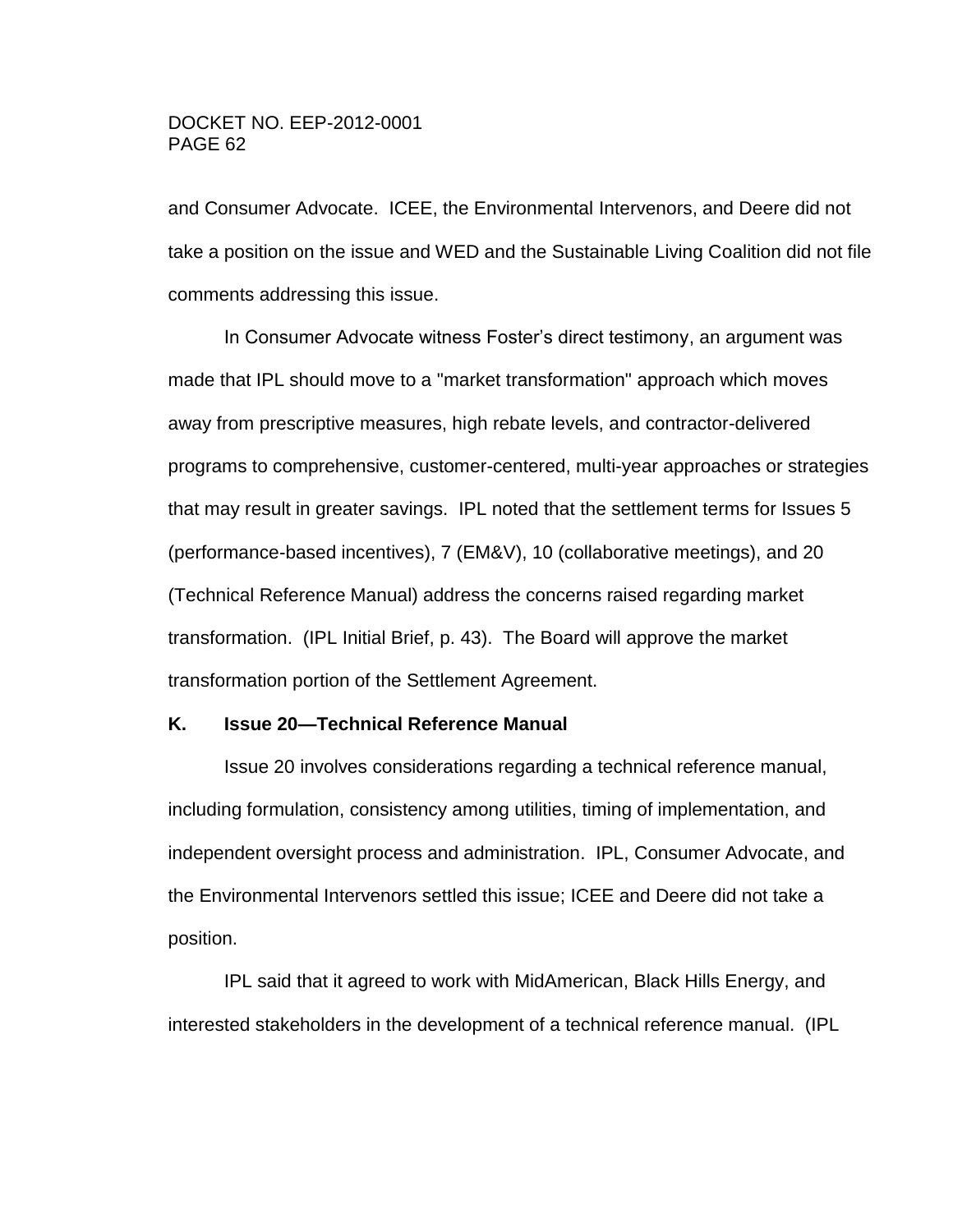and Consumer Advocate. ICEE, the Environmental Intervenors, and Deere did not take a position on the issue and WED and the Sustainable Living Coalition did not file comments addressing this issue.

In Consumer Advocate witness Foster's direct testimony, an argument was made that IPL should move to a "market transformation" approach which moves away from prescriptive measures, high rebate levels, and contractor-delivered programs to comprehensive, customer-centered, multi-year approaches or strategies that may result in greater savings. IPL noted that the settlement terms for Issues 5 (performance-based incentives), 7 (EM&V), 10 (collaborative meetings), and 20 (Technical Reference Manual) address the concerns raised regarding market transformation. (IPL Initial Brief, p. 43). The Board will approve the market transformation portion of the Settlement Agreement.

### K. Issue 20—Technical Reference Manual

Issue 20 involves considerations regarding a technical reference manual, including formulation, consistency among utilities, timing of implementation, and independent oversight process and administration. IPL, Consumer Advocate, and the Environmental Intervenors settled this issue; ICEE and Deere did not take a position.

IPL said that it agreed to work with MidAmerican, Black Hills Energy, and interested stakeholders in the development of a technical reference manual. (IPL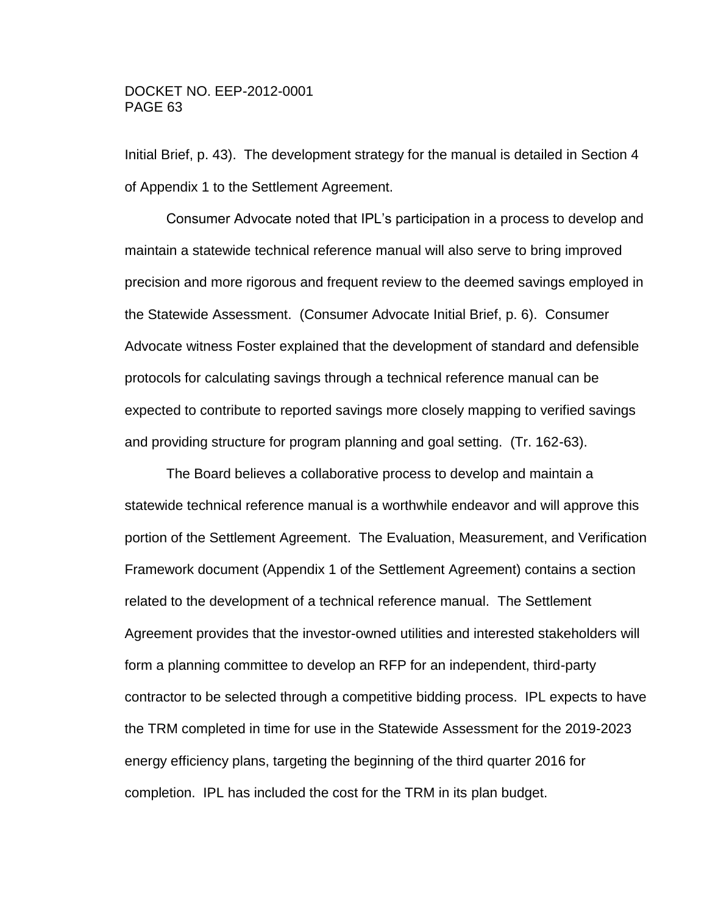Initial Brief, p. 43). The development strategy for the manual is detailed in Section 4 of Appendix 1 to the Settlement Agreement.

Consumer Advocate noted that IPL's participation in a process to develop and maintain a statewide technical reference manual will also serve to bring improved precision and more rigorous and frequent review to the deemed savings employed in the Statewide Assessment. (Consumer Advocate Initial Brief, p. 6). Consumer Advocate witness Foster explained that the development of standard and defensible protocols for calculating savings through a technical reference manual can be expected to contribute to reported savings more closely mapping to verified savings and providing structure for program planning and goal setting. (Tr. 162-63).

The Board believes a collaborative process to develop and maintain a statewide technical reference manual is a worthwhile endeavor and will approve this portion of the Settlement Agreement. The Evaluation, Measurement, and Verification Framework document (Appendix 1 of the Settlement Agreement) contains a section related to the development of a technical reference manual. The Settlement Agreement provides that the investor-owned utilities and interested stakeholders will form a planning committee to develop an RFP for an independent, third-party contractor to be selected through a competitive bidding process. IPL expects to have the TRM completed in time for use in the Statewide Assessment for the 2019-2023 energy efficiency plans, targeting the beginning of the third quarter 2016 for completion. IPL has included the cost for the TRM in its plan budget.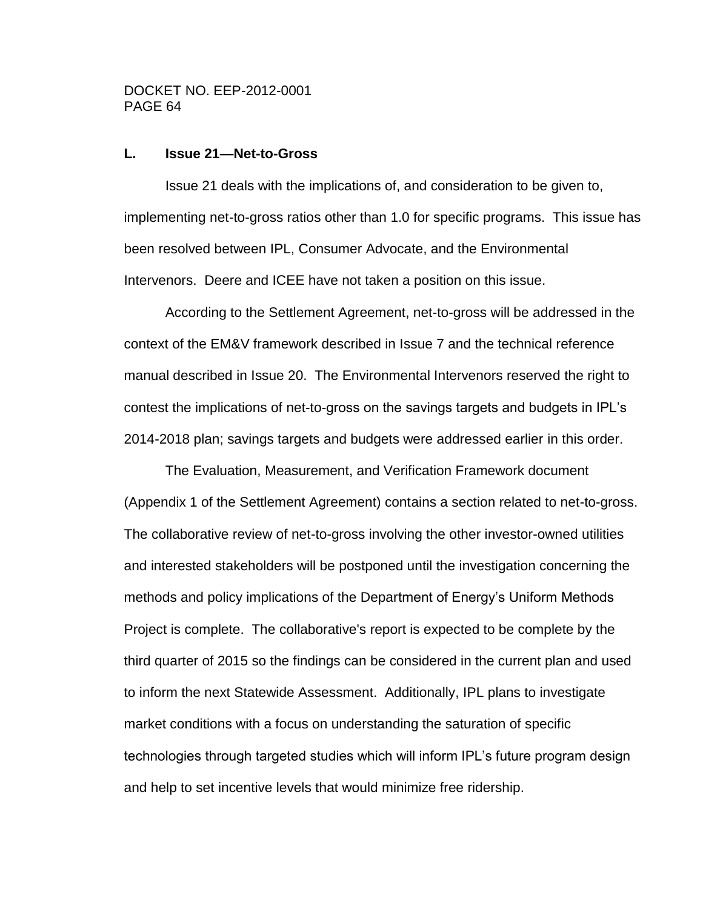### L. Issue 21—Net-to-Gross

Issue 21 deals with the implications of, and consideration to be given to, implementing net-to-gross ratios other than 1.0 for specific programs. This issue has been resolved between IPL, Consumer Advocate, and the Environmental Intervenors. Deere and ICEE have not taken a position on this issue.

According to the Settlement Agreement, net-to-gross will be addressed in the context of the EM&V framework described in Issue 7 and the technical reference manual described in Issue 20. The Environmental Intervenors reserved the right to contest the implications of net-to-gross on the savings targets and budgets in IPL's 2014-2018 plan; savings targets and budgets were addressed earlier in this order.

The Evaluation, Measurement, and Verification Framework document (Appendix 1 of the Settlement Agreement) contains a section related to net-to-gross. The collaborative review of net-to-gross involving the other investor-owned utilities and interested stakeholders will be postponed until the investigation concerning the methods and policy implications of the Department of Energy's Uniform Methods Project is complete. The collaborative's report is expected to be complete by the third quarter of 2015 so the findings can be considered in the current plan and used to inform the next Statewide Assessment. Additionally, IPL plans to investigate market conditions with a focus on understanding the saturation of specific technologies through targeted studies which will inform IPL's future program design and help to set incentive levels that would minimize free ridership.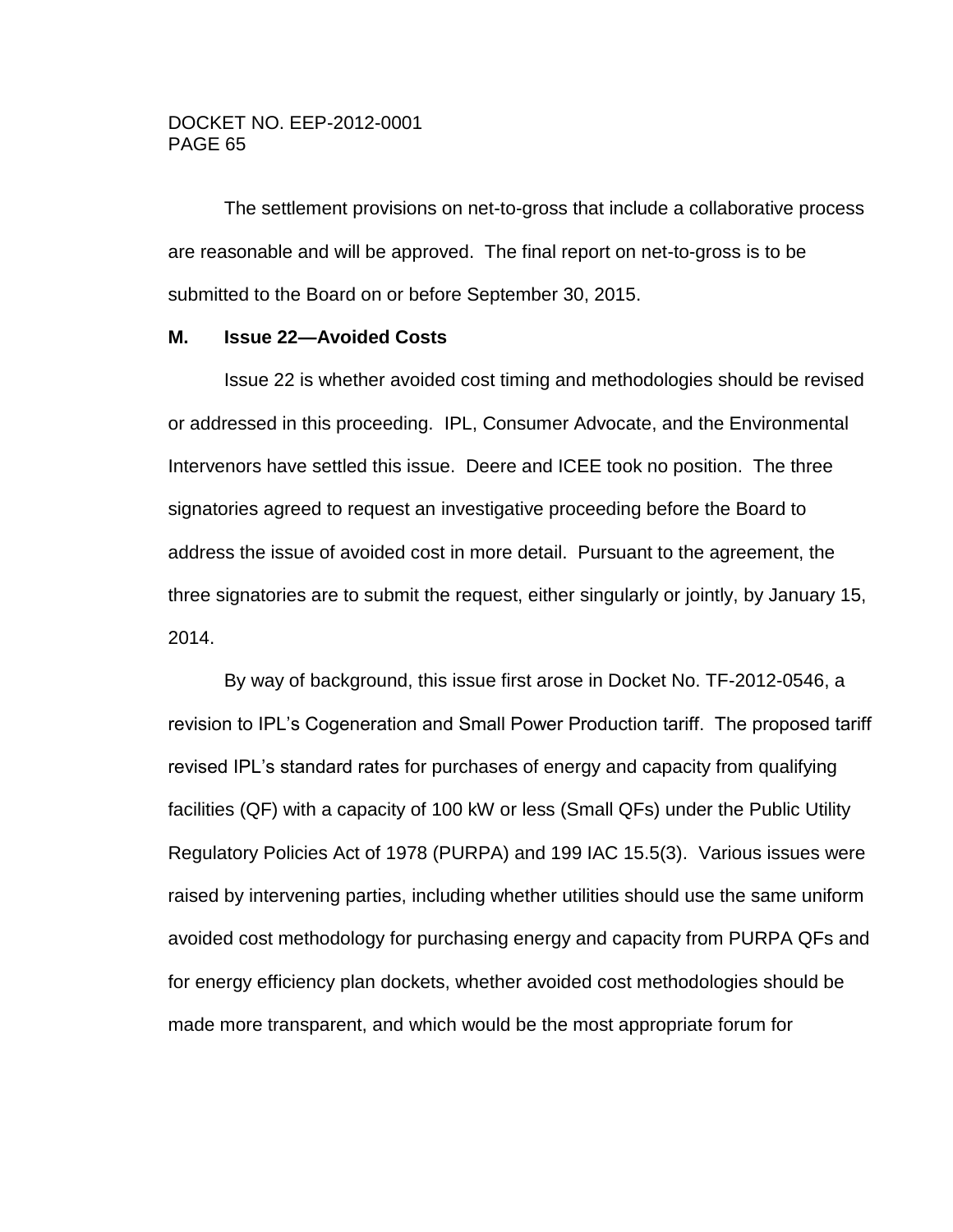The settlement provisions on net-to-gross that include a collaborative process are reasonable and will be approved. The final report on net-to-gross is to be submitted to the Board on or before September 30, 2015.

### M. Issue 22—Avoided Costs

Issue 22 is whether avoided cost timing and methodologies should be revised or addressed in this proceeding. IPL, Consumer Advocate, and the Environmental Intervenors have settled this issue. Deere and ICEE took no position. The three signatories agreed to request an investigative proceeding before the Board to address the issue of avoided cost in more detail. Pursuant to the agreement, the three signatories are to submit the request, either singularly or jointly, by January 15, 2014.

By way of background, this issue first arose in Docket No. TF-2012-0546, a revision to IPL's Cogeneration and Small Power Production tariff. The proposed tariff revised IPL's standard rates for purchases of energy and capacity from qualifying facilities (QF) with a capacity of 100 kW or less (Small QFs) under the Public Utility Regulatory Policies Act of 1978 (PURPA) and 199 IAC 15.5(3). Various issues were raised by intervening parties, including whether utilities should use the same uniform avoided cost methodology for purchasing energy and capacity from PURPA QFs and for energy efficiency plan dockets, whether avoided cost methodologies should be made more transparent, and which would be the most appropriate forum for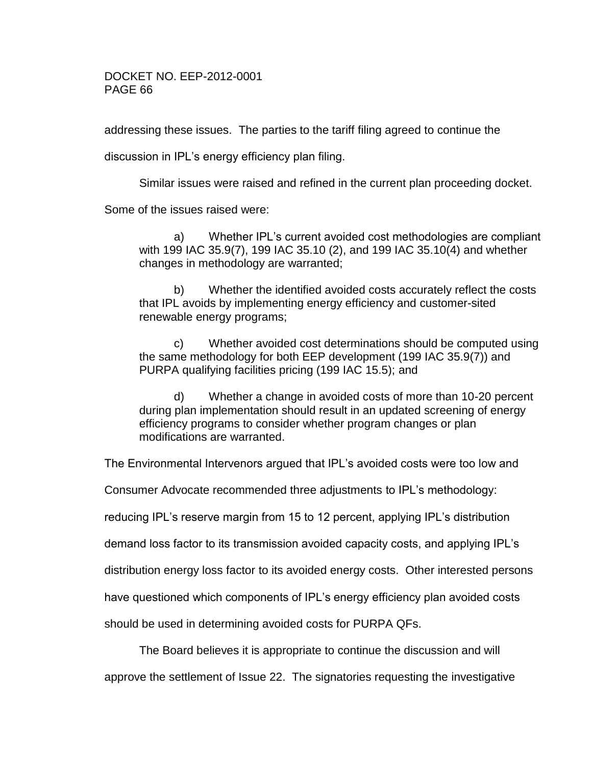addressing these issues. The parties to the tariff filing agreed to continue the discussion in IPL's energy efficiency plan filing.

Similar issues were raised and refined in the current plan proceeding docket. Some of the issues raised were:

> a) Whether IPL's current avoided cost methodologies are compliant with 199 IAC 35.9(7), 199 IAC 35.10 (2), and 199 IAC 35.10(4) and whether changes in methodology are warranted;
>
> b) Whether the identified avoided costs accurately reflect the costs that IPL avoids by implementing energy efficiency and customer-sited renewable energy programs;
>
> c) Whether avoided cost determinations should be computed using the same methodology for both EEP development (199 IAC 35.9(7)) and PURPA qualifying facilities pricing (199 IAC 15.5); and
>
> d) Whether a change in avoided costs of more than 10-20 percent during plan implementation should result in an updated screening of energy efficiency programs to consider whether program changes or plan modifications are warranted.

The Environmental Intervenors argued that IPL's avoided costs were too low and Consumer Advocate recommended three adjustments to IPL's methodology: reducing IPL's reserve margin from 15 to 12 percent, applying IPL's distribution demand loss factor to its transmission avoided capacity costs, and applying IPL's distribution energy loss factor to its avoided energy costs. Other interested persons have questioned which components of IPL's energy efficiency plan avoided costs should be used in determining avoided costs for PURPA QFs.

The Board believes it is appropriate to continue the discussion and will approve the settlement of Issue 22. The signatories requesting the investigative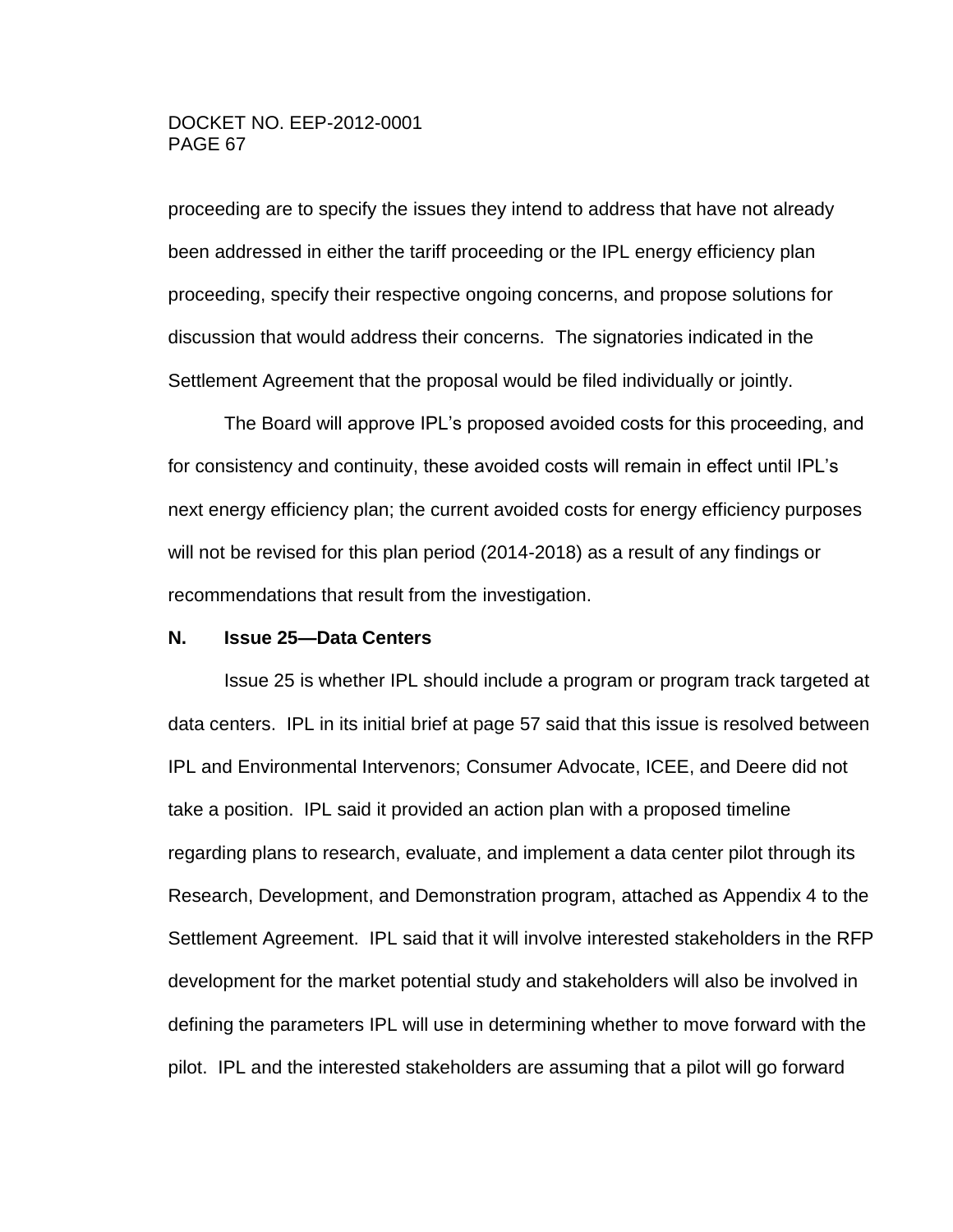proceeding are to specify the issues they intend to address that have not already been addressed in either the tariff proceeding or the IPL energy efficiency plan proceeding, specify their respective ongoing concerns, and propose solutions for discussion that would address their concerns. The signatories indicated in the Settlement Agreement that the proposal would be filed individually or jointly.

The Board will approve IPL's proposed avoided costs for this proceeding, and for consistency and continuity, these avoided costs will remain in effect until IPL's next energy efficiency plan; the current avoided costs for energy efficiency purposes will not be revised for this plan period (2014-2018) as a result of any findings or recommendations that result from the investigation.

**N. Issue 25—Data Centers**

Issue 25 is whether IPL should include a program or program track targeted at data centers. IPL in its initial brief at page 57 said that this issue is resolved between IPL and Environmental Intervenors; Consumer Advocate, ICEE, and Deere did not take a position. IPL said it provided an action plan with a proposed timeline regarding plans to research, evaluate, and implement a data center pilot through its Research, Development, and Demonstration program, attached as Appendix 4 to the Settlement Agreement. IPL said that it will involve interested stakeholders in the RFP development for the market potential study and stakeholders will also be involved in defining the parameters IPL will use in determining whether to move forward with the pilot. IPL and the interested stakeholders are assuming that a pilot will go forward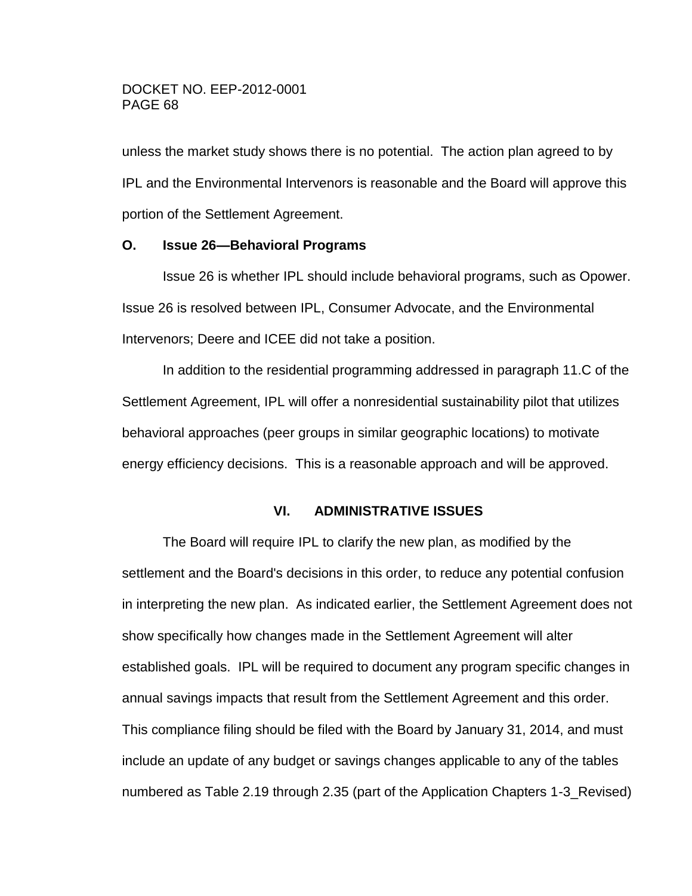unless the market study shows there is no potential. The action plan agreed to by IPL and the Environmental Intervenors is reasonable and the Board will approve this portion of the Settlement Agreement.

### O. Issue 26—Behavioral Programs

Issue 26 is whether IPL should include behavioral programs, such as Opower. Issue 26 is resolved between IPL, Consumer Advocate, and the Environmental Intervenors; Deere and ICEE did not take a position.

In addition to the residential programming addressed in paragraph 11.C of the Settlement Agreement, IPL will offer a nonresidential sustainability pilot that utilizes behavioral approaches (peer groups in similar geographic locations) to motivate energy efficiency decisions. This is a reasonable approach and will be approved.

## VI. ADMINISTRATIVE ISSUES

The Board will require IPL to clarify the new plan, as modified by the settlement and the Board's decisions in this order, to reduce any potential confusion in interpreting the new plan. As indicated earlier, the Settlement Agreement does not show specifically how changes made in the Settlement Agreement will alter established goals. IPL will be required to document any program specific changes in annual savings impacts that result from the Settlement Agreement and this order. This compliance filing should be filed with the Board by January 31, 2014, and must include an update of any budget or savings changes applicable to any of the tables numbered as Table 2.19 through 2.35 (part of the Application Chapters 1-3_Revised)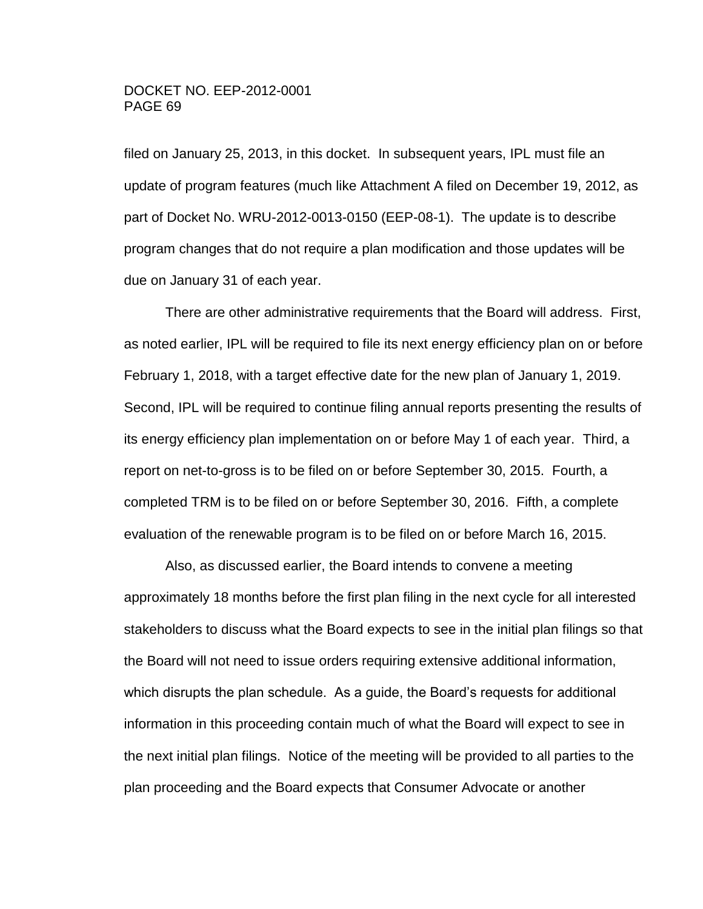filed on January 25, 2013, in this docket. In subsequent years, IPL must file an update of program features (much like Attachment A filed on December 19, 2012, as part of Docket No. WRU-2012-0013-0150 (EEP-08-1). The update is to describe program changes that do not require a plan modification and those updates will be due on January 31 of each year.

There are other administrative requirements that the Board will address. First, as noted earlier, IPL will be required to file its next energy efficiency plan on or before February 1, 2018, with a target effective date for the new plan of January 1, 2019. Second, IPL will be required to continue filing annual reports presenting the results of its energy efficiency plan implementation on or before May 1 of each year. Third, a report on net-to-gross is to be filed on or before September 30, 2015. Fourth, a completed TRM is to be filed on or before September 30, 2016. Fifth, a complete evaluation of the renewable program is to be filed on or before March 16, 2015.

Also, as discussed earlier, the Board intends to convene a meeting approximately 18 months before the first plan filing in the next cycle for all interested stakeholders to discuss what the Board expects to see in the initial plan filings so that the Board will not need to issue orders requiring extensive additional information, which disrupts the plan schedule. As a guide, the Board's requests for additional information in this proceeding contain much of what the Board will expect to see in the next initial plan filings. Notice of the meeting will be provided to all parties to the plan proceeding and the Board expects that Consumer Advocate or another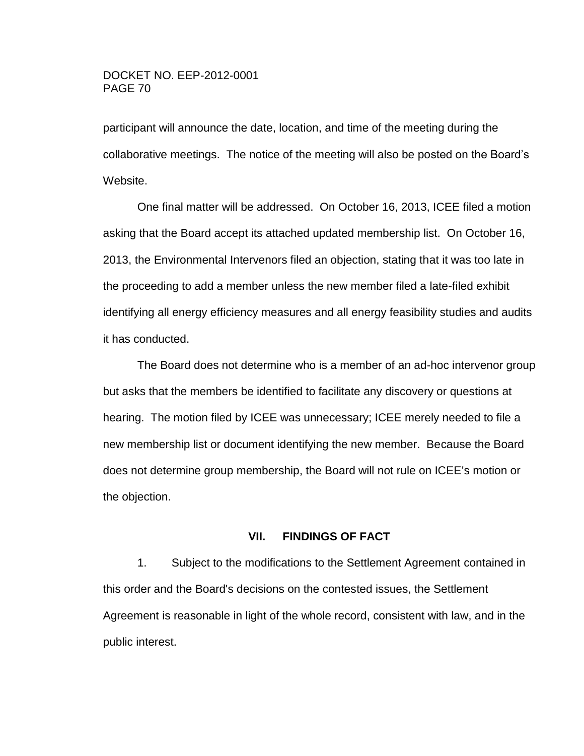participant will announce the date, location, and time of the meeting during the collaborative meetings. The notice of the meeting will also be posted on the Board's Website.

One final matter will be addressed. On October 16, 2013, ICEE filed a motion asking that the Board accept its attached updated membership list. On October 16, 2013, the Environmental Intervenors filed an objection, stating that it was too late in the proceeding to add a member unless the new member filed a late-filed exhibit identifying all energy efficiency measures and all energy feasibility studies and audits it has conducted.

The Board does not determine who is a member of an ad-hoc intervenor group but asks that the members be identified to facilitate any discovery or questions at hearing. The motion filed by ICEE was unnecessary; ICEE merely needed to file a new membership list or document identifying the new member. Because the Board does not determine group membership, the Board will not rule on ICEE's motion or the objection.

## VII. FINDINGS OF FACT

1. Subject to the modifications to the Settlement Agreement contained in this order and the Board's decisions on the contested issues, the Settlement Agreement is reasonable in light of the whole record, consistent with law, and in the public interest.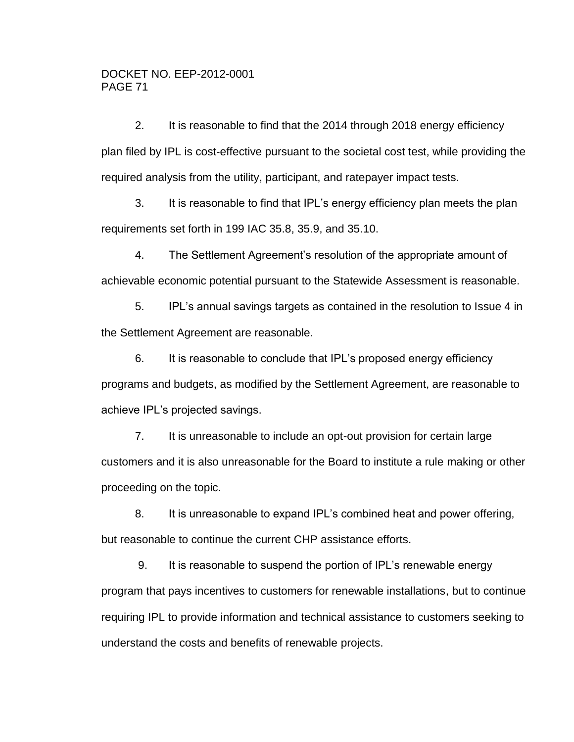2. It is reasonable to find that the 2014 through 2018 energy efficiency plan filed by IPL is cost-effective pursuant to the societal cost test, while providing the required analysis from the utility, participant, and ratepayer impact tests.

3. It is reasonable to find that IPL's energy efficiency plan meets the plan requirements set forth in 199 IAC 35.8, 35.9, and 35.10.

4. The Settlement Agreement's resolution of the appropriate amount of achievable economic potential pursuant to the Statewide Assessment is reasonable.

5. IPL's annual savings targets as contained in the resolution to Issue 4 in the Settlement Agreement are reasonable.

6. It is reasonable to conclude that IPL's proposed energy efficiency programs and budgets, as modified by the Settlement Agreement, are reasonable to achieve IPL's projected savings.

7. It is unreasonable to include an opt-out provision for certain large customers and it is also unreasonable for the Board to institute a rule making or other proceeding on the topic.

8. It is unreasonable to expand IPL's combined heat and power offering, but reasonable to continue the current CHP assistance efforts.

9. It is reasonable to suspend the portion of IPL's renewable energy program that pays incentives to customers for renewable installations, but to continue requiring IPL to provide information and technical assistance to customers seeking to understand the costs and benefits of renewable projects.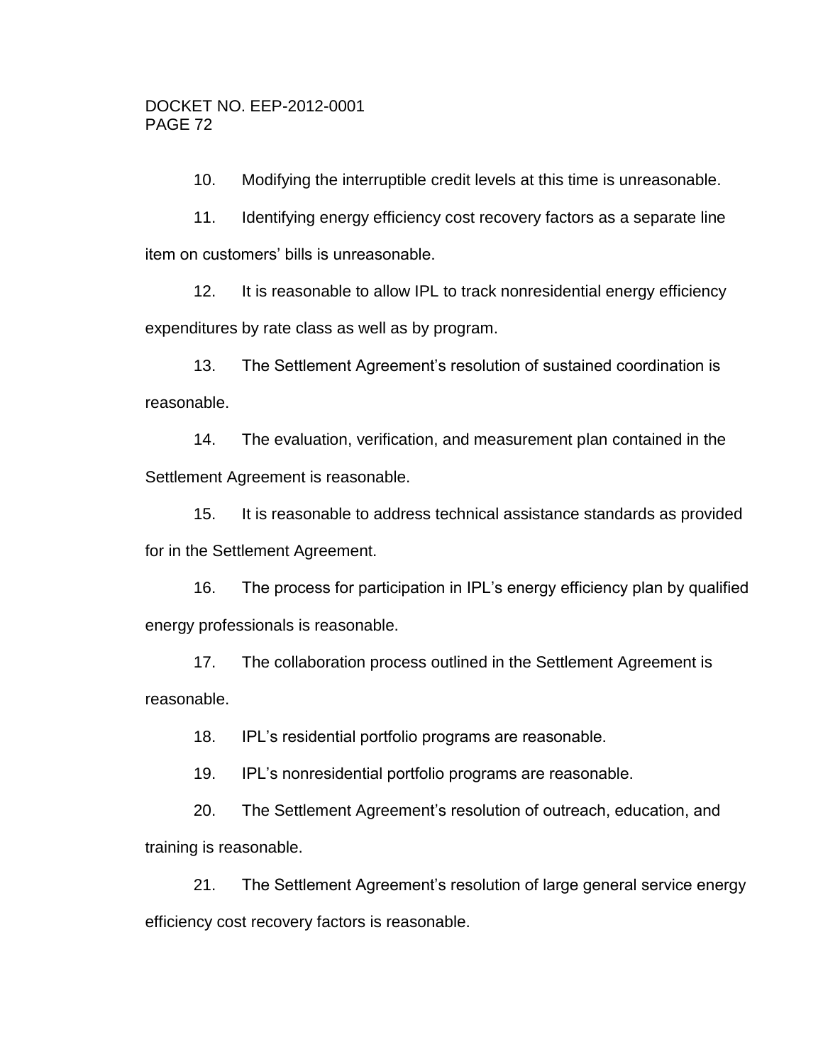10. Modifying the interruptible credit levels at this time is unreasonable.

11. Identifying energy efficiency cost recovery factors as a separate line item on customers' bills is unreasonable.

12. It is reasonable to allow IPL to track nonresidential energy efficiency expenditures by rate class as well as by program.

13. The Settlement Agreement's resolution of sustained coordination is reasonable.

14. The evaluation, verification, and measurement plan contained in the Settlement Agreement is reasonable.

15. It is reasonable to address technical assistance standards as provided for in the Settlement Agreement.

16. The process for participation in IPL's energy efficiency plan by qualified energy professionals is reasonable.

17. The collaboration process outlined in the Settlement Agreement is reasonable.

18. IPL's residential portfolio programs are reasonable.

19. IPL's nonresidential portfolio programs are reasonable.

20. The Settlement Agreement's resolution of outreach, education, and training is reasonable.

21. The Settlement Agreement's resolution of large general service energy efficiency cost recovery factors is reasonable.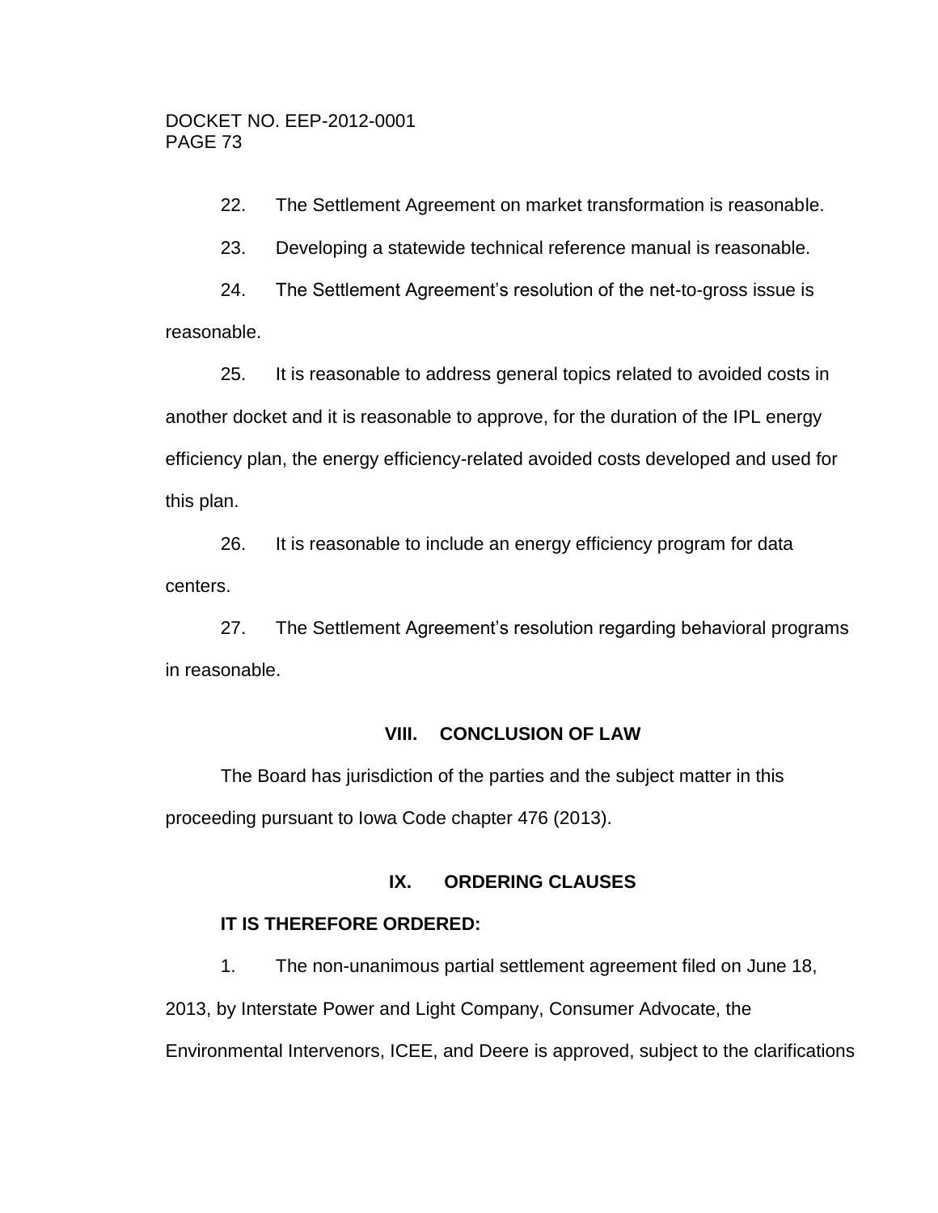22. The Settlement Agreement on market transformation is reasonable.

23. Developing a statewide technical reference manual is reasonable.

24. The Settlement Agreement's resolution of the net-to-gross issue is reasonable.

25. It is reasonable to address general topics related to avoided costs in another docket and it is reasonable to approve, for the duration of the IPL energy efficiency plan, the energy efficiency-related avoided costs developed and used for this plan.

26. It is reasonable to include an energy efficiency program for data centers.

27. The Settlement Agreement's resolution regarding behavioral programs in reasonable.

## VIII. CONCLUSION OF LAW

The Board has jurisdiction of the parties and the subject matter in this proceeding pursuant to Iowa Code chapter 476 (2013).

## IX. ORDERING CLAUSES

**IT IS THEREFORE ORDERED:**

1. The non-unanimous partial settlement agreement filed on June 18, 2013, by Interstate Power and Light Company, Consumer Advocate, the Environmental Intervenors, ICEE, and Deere is approved, subject to the clarifications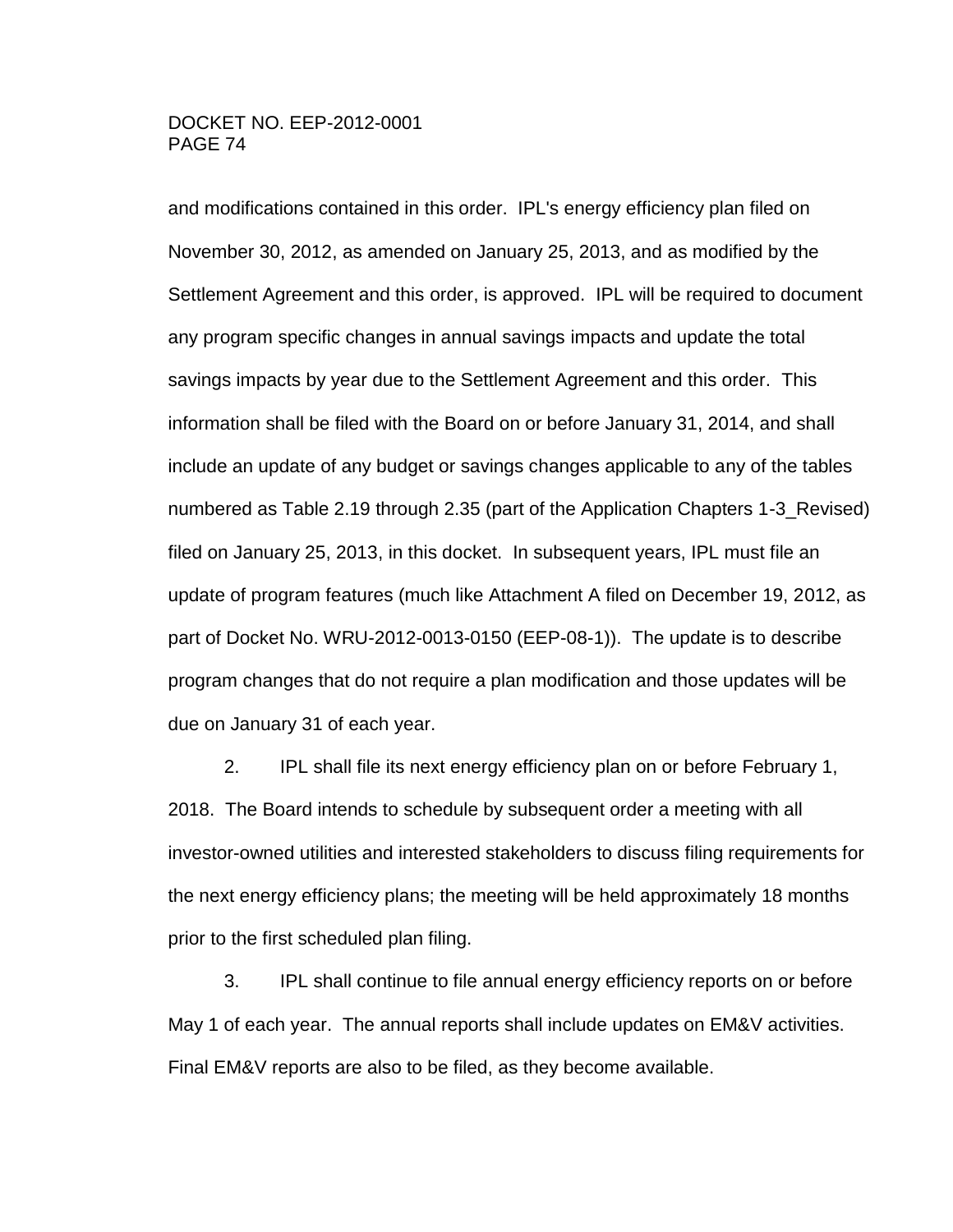and modifications contained in this order. IPL's energy efficiency plan filed on November 30, 2012, as amended on January 25, 2013, and as modified by the Settlement Agreement and this order, is approved. IPL will be required to document any program specific changes in annual savings impacts and update the total savings impacts by year due to the Settlement Agreement and this order. This information shall be filed with the Board on or before January 31, 2014, and shall include an update of any budget or savings changes applicable to any of the tables numbered as Table 2.19 through 2.35 (part of the Application Chapters 1-3_Revised) filed on January 25, 2013, in this docket. In subsequent years, IPL must file an update of program features (much like Attachment A filed on December 19, 2012, as part of Docket No. WRU-2012-0013-0150 (EEP-08-1)). The update is to describe program changes that do not require a plan modification and those updates will be due on January 31 of each year.

2. IPL shall file its next energy efficiency plan on or before February 1, 2018. The Board intends to schedule by subsequent order a meeting with all investor-owned utilities and interested stakeholders to discuss filing requirements for the next energy efficiency plans; the meeting will be held approximately 18 months prior to the first scheduled plan filing.

3. IPL shall continue to file annual energy efficiency reports on or before May 1 of each year. The annual reports shall include updates on EM&V activities. Final EM&V reports are also to be filed, as they become available.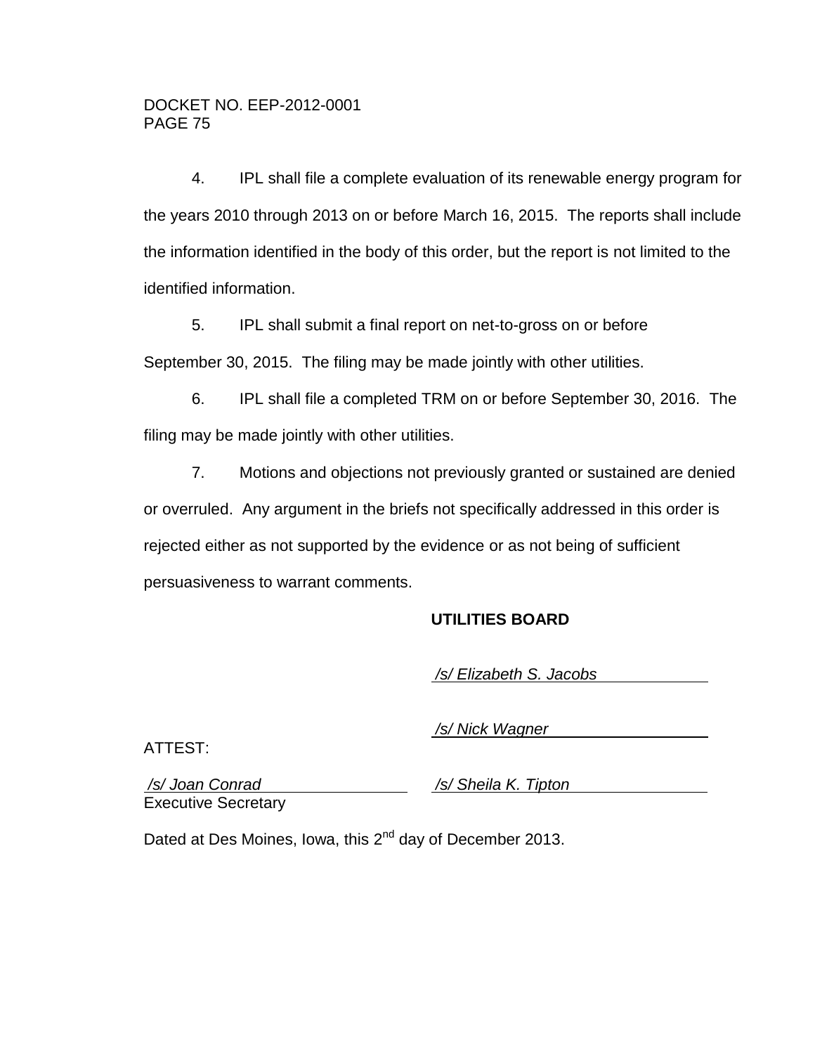4. IPL shall file a complete evaluation of its renewable energy program for the years 2010 through 2013 on or before March 16, 2015. The reports shall include the information identified in the body of this order, but the report is not limited to the identified information.

5. IPL shall submit a final report on net-to-gross on or before September 30, 2015. The filing may be made jointly with other utilities.

6. IPL shall file a completed TRM on or before September 30, 2016. The filing may be made jointly with other utilities.

7. Motions and objections not previously granted or sustained are denied or overruled. Any argument in the briefs not specifically addressed in this order is rejected either as not supported by the evidence or as not being of sufficient persuasiveness to warrant comments.

**UTILITIES BOARD**

*/s/ Elizabeth S. Jacobs*

*/s/ Nick Wagner*

ATTEST:

*/s/ Joan Conrad*
Executive Secretary

*/s/ Sheila K. Tipton*

Dated at Des Moines, Iowa, this 2nd day of December 2013.